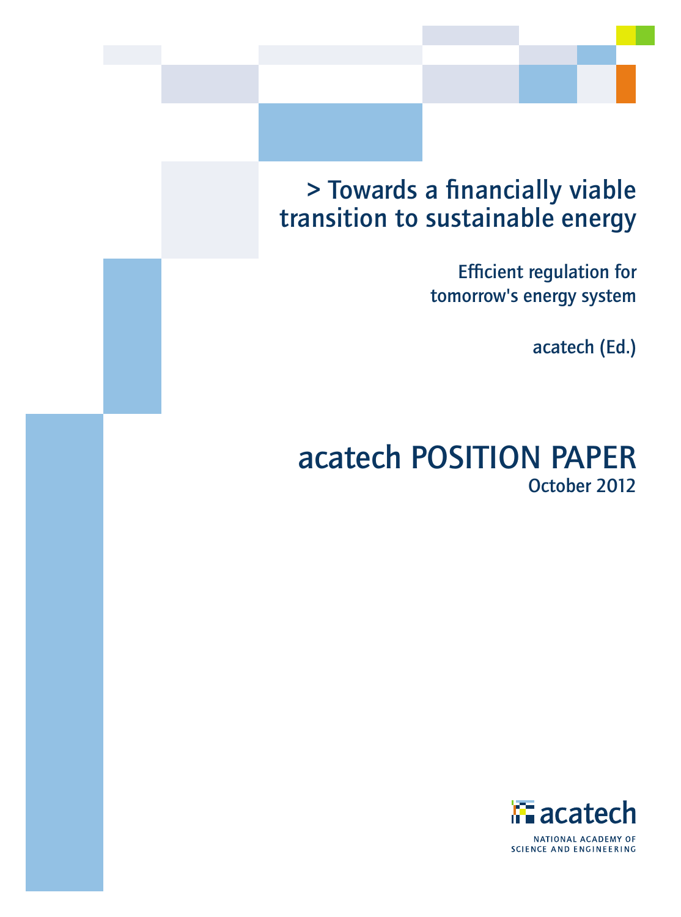# > Towards a financially viable transition to sustainable energy

## Efficient regulation for tomorrow's energy system

acatech (Ed.)

## acatech POSITION PAPER

October 2012

acatech

NATIONAL ACADEMY OF SCIENCE AND ENGINEERING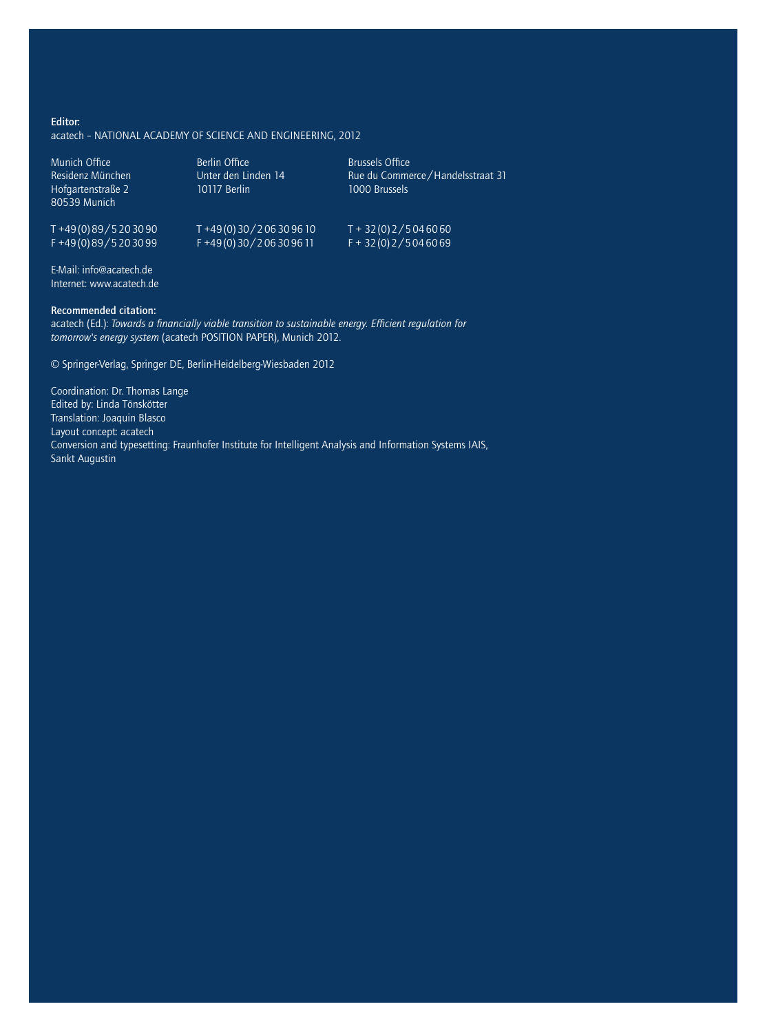**Editor:**
acatech – NATIONAL ACADEMY OF SCIENCE AND ENGINEERING, 2012

Munich Office
Residenz München
Hofgartenstraße 2
80539 Munich

T +49 (0) 89/5 20 30 90
F +49 (0) 89/5 20 30 99

Berlin Office
Unter den Linden 14
10117 Berlin

T +49 (0) 30/2 06 30 96 10
F +49 (0) 30/2 06 30 96 11

Brussels Office
Rue du Commerce/Handelsstraat 31
1000 Brussels

T + 32 (0) 2/5 04 60 60
F + 32 (0) 2/5 04 60 69

E-Mail: info@acatech.de
Internet: www.acatech.de

**Recommended citation:**
acatech (Ed.): *Towards a financially viable transition to sustainable energy. Efficient regulation for tomorrow's energy system* (acatech POSITION PAPER), Munich 2012.

© Springer-Verlag, Springer DE, Berlin-Heidelberg-Wiesbaden 2012

Coordination: Dr. Thomas Lange
Edited by: Linda Tönskötter
Translation: Joaquin Blasco
Layout concept: acatech
Conversion and typesetting: Fraunhofer Institute for Intelligent Analysis and Information Systems IAIS, Sankt Augustin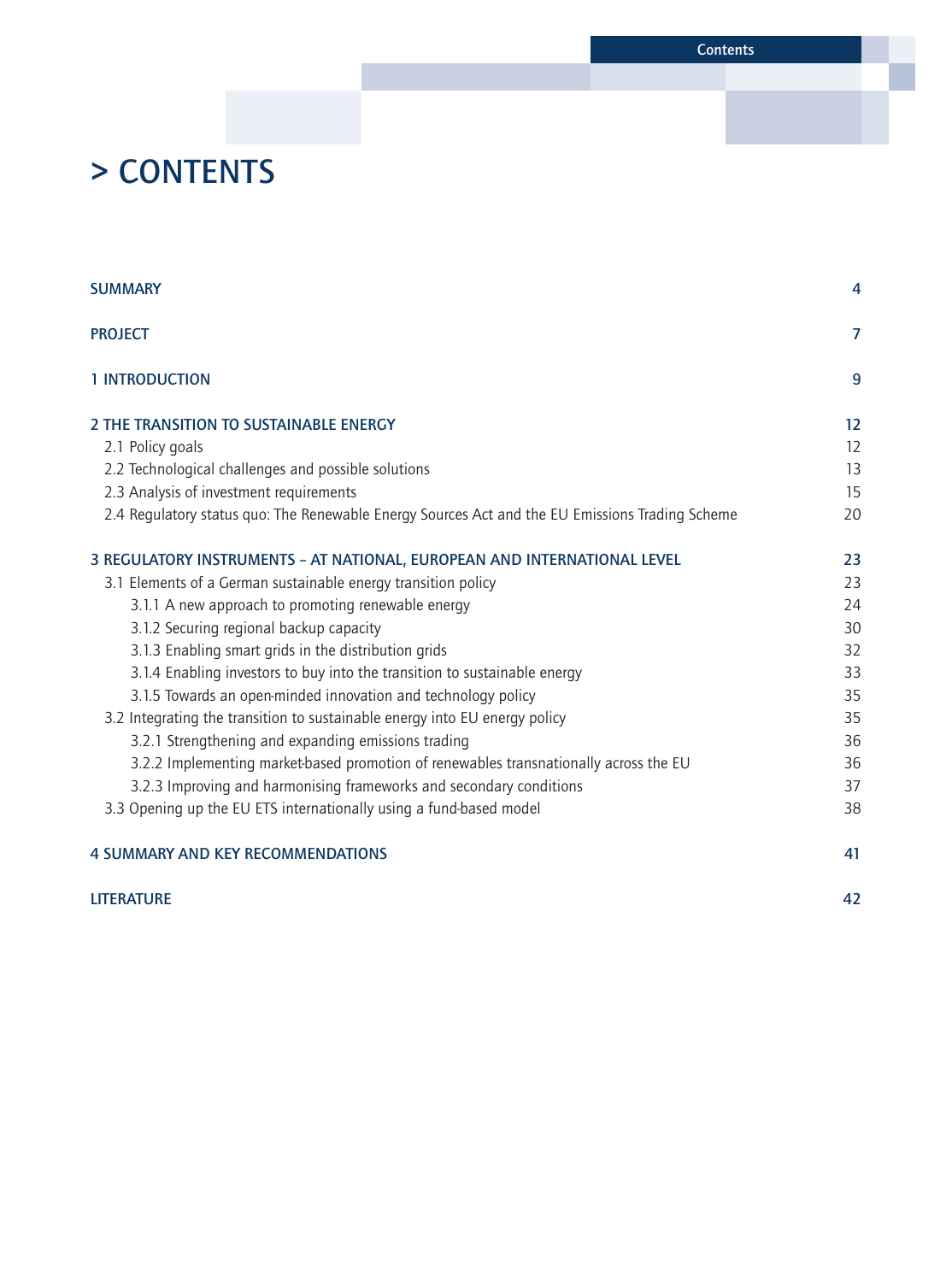# > CONTENTS

| | |
|---|---|
| **SUMMARY** | **4** |
| **PROJECT** | **7** |
| **1 INTRODUCTION** | **9** |
| **2 THE TRANSITION TO SUSTAINABLE ENERGY** | **12** |
| 2.1 Policy goals | 12 |
| 2.2 Technological challenges and possible solutions | 13 |
| 2.3 Analysis of investment requirements | 15 |
| 2.4 Regulatory status quo: The Renewable Energy Sources Act and the EU Emissions Trading Scheme | 20 |
| **3 REGULATORY INSTRUMENTS – AT NATIONAL, EUROPEAN AND INTERNATIONAL LEVEL** | **23** |
| 3.1 Elements of a German sustainable energy transition policy | 23 |
| 3.1.1 A new approach to promoting renewable energy | 24 |
| 3.1.2 Securing regional backup capacity | 30 |
| 3.1.3 Enabling smart grids in the distribution grids | 32 |
| 3.1.4 Enabling investors to buy into the transition to sustainable energy | 33 |
| 3.1.5 Towards an open-minded innovation and technology policy | 35 |
| 3.2 Integrating the transition to sustainable energy into EU energy policy | 35 |
| 3.2.1 Strengthening and expanding emissions trading | 36 |
| 3.2.2 Implementing market-based promotion of renewables transnationally across the EU | 36 |
| 3.2.3 Improving and harmonising frameworks and secondary conditions | 37 |
| 3.3 Opening up the EU ETS internationally using a fund-based model | 38 |
| **4 SUMMARY AND KEY RECOMMENDATIONS** | **41** |
| **LITERATURE** | **42** |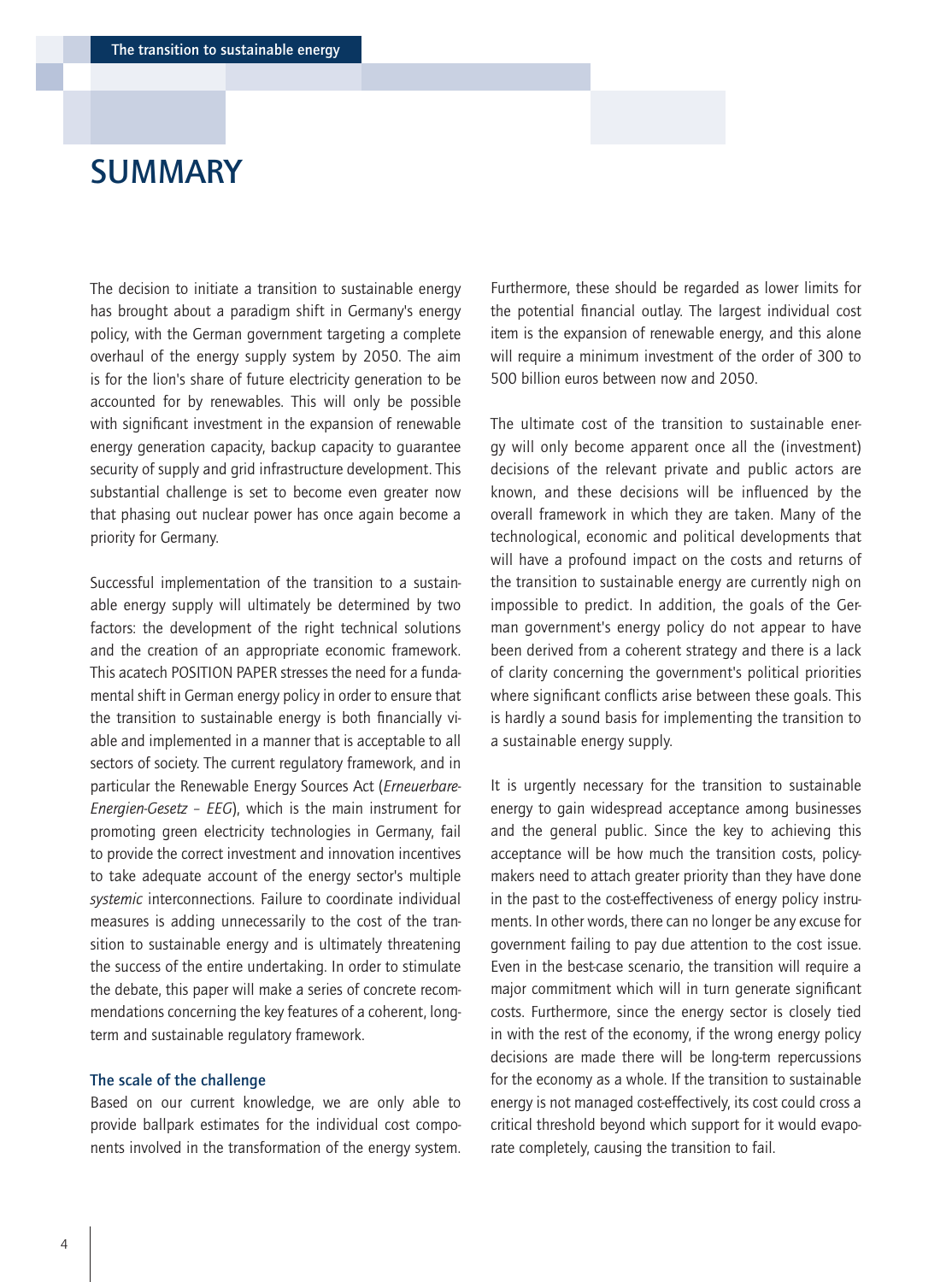# SUMMARY

The decision to initiate a transition to sustainable energy has brought about a paradigm shift in Germany's energy policy, with the German government targeting a complete overhaul of the energy supply system by 2050. The aim is for the lion's share of future electricity generation to be accounted for by renewables. This will only be possible with significant investment in the expansion of renewable energy generation capacity, backup capacity to guarantee security of supply and grid infrastructure development. This substantial challenge is set to become even greater now that phasing out nuclear power has once again become a priority for Germany.

Successful implementation of the transition to a sustainable energy supply will ultimately be determined by two factors: the development of the right technical solutions and the creation of an appropriate economic framework. This acatech POSITION PAPER stresses the need for a fundamental shift in German energy policy in order to ensure that the transition to sustainable energy is both financially viable and implemented in a manner that is acceptable to all sectors of society. The current regulatory framework, and in particular the Renewable Energy Sources Act (*Erneuerbare-Energien-Gesetz – EEG*), which is the main instrument for promoting green electricity technologies in Germany, fail to provide the correct investment and innovation incentives to take adequate account of the energy sector's multiple *systemic* interconnections. Failure to coordinate individual measures is adding unnecessarily to the cost of the transition to sustainable energy and is ultimately threatening the success of the entire undertaking. In order to stimulate the debate, this paper will make a series of concrete recommendations concerning the key features of a coherent, long-term and sustainable regulatory framework.

### The scale of the challenge

Based on our current knowledge, we are only able to provide ballpark estimates for the individual cost components involved in the transformation of the energy system. Furthermore, these should be regarded as lower limits for the potential financial outlay. The largest individual cost item is the expansion of renewable energy, and this alone will require a minimum investment of the order of 300 to 500 billion euros between now and 2050.

The ultimate cost of the transition to sustainable energy will only become apparent once all the (investment) decisions of the relevant private and public actors are known, and these decisions will be influenced by the overall framework in which they are taken. Many of the technological, economic and political developments that will have a profound impact on the costs and returns of the transition to sustainable energy are currently nigh on impossible to predict. In addition, the goals of the German government's energy policy do not appear to have been derived from a coherent strategy and there is a lack of clarity concerning the government's political priorities where significant conflicts arise between these goals. This is hardly a sound basis for implementing the transition to a sustainable energy supply.

It is urgently necessary for the transition to sustainable energy to gain widespread acceptance among businesses and the general public. Since the key to achieving this acceptance will be how much the transition costs, policymakers need to attach greater priority than they have done in the past to the cost-effectiveness of energy policy instruments. In other words, there can no longer be any excuse for government failing to pay due attention to the cost issue. Even in the best-case scenario, the transition will require a major commitment which will in turn generate significant costs. Furthermore, since the energy sector is closely tied in with the rest of the economy, if the wrong energy policy decisions are made there will be long-term repercussions for the economy as a whole. If the transition to sustainable energy is not managed cost-effectively, its cost could cross a critical threshold beyond which support for it would evaporate completely, causing the transition to fail.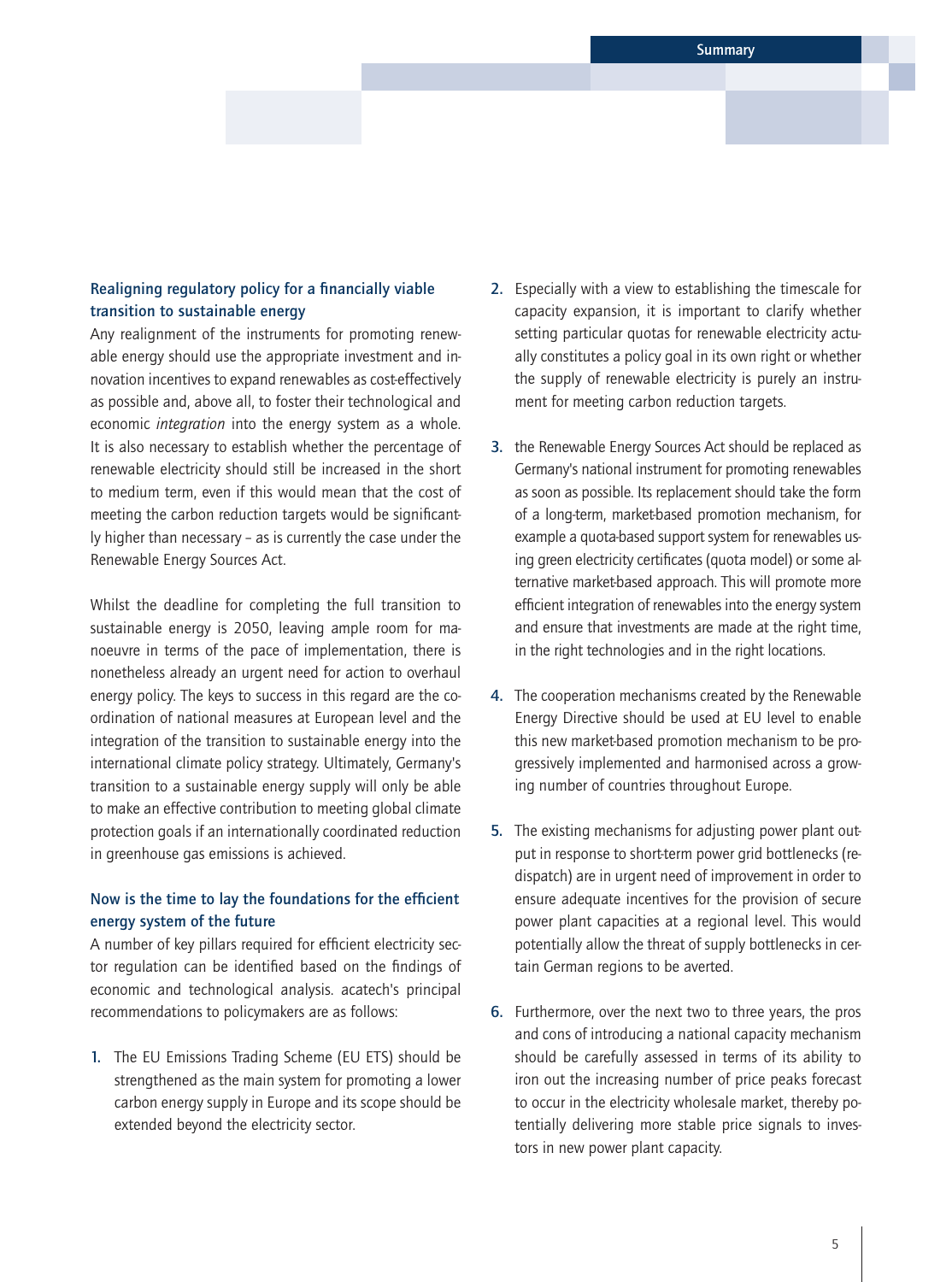### Realigning regulatory policy for a financially viable transition to sustainable energy

Any realignment of the instruments for promoting renewable energy should use the appropriate investment and innovation incentives to expand renewables as cost-effectively as possible and, above all, to foster their technological and economic *integration* into the energy system as a whole. It is also necessary to establish whether the percentage of renewable electricity should still be increased in the short to medium term, even if this would mean that the cost of meeting the carbon reduction targets would be significantly higher than necessary – as is currently the case under the Renewable Energy Sources Act.

Whilst the deadline for completing the full transition to sustainable energy is 2050, leaving ample room for manoeuvre in terms of the pace of implementation, there is nonetheless already an urgent need for action to overhaul energy policy. The keys to success in this regard are the coordination of national measures at European level and the integration of the transition to sustainable energy into the international climate policy strategy. Ultimately, Germany's transition to a sustainable energy supply will only be able to make an effective contribution to meeting global climate protection goals if an internationally coordinated reduction in greenhouse gas emissions is achieved.

### Now is the time to lay the foundations for the efficient energy system of the future

A number of key pillars required for efficient electricity sector regulation can be identified based on the findings of economic and technological analysis. acatech's principal recommendations to policymakers are as follows:

1. The EU Emissions Trading Scheme (EU ETS) should be strengthened as the main system for promoting a lower carbon energy supply in Europe and its scope should be extended beyond the electricity sector.
2. Especially with a view to establishing the timescale for capacity expansion, it is important to clarify whether setting particular quotas for renewable electricity actually constitutes a policy goal in its own right or whether the supply of renewable electricity is purely an instrument for meeting carbon reduction targets.
3. the Renewable Energy Sources Act should be replaced as Germany's national instrument for promoting renewables as soon as possible. Its replacement should take the form of a long-term, market-based promotion mechanism, for example a quota-based support system for renewables using green electricity certificates (quota model) or some alternative market-based approach. This will promote more efficient integration of renewables into the energy system and ensure that investments are made at the right time, in the right technologies and in the right locations.
4. The cooperation mechanisms created by the Renewable Energy Directive should be used at EU level to enable this new market-based promotion mechanism to be progressively implemented and harmonised across a growing number of countries throughout Europe.
5. The existing mechanisms for adjusting power plant output in response to short-term power grid bottlenecks (redispatch) are in urgent need of improvement in order to ensure adequate incentives for the provision of secure power plant capacities at a regional level. This would potentially allow the threat of supply bottlenecks in certain German regions to be averted.
6. Furthermore, over the next two to three years, the pros and cons of introducing a national capacity mechanism should be carefully assessed in terms of its ability to iron out the increasing number of price peaks forecast to occur in the electricity wholesale market, thereby potentially delivering more stable price signals to investors in new power plant capacity.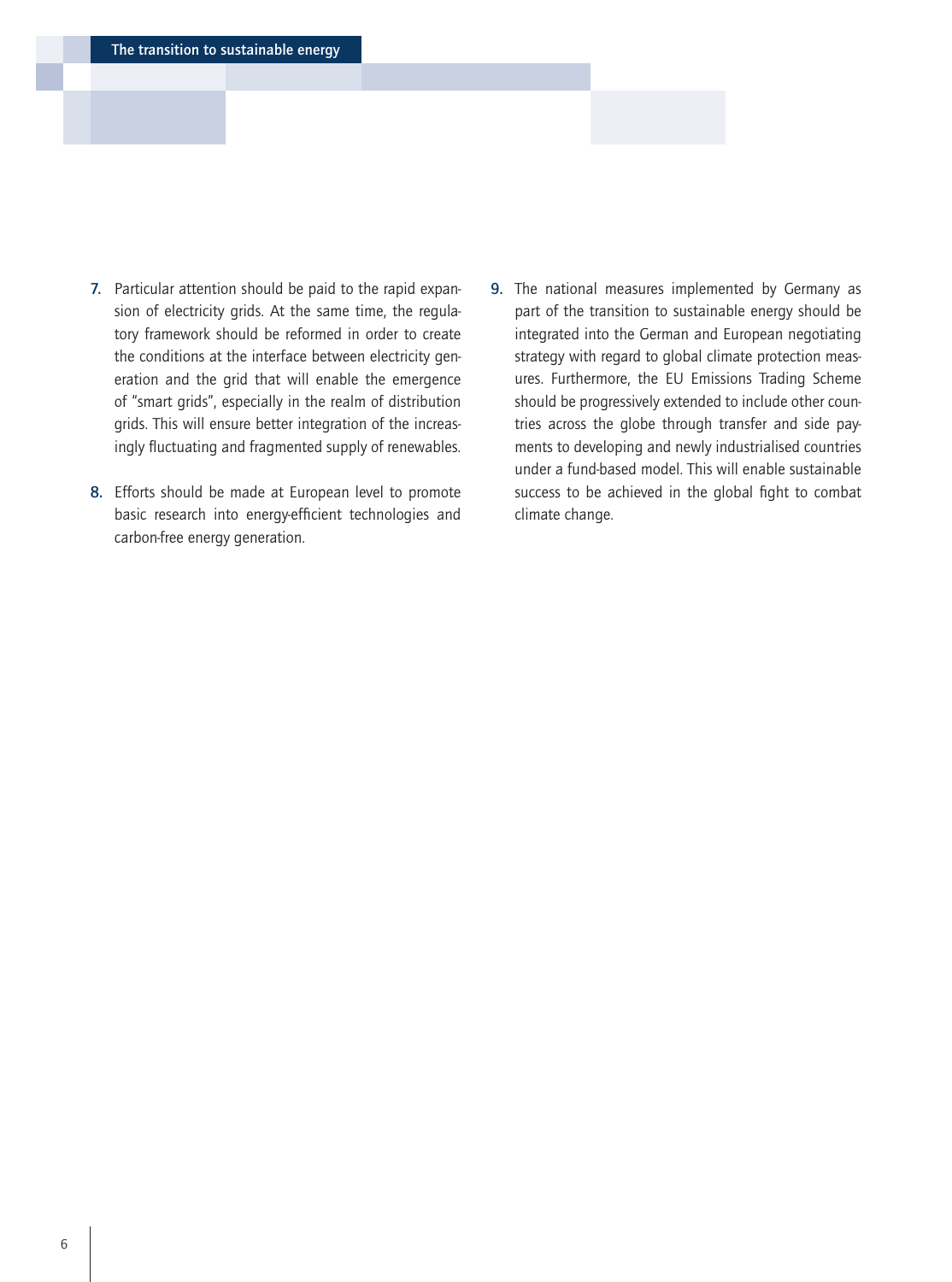7. Particular attention should be paid to the rapid expansion of electricity grids. At the same time, the regulatory framework should be reformed in order to create the conditions at the interface between electricity generation and the grid that will enable the emergence of "smart grids", especially in the realm of distribution grids. This will ensure better integration of the increasingly fluctuating and fragmented supply of renewables.

8. Efforts should be made at European level to promote basic research into energy-efficient technologies and carbon-free energy generation.

9. The national measures implemented by Germany as part of the transition to sustainable energy should be integrated into the German and European negotiating strategy with regard to global climate protection measures. Furthermore, the EU Emissions Trading Scheme should be progressively extended to include other countries across the globe through transfer and side payments to developing and newly industrialised countries under a fund-based model. This will enable sustainable success to be achieved in the global fight to combat climate change.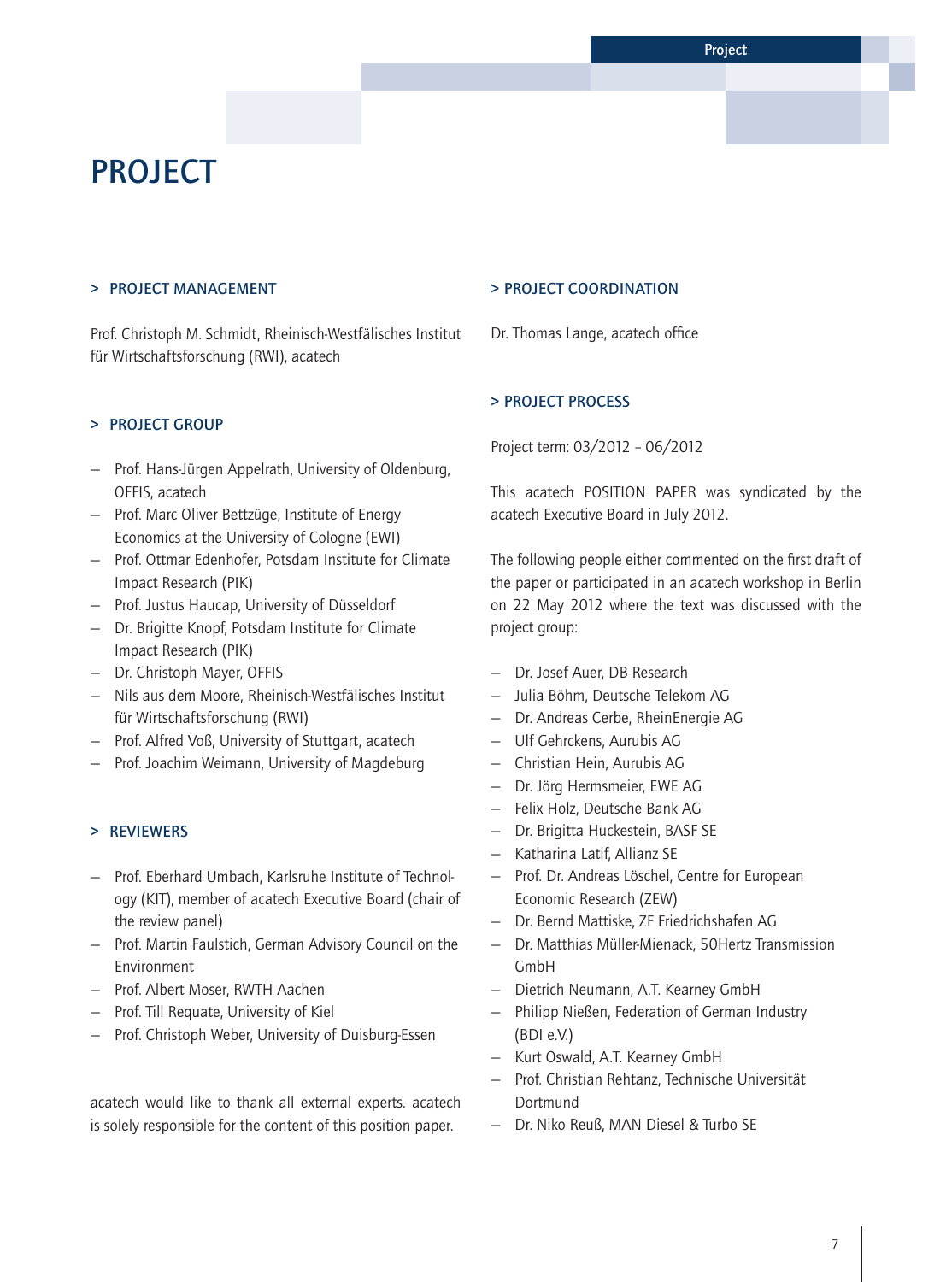# PROJECT

## > PROJECT MANAGEMENT

Prof. Christoph M. Schmidt, Rheinisch-Westfälisches Institut für Wirtschaftsforschung (RWI), acatech

## > PROJECT GROUP

- Prof. Hans-Jürgen Appelrath, University of Oldenburg, OFFIS, acatech
- Prof. Marc Oliver Bettzüge, Institute of Energy Economics at the University of Cologne (EWI)
- Prof. Ottmar Edenhofer, Potsdam Institute for Climate Impact Research (PIK)
- Prof. Justus Haucap, University of Düsseldorf
- Dr. Brigitte Knopf, Potsdam Institute for Climate Impact Research (PIK)
- Dr. Christoph Mayer, OFFIS
- Nils aus dem Moore, Rheinisch-Westfälisches Institut für Wirtschaftsforschung (RWI)
- Prof. Alfred Voß, University of Stuttgart, acatech
- Prof. Joachim Weimann, University of Magdeburg

## > REVIEWERS

- Prof. Eberhard Umbach, Karlsruhe Institute of Technology (KIT), member of acatech Executive Board (chair of the review panel)
- Prof. Martin Faulstich, German Advisory Council on the Environment
- Prof. Albert Moser, RWTH Aachen
- Prof. Till Requate, University of Kiel
- Prof. Christoph Weber, University of Duisburg-Essen

acatech would like to thank all external experts. acatech is solely responsible for the content of this position paper.

## > PROJECT COORDINATION

Dr. Thomas Lange, acatech office

## > PROJECT PROCESS

Project term: 03/2012 – 06/2012

This acatech POSITION PAPER was syndicated by the acatech Executive Board in July 2012.

The following people either commented on the first draft of the paper or participated in an acatech workshop in Berlin on 22 May 2012 where the text was discussed with the project group:

- Dr. Josef Auer, DB Research
- Julia Böhm, Deutsche Telekom AG
- Dr. Andreas Cerbe, RheinEnergie AG
- Ulf Gehrckens, Aurubis AG
- Christian Hein, Aurubis AG
- Dr. Jörg Hermsmeier, EWE AG
- Felix Holz, Deutsche Bank AG
- Dr. Brigitta Huckestein, BASF SE
- Katharina Latif, Allianz SE
- Prof. Dr. Andreas Löschel, Centre for European Economic Research (ZEW)
- Dr. Bernd Mattiske, ZF Friedrichshafen AG
- Dr. Matthias Müller-Mienack, 50Hertz Transmission GmbH
- Dietrich Neumann, A.T. Kearney GmbH
- Philipp Nießen, Federation of German Industry (BDI e.V.)
- Kurt Oswald, A.T. Kearney GmbH
- Prof. Christian Rehtanz, Technische Universität Dortmund
- Dr. Niko Reuß, MAN Diesel & Turbo SE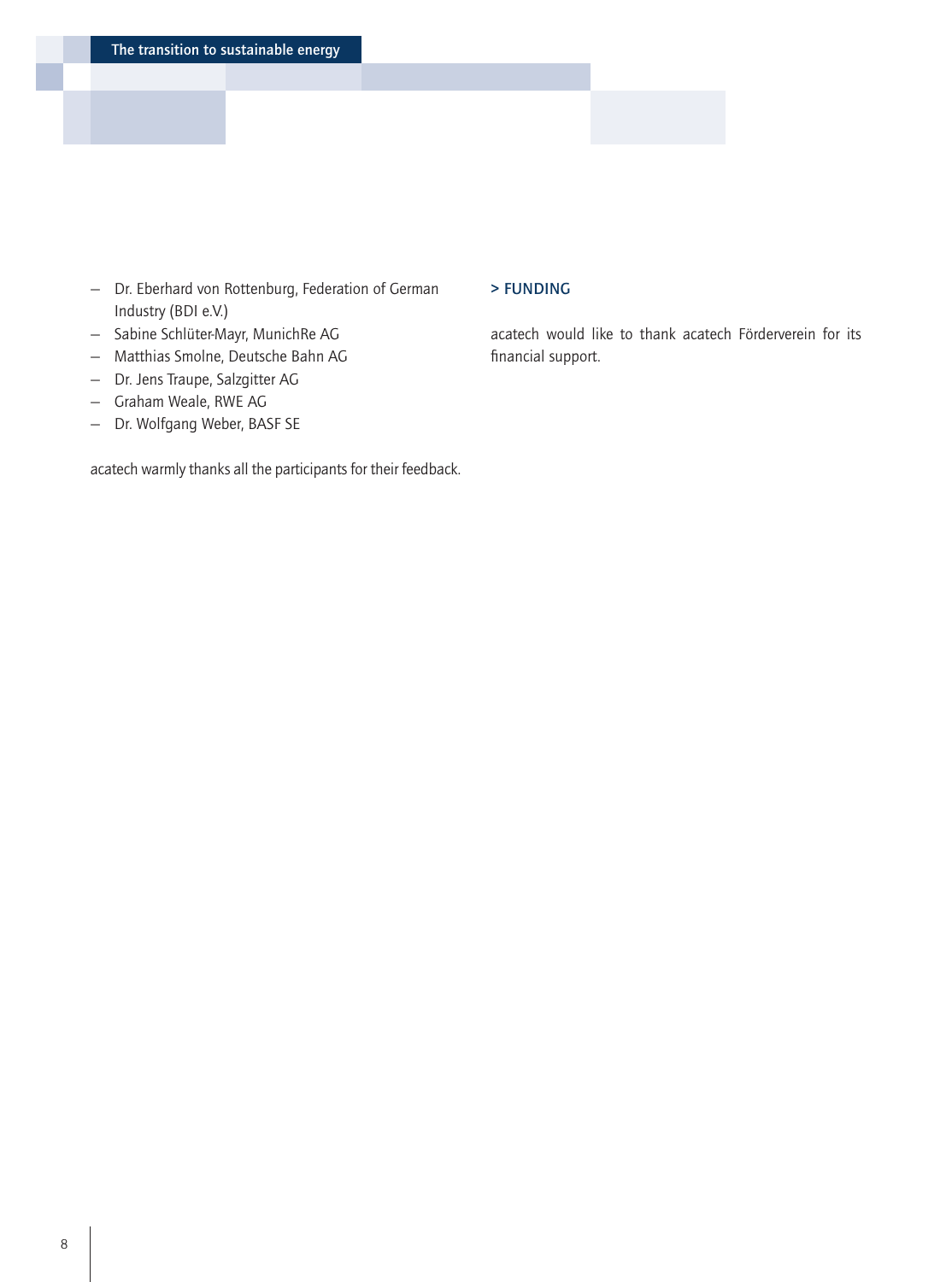- Dr. Eberhard von Rottenburg, Federation of German Industry (BDI e.V.)
- Sabine Schlüter-Mayr, MunichRe AG
- Matthias Smolne, Deutsche Bahn AG
- Dr. Jens Traupe, Salzgitter AG
- Graham Weale, RWE AG
- Dr. Wolfgang Weber, BASF SE

acatech warmly thanks all the participants for their feedback.

## > FUNDING

acatech would like to thank acatech Förderverein for its financial support.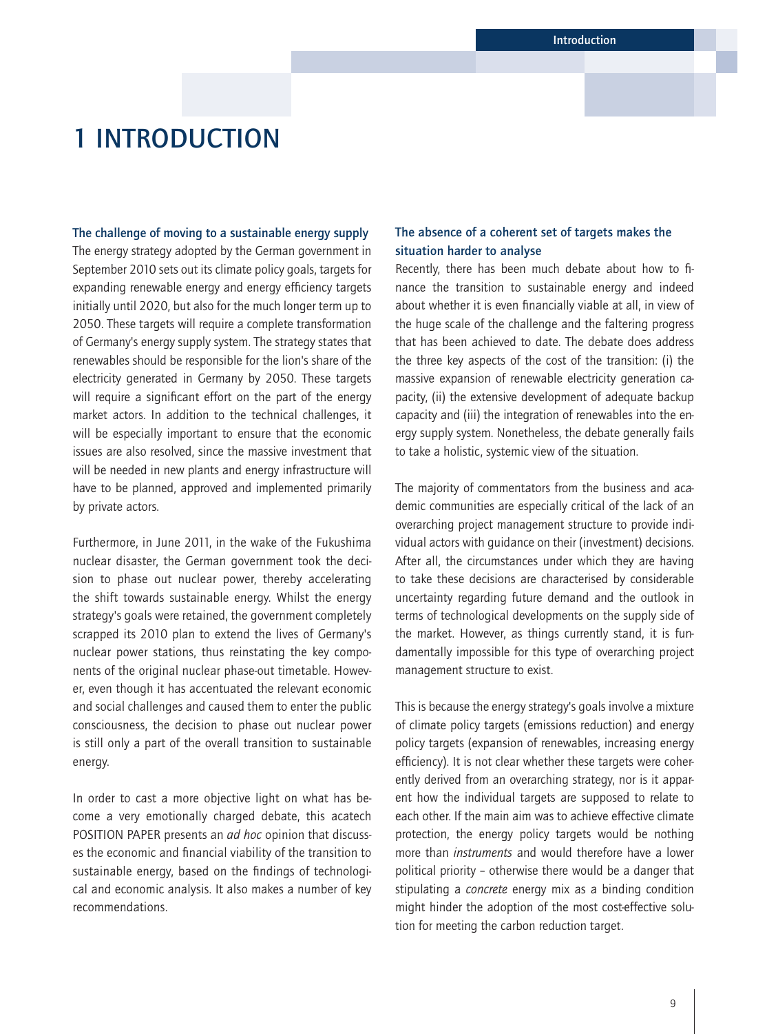# 1 INTRODUCTION

### The challenge of moving to a sustainable energy supply

The energy strategy adopted by the German government in September 2010 sets out its climate policy goals, targets for expanding renewable energy and energy efficiency targets initially until 2020, but also for the much longer term up to 2050. These targets will require a complete transformation of Germany's energy supply system. The strategy states that renewables should be responsible for the lion's share of the electricity generated in Germany by 2050. These targets will require a significant effort on the part of the energy market actors. In addition to the technical challenges, it will be especially important to ensure that the economic issues are also resolved, since the massive investment that will be needed in new plants and energy infrastructure will have to be planned, approved and implemented primarily by private actors.

Furthermore, in June 2011, in the wake of the Fukushima nuclear disaster, the German government took the decision to phase out nuclear power, thereby accelerating the shift towards sustainable energy. Whilst the energy strategy's goals were retained, the government completely scrapped its 2010 plan to extend the lives of Germany's nuclear power stations, thus reinstating the key components of the original nuclear phase-out timetable. However, even though it has accentuated the relevant economic and social challenges and caused them to enter the public consciousness, the decision to phase out nuclear power is still only a part of the overall transition to sustainable energy.

In order to cast a more objective light on what has become a very emotionally charged debate, this acatech POSITION PAPER presents an *ad hoc* opinion that discusses the economic and financial viability of the transition to sustainable energy, based on the findings of technological and economic analysis. It also makes a number of key recommendations.

### The absence of a coherent set of targets makes the situation harder to analyse

Recently, there has been much debate about how to finance the transition to sustainable energy and indeed about whether it is even financially viable at all, in view of the huge scale of the challenge and the faltering progress that has been achieved to date. The debate does address the three key aspects of the cost of the transition: (i) the massive expansion of renewable electricity generation capacity, (ii) the extensive development of adequate backup capacity and (iii) the integration of renewables into the energy supply system. Nonetheless, the debate generally fails to take a holistic, systemic view of the situation.

The majority of commentators from the business and academic communities are especially critical of the lack of an overarching project management structure to provide individual actors with guidance on their (investment) decisions. After all, the circumstances under which they are having to take these decisions are characterised by considerable uncertainty regarding future demand and the outlook in terms of technological developments on the supply side of the market. However, as things currently stand, it is fundamentally impossible for this type of overarching project management structure to exist.

This is because the energy strategy's goals involve a mixture of climate policy targets (emissions reduction) and energy policy targets (expansion of renewables, increasing energy efficiency). It is not clear whether these targets were coherently derived from an overarching strategy, nor is it apparent how the individual targets are supposed to relate to each other. If the main aim was to achieve effective climate protection, the energy policy targets would be nothing more than *instruments* and would therefore have a lower political priority – otherwise there would be a danger that stipulating a *concrete* energy mix as a binding condition might hinder the adoption of the most cost-effective solution for meeting the carbon reduction target.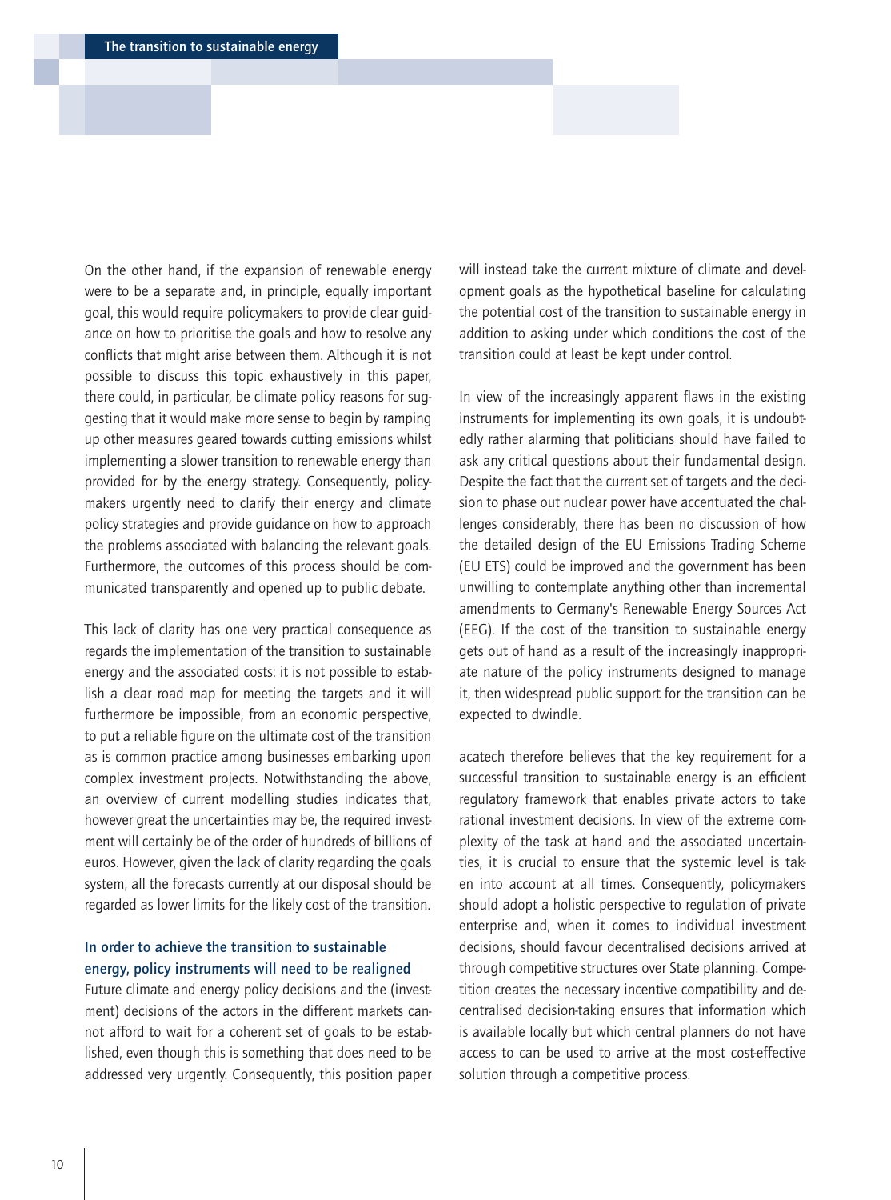On the other hand, if the expansion of renewable energy were to be a separate and, in principle, equally important goal, this would require policymakers to provide clear guidance on how to prioritise the goals and how to resolve any conflicts that might arise between them. Although it is not possible to discuss this topic exhaustively in this paper, there could, in particular, be climate policy reasons for suggesting that it would make more sense to begin by ramping up other measures geared towards cutting emissions whilst implementing a slower transition to renewable energy than provided for by the energy strategy. Consequently, policymakers urgently need to clarify their energy and climate policy strategies and provide guidance on how to approach the problems associated with balancing the relevant goals. Furthermore, the outcomes of this process should be communicated transparently and opened up to public debate.

This lack of clarity has one very practical consequence as regards the implementation of the transition to sustainable energy and the associated costs: it is not possible to establish a clear road map for meeting the targets and it will furthermore be impossible, from an economic perspective, to put a reliable figure on the ultimate cost of the transition as is common practice among businesses embarking upon complex investment projects. Notwithstanding the above, an overview of current modelling studies indicates that, however great the uncertainties may be, the required investment will certainly be of the order of hundreds of billions of euros. However, given the lack of clarity regarding the goals system, all the forecasts currently at our disposal should be regarded as lower limits for the likely cost of the transition.

### In order to achieve the transition to sustainable energy, policy instruments will need to be realigned

Future climate and energy policy decisions and the (investment) decisions of the actors in the different markets cannot afford to wait for a coherent set of goals to be established, even though this is something that does need to be addressed very urgently. Consequently, this position paper will instead take the current mixture of climate and development goals as the hypothetical baseline for calculating the potential cost of the transition to sustainable energy in addition to asking under which conditions the cost of the transition could at least be kept under control.

In view of the increasingly apparent flaws in the existing instruments for implementing its own goals, it is undoubtedly rather alarming that politicians should have failed to ask any critical questions about their fundamental design. Despite the fact that the current set of targets and the decision to phase out nuclear power have accentuated the challenges considerably, there has been no discussion of how the detailed design of the EU Emissions Trading Scheme (EU ETS) could be improved and the government has been unwilling to contemplate anything other than incremental amendments to Germany's Renewable Energy Sources Act (EEG). If the cost of the transition to sustainable energy gets out of hand as a result of the increasingly inappropriate nature of the policy instruments designed to manage it, then widespread public support for the transition can be expected to dwindle.

acatech therefore believes that the key requirement for a successful transition to sustainable energy is an efficient regulatory framework that enables private actors to take rational investment decisions. In view of the extreme complexity of the task at hand and the associated uncertainties, it is crucial to ensure that the systemic level is taken into account at all times. Consequently, policymakers should adopt a holistic perspective to regulation of private enterprise and, when it comes to individual investment decisions, should favour decentralised decisions arrived at through competitive structures over State planning. Competition creates the necessary incentive compatibility and decentralised decision-taking ensures that information which is available locally but which central planners do not have access to can be used to arrive at the most cost-effective solution through a competitive process.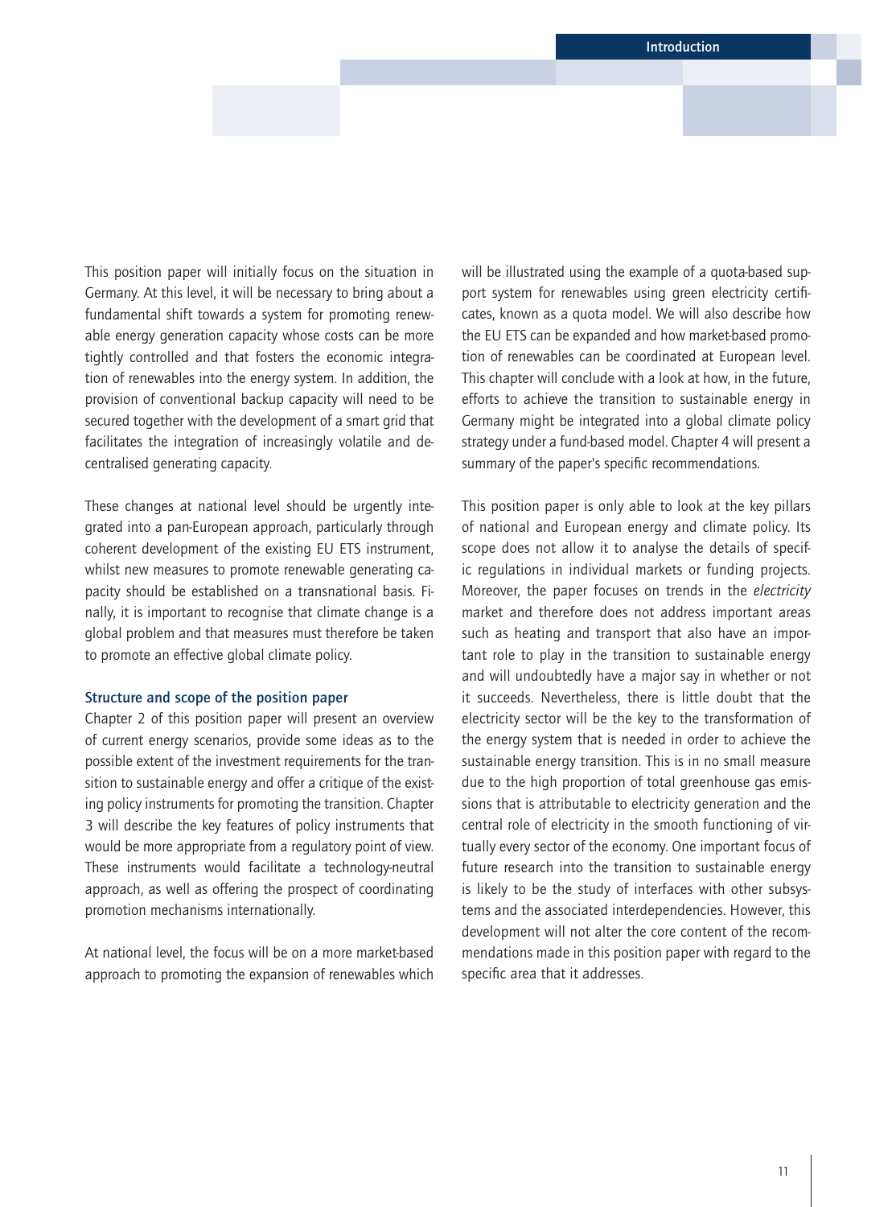This position paper will initially focus on the situation in Germany. At this level, it will be necessary to bring about a fundamental shift towards a system for promoting renewable energy generation capacity whose costs can be more tightly controlled and that fosters the economic integration of renewables into the energy system. In addition, the provision of conventional backup capacity will need to be secured together with the development of a smart grid that facilitates the integration of increasingly volatile and decentralised generating capacity.

These changes at national level should be urgently integrated into a pan-European approach, particularly through coherent development of the existing EU ETS instrument, whilst new measures to promote renewable generating capacity should be established on a transnational basis. Finally, it is important to recognise that climate change is a global problem and that measures must therefore be taken to promote an effective global climate policy.

### Structure and scope of the position paper

Chapter 2 of this position paper will present an overview of current energy scenarios, provide some ideas as to the possible extent of the investment requirements for the transition to sustainable energy and offer a critique of the existing policy instruments for promoting the transition. Chapter 3 will describe the key features of policy instruments that would be more appropriate from a regulatory point of view. These instruments would facilitate a technology-neutral approach, as well as offering the prospect of coordinating promotion mechanisms internationally.

At national level, the focus will be on a more market-based approach to promoting the expansion of renewables which will be illustrated using the example of a quota-based support system for renewables using green electricity certificates, known as a quota model. We will also describe how the EU ETS can be expanded and how market-based promotion of renewables can be coordinated at European level. This chapter will conclude with a look at how, in the future, efforts to achieve the transition to sustainable energy in Germany might be integrated into a global climate policy strategy under a fund-based model. Chapter 4 will present a summary of the paper's specific recommendations.

This position paper is only able to look at the key pillars of national and European energy and climate policy. Its scope does not allow it to analyse the details of specific regulations in individual markets or funding projects. Moreover, the paper focuses on trends in the *electricity* market and therefore does not address important areas such as heating and transport that also have an important role to play in the transition to sustainable energy and will undoubtedly have a major say in whether or not it succeeds. Nevertheless, there is little doubt that the electricity sector will be the key to the transformation of the energy system that is needed in order to achieve the sustainable energy transition. This is in no small measure due to the high proportion of total greenhouse gas emissions that is attributable to electricity generation and the central role of electricity in the smooth functioning of virtually every sector of the economy. One important focus of future research into the transition to sustainable energy is likely to be the study of interfaces with other subsystems and the associated interdependencies. However, this development will not alter the core content of the recommendations made in this position paper with regard to the specific area that it addresses.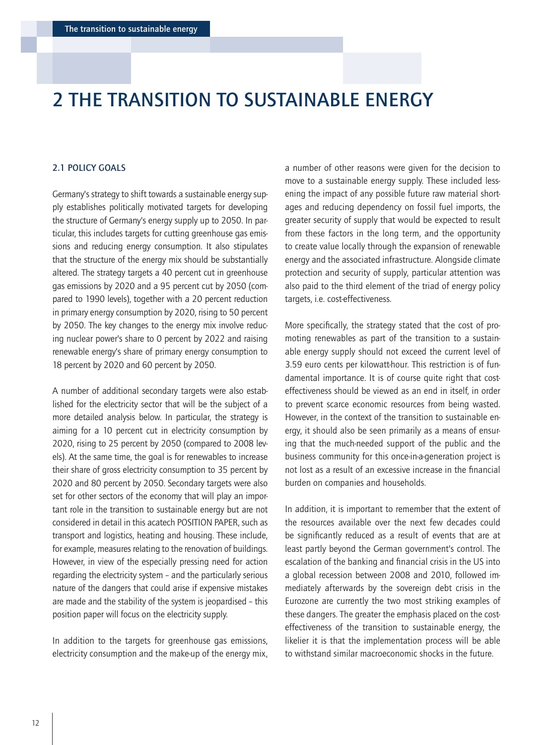# 2 THE TRANSITION TO SUSTAINABLE ENERGY

## 2.1 POLICY GOALS

Germany's strategy to shift towards a sustainable energy supply establishes politically motivated targets for developing the structure of Germany's energy supply up to 2050. In particular, this includes targets for cutting greenhouse gas emissions and reducing energy consumption. It also stipulates that the structure of the energy mix should be substantially altered. The strategy targets a 40 percent cut in greenhouse gas emissions by 2020 and a 95 percent cut by 2050 (compared to 1990 levels), together with a 20 percent reduction in primary energy consumption by 2020, rising to 50 percent by 2050. The key changes to the energy mix involve reducing nuclear power's share to 0 percent by 2022 and raising renewable energy's share of primary energy consumption to 18 percent by 2020 and 60 percent by 2050.

A number of additional secondary targets were also established for the electricity sector that will be the subject of a more detailed analysis below. In particular, the strategy is aiming for a 10 percent cut in electricity consumption by 2020, rising to 25 percent by 2050 (compared to 2008 levels). At the same time, the goal is for renewables to increase their share of gross electricity consumption to 35 percent by 2020 and 80 percent by 2050. Secondary targets were also set for other sectors of the economy that will play an important role in the transition to sustainable energy but are not considered in detail in this acatech POSITION PAPER, such as transport and logistics, heating and housing. These include, for example, measures relating to the renovation of buildings. However, in view of the especially pressing need for action regarding the electricity system – and the particularly serious nature of the dangers that could arise if expensive mistakes are made and the stability of the system is jeopardised – this position paper will focus on the electricity supply.

In addition to the targets for greenhouse gas emissions, electricity consumption and the make-up of the energy mix, a number of other reasons were given for the decision to move to a sustainable energy supply. These included lessening the impact of any possible future raw material shortages and reducing dependency on fossil fuel imports, the greater security of supply that would be expected to result from these factors in the long term, and the opportunity to create value locally through the expansion of renewable energy and the associated infrastructure. Alongside climate protection and security of supply, particular attention was also paid to the third element of the triad of energy policy targets, i.e. cost-effectiveness.

More specifically, the strategy stated that the cost of promoting renewables as part of the transition to a sustainable energy supply should not exceed the current level of 3.59 euro cents per kilowatt-hour. This restriction is of fundamental importance. It is of course quite right that cost-effectiveness should be viewed as an end in itself, in order to prevent scarce economic resources from being wasted. However, in the context of the transition to sustainable energy, it should also be seen primarily as a means of ensuring that the much-needed support of the public and the business community for this once-in-a-generation project is not lost as a result of an excessive increase in the financial burden on companies and households.

In addition, it is important to remember that the extent of the resources available over the next few decades could be significantly reduced as a result of events that are at least partly beyond the German government's control. The escalation of the banking and financial crisis in the US into a global recession between 2008 and 2010, followed immediately afterwards by the sovereign debt crisis in the Eurozone are currently the two most striking examples of these dangers. The greater the emphasis placed on the cost-effectiveness of the transition to sustainable energy, the likelier it is that the implementation process will be able to withstand similar macroeconomic shocks in the future.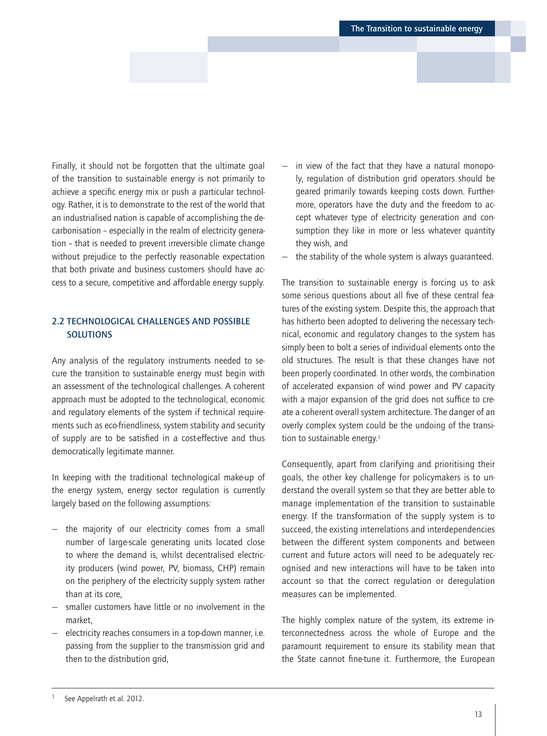Finally, it should not be forgotten that the ultimate goal of the transition to sustainable energy is not primarily to achieve a specific energy mix or push a particular technology. Rather, it is to demonstrate to the rest of the world that an industrialised nation is capable of accomplishing the decarbonisation – especially in the realm of electricity generation – that is needed to prevent irreversible climate change without prejudice to the perfectly reasonable expectation that both private and business customers should have access to a secure, competitive and affordable energy supply.

## 2.2 TECHNOLOGICAL CHALLENGES AND POSSIBLE SOLUTIONS

Any analysis of the regulatory instruments needed to secure the transition to sustainable energy must begin with an assessment of the technological challenges. A coherent approach must be adopted to the technological, economic and regulatory elements of the system if technical requirements such as eco-friendliness, system stability and security of supply are to be satisfied in a cost-effective and thus democratically legitimate manner.

In keeping with the traditional technological make-up of the energy system, energy sector regulation is currently largely based on the following assumptions:

- the majority of our electricity comes from a small number of large-scale generating units located close to where the demand is, whilst decentralised electricity producers (wind power, PV, biomass, CHP) remain on the periphery of the electricity supply system rather than at its core,
- smaller customers have little or no involvement in the market,
- electricity reaches consumers in a top-down manner, i.e. passing from the supplier to the transmission grid and then to the distribution grid,
- in view of the fact that they have a natural monopoly, regulation of distribution grid operators should be geared primarily towards keeping costs down. Furthermore, operators have the duty and the freedom to accept whatever type of electricity generation and consumption they like in more or less whatever quantity they wish, and
- the stability of the whole system is always guaranteed.

The transition to sustainable energy is forcing us to ask some serious questions about all five of these central features of the existing system. Despite this, the approach that has hitherto been adopted to delivering the necessary technical, economic and regulatory changes to the system has simply been to bolt a series of individual elements onto the old structures. The result is that these changes have not been properly coordinated. In other words, the combination of accelerated expansion of wind power and PV capacity with a major expansion of the grid does not suffice to create a coherent overall system architecture. The danger of an overly complex system could be the undoing of the transition to sustainable energy.[1]

Consequently, apart from clarifying and prioritising their goals, the other key challenge for policymakers is to understand the overall system so that they are better able to manage implementation of the transition to sustainable energy. If the transformation of the supply system is to succeed, the existing interrelations and interdependencies between the different system components and between current and future actors will need to be adequately recognised and new interactions will have to be taken into account so that the correct regulation or deregulation measures can be implemented.

The highly complex nature of the system, its extreme interconnectedness across the whole of Europe and the paramount requirement to ensure its stability mean that the State cannot fine-tune it. Furthermore, the European

[1] See Appelrath et al. 2012.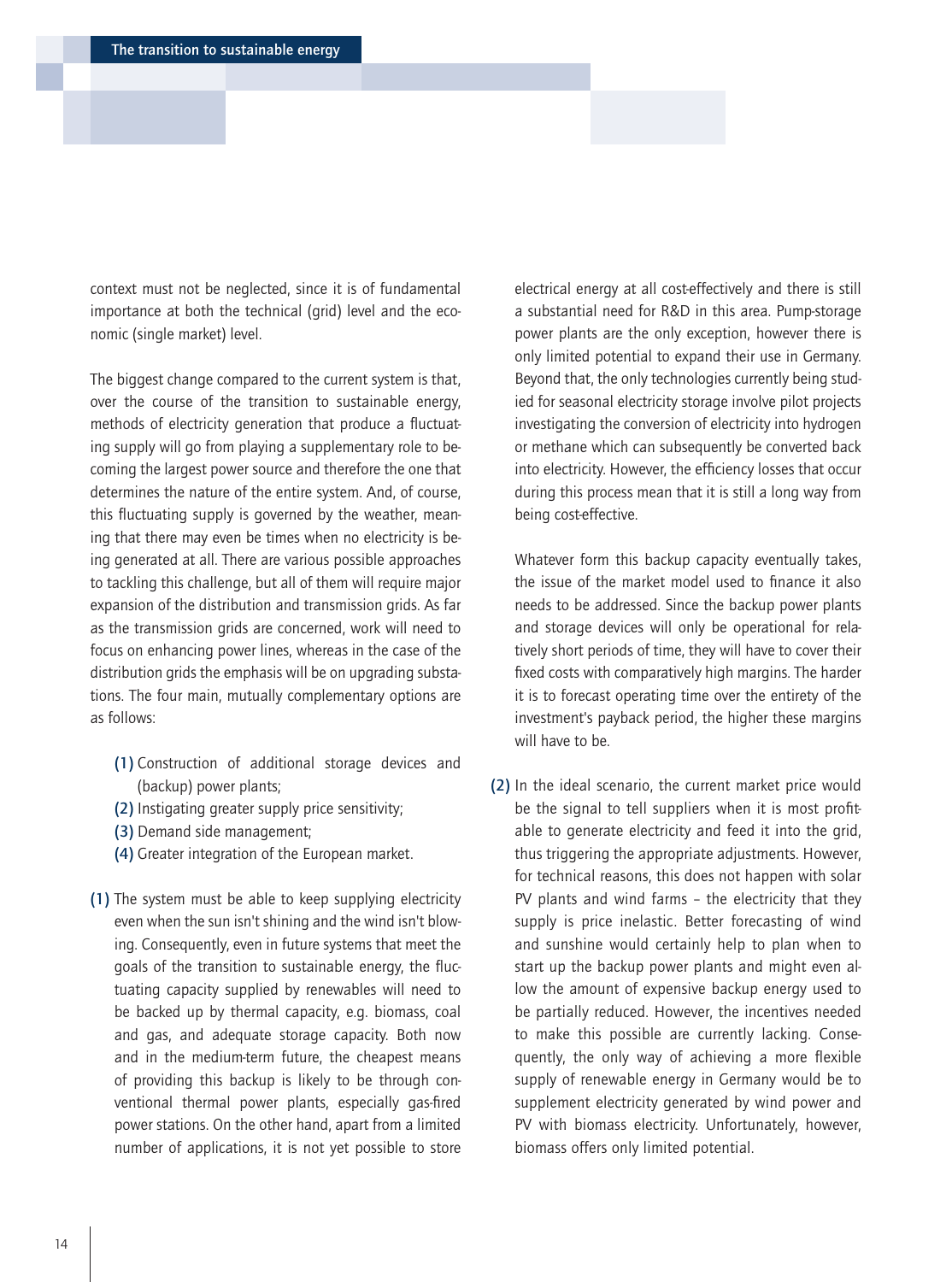context must not be neglected, since it is of fundamental importance at both the technical (grid) level and the economic (single market) level.

The biggest change compared to the current system is that, over the course of the transition to sustainable energy, methods of electricity generation that produce a fluctuating supply will go from playing a supplementary role to becoming the largest power source and therefore the one that determines the nature of the entire system. And, of course, this fluctuating supply is governed by the weather, meaning that there may even be times when no electricity is being generated at all. There are various possible approaches to tackling this challenge, but all of them will require major expansion of the distribution and transmission grids. As far as the transmission grids are concerned, work will need to focus on enhancing power lines, whereas in the case of the distribution grids the emphasis will be on upgrading substations. The four main, mutually complementary options are as follows:

(1) Construction of additional storage devices and (backup) power plants;
(2) Instigating greater supply price sensitivity;
(3) Demand side management;
(4) Greater integration of the European market.

(1) The system must be able to keep supplying electricity even when the sun isn't shining and the wind isn't blowing. Consequently, even in future systems that meet the goals of the transition to sustainable energy, the fluctuating capacity supplied by renewables will need to be backed up by thermal capacity, e.g. biomass, coal and gas, and adequate storage capacity. Both now and in the medium-term future, the cheapest means of providing this backup is likely to be through conventional thermal power plants, especially gas-fired power stations. On the other hand, apart from a limited number of applications, it is not yet possible to store electrical energy at all cost-effectively and there is still a substantial need for R&D in this area. Pump-storage power plants are the only exception, however there is only limited potential to expand their use in Germany. Beyond that, the only technologies currently being studied for seasonal electricity storage involve pilot projects investigating the conversion of electricity into hydrogen or methane which can subsequently be converted back into electricity. However, the efficiency losses that occur during this process mean that it is still a long way from being cost-effective.

Whatever form this backup capacity eventually takes, the issue of the market model used to finance it also needs to be addressed. Since the backup power plants and storage devices will only be operational for relatively short periods of time, they will have to cover their fixed costs with comparatively high margins. The harder it is to forecast operating time over the entirety of the investment's payback period, the higher these margins will have to be.

(2) In the ideal scenario, the current market price would be the signal to tell suppliers when it is most profitable to generate electricity and feed it into the grid, thus triggering the appropriate adjustments. However, for technical reasons, this does not happen with solar PV plants and wind farms – the electricity that they supply is price inelastic. Better forecasting of wind and sunshine would certainly help to plan when to start up the backup power plants and might even allow the amount of expensive backup energy used to be partially reduced. However, the incentives needed to make this possible are currently lacking. Consequently, the only way of achieving a more flexible supply of renewable energy in Germany would be to supplement electricity generated by wind power and PV with biomass electricity. Unfortunately, however, biomass offers only limited potential.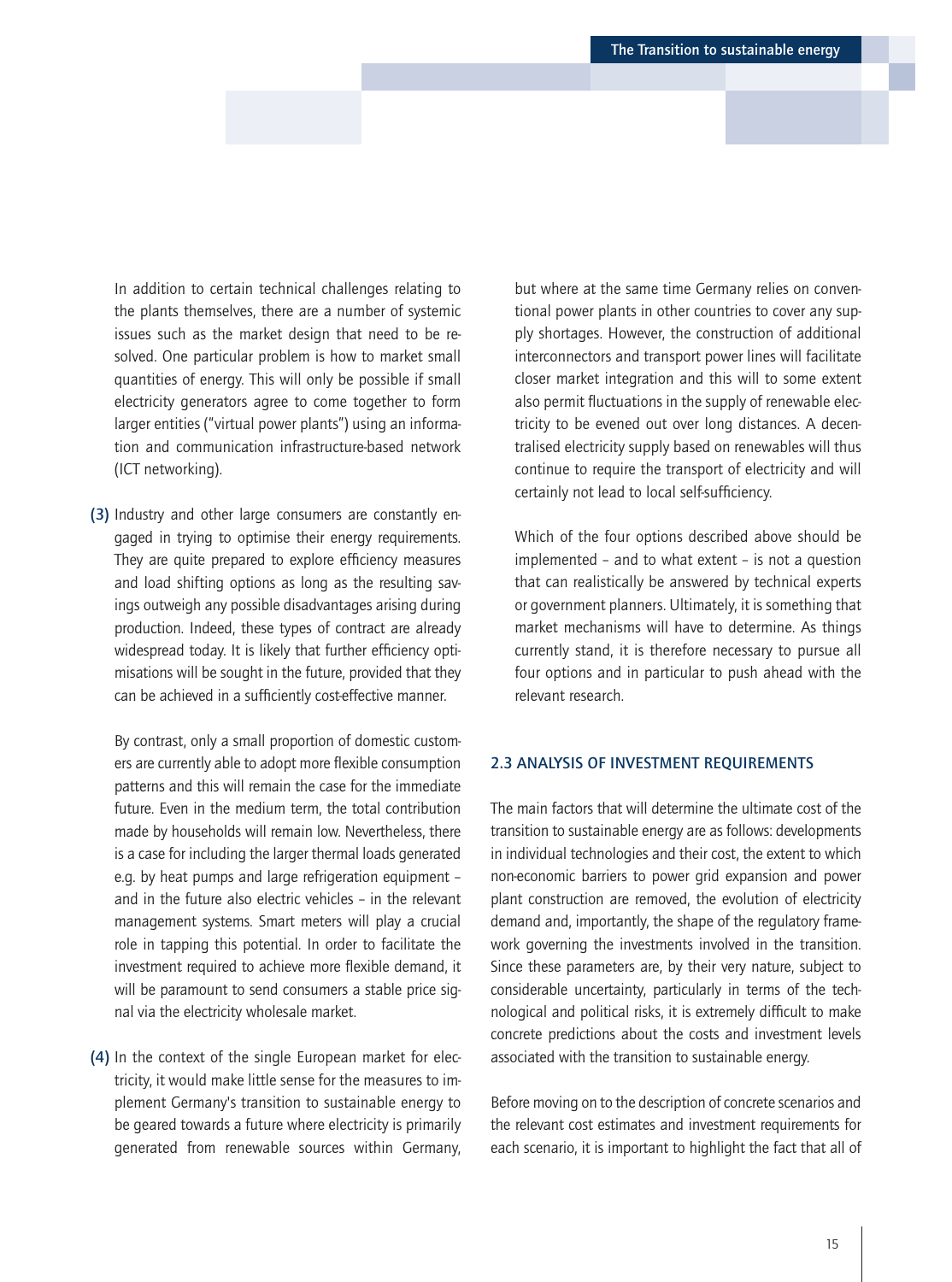In addition to certain technical challenges relating to the plants themselves, there are a number of systemic issues such as the market design that need to be resolved. One particular problem is how to market small quantities of energy. This will only be possible if small electricity generators agree to come together to form larger entities ("virtual power plants") using an information and communication infrastructure-based network (ICT networking).

**(3)** Industry and other large consumers are constantly engaged in trying to optimise their energy requirements. They are quite prepared to explore efficiency measures and load shifting options as long as the resulting savings outweigh any possible disadvantages arising during production. Indeed, these types of contract are already widespread today. It is likely that further efficiency optimisations will be sought in the future, provided that they can be achieved in a sufficiently cost-effective manner.

By contrast, only a small proportion of domestic customers are currently able to adopt more flexible consumption patterns and this will remain the case for the immediate future. Even in the medium term, the total contribution made by households will remain low. Nevertheless, there is a case for including the larger thermal loads generated e.g. by heat pumps and large refrigeration equipment – and in the future also electric vehicles – in the relevant management systems. Smart meters will play a crucial role in tapping this potential. In order to facilitate the investment required to achieve more flexible demand, it will be paramount to send consumers a stable price signal via the electricity wholesale market.

**(4)** In the context of the single European market for electricity, it would make little sense for the measures to implement Germany's transition to sustainable energy to be geared towards a future where electricity is primarily generated from renewable sources within Germany, but where at the same time Germany relies on conventional power plants in other countries to cover any supply shortages. However, the construction of additional interconnectors and transport power lines will facilitate closer market integration and this will to some extent also permit fluctuations in the supply of renewable electricity to be evened out over long distances. A decentralised electricity supply based on renewables will thus continue to require the transport of electricity and will certainly not lead to local self-sufficiency.

Which of the four options described above should be implemented – and to what extent – is not a question that can realistically be answered by technical experts or government planners. Ultimately, it is something that market mechanisms will have to determine. As things currently stand, it is therefore necessary to pursue all four options and in particular to push ahead with the relevant research.

### 2.3 ANALYSIS OF INVESTMENT REQUIREMENTS

The main factors that will determine the ultimate cost of the transition to sustainable energy are as follows: developments in individual technologies and their cost, the extent to which non-economic barriers to power grid expansion and power plant construction are removed, the evolution of electricity demand and, importantly, the shape of the regulatory framework governing the investments involved in the transition. Since these parameters are, by their very nature, subject to considerable uncertainty, particularly in terms of the technological and political risks, it is extremely difficult to make concrete predictions about the costs and investment levels associated with the transition to sustainable energy.

Before moving on to the description of concrete scenarios and the relevant cost estimates and investment requirements for each scenario, it is important to highlight the fact that all of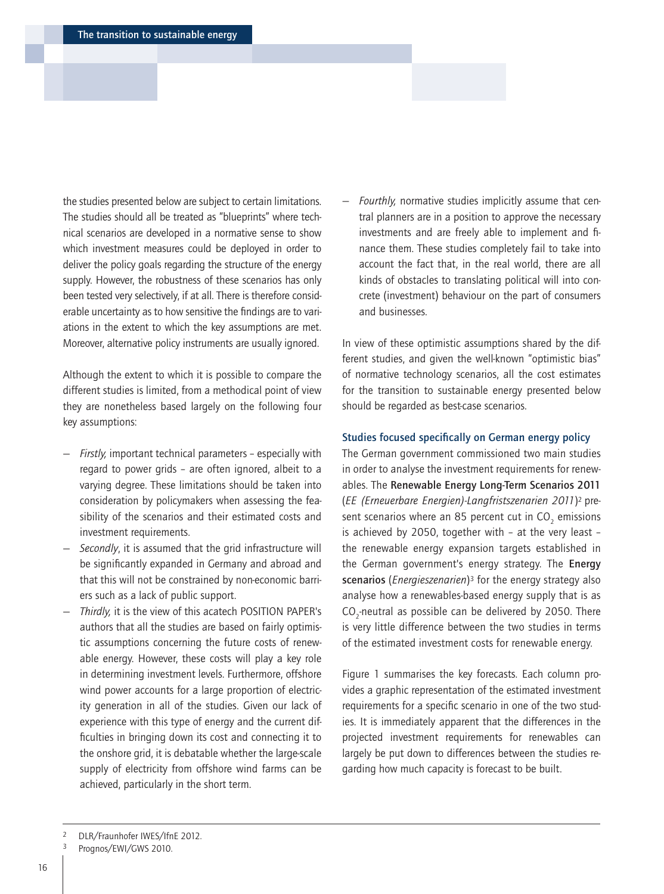the studies presented below are subject to certain limitations. The studies should all be treated as "blueprints" where technical scenarios are developed in a normative sense to show which investment measures could be deployed in order to deliver the policy goals regarding the structure of the energy supply. However, the robustness of these scenarios has only been tested very selectively, if at all. There is therefore considerable uncertainty as to how sensitive the findings are to variations in the extent to which the key assumptions are met. Moreover, alternative policy instruments are usually ignored.

Although the extent to which it is possible to compare the different studies is limited, from a methodical point of view they are nonetheless based largely on the following four key assumptions:

- *Firstly,* important technical parameters – especially with regard to power grids – are often ignored, albeit to a varying degree. These limitations should be taken into consideration by policymakers when assessing the feasibility of the scenarios and their estimated costs and investment requirements.
- *Secondly*, it is assumed that the grid infrastructure will be significantly expanded in Germany and abroad and that this will not be constrained by non-economic barriers such as a lack of public support.
- *Thirdly,* it is the view of this acatech POSITION PAPER's authors that all the studies are based on fairly optimistic assumptions concerning the future costs of renewable energy. However, these costs will play a key role in determining investment levels. Furthermore, offshore wind power accounts for a large proportion of electricity generation in all of the studies. Given our lack of experience with this type of energy and the current difficulties in bringing down its cost and connecting it to the onshore grid, it is debatable whether the large-scale supply of electricity from offshore wind farms can be achieved, particularly in the short term.
- *Fourthly,* normative studies implicitly assume that central planners are in a position to approve the necessary investments and are freely able to implement and finance them. These studies completely fail to take into account the fact that, in the real world, there are all kinds of obstacles to translating political will into concrete (investment) behaviour on the part of consumers and businesses.

In view of these optimistic assumptions shared by the different studies, and given the well-known "optimistic bias" of normative technology scenarios, all the cost estimates for the transition to sustainable energy presented below should be regarded as best-case scenarios.

### Studies focused specifically on German energy policy

The German government commissioned two main studies in order to analyse the investment requirements for renewables. The **Renewable Energy Long-Term Scenarios 2011** (*EE (Erneuerbare Energien)-Langfristszenarien 2011*)[2] present scenarios where an 85 percent cut in $CO_2$ emissions is achieved by 2050, together with – at the very least – the renewable energy expansion targets established in the German government's energy strategy. The **Energy scenarios** (*Energieszenarien*)[3] for the energy strategy also analyse how a renewables-based energy supply that is as $CO_2$-neutral as possible can be delivered by 2050. There is very little difference between the two studies in terms of the estimated investment costs for renewable energy.

Figure 1 summarises the key forecasts. Each column provides a graphic representation of the estimated investment requirements for a specific scenario in one of the two studies. It is immediately apparent that the differences in the projected investment requirements for renewables can largely be put down to differences between the studies regarding how much capacity is forecast to be built.

---

[2] DLR/Fraunhofer IWES/IfnE 2012.

[3] Prognos/EWI/GWS 2010.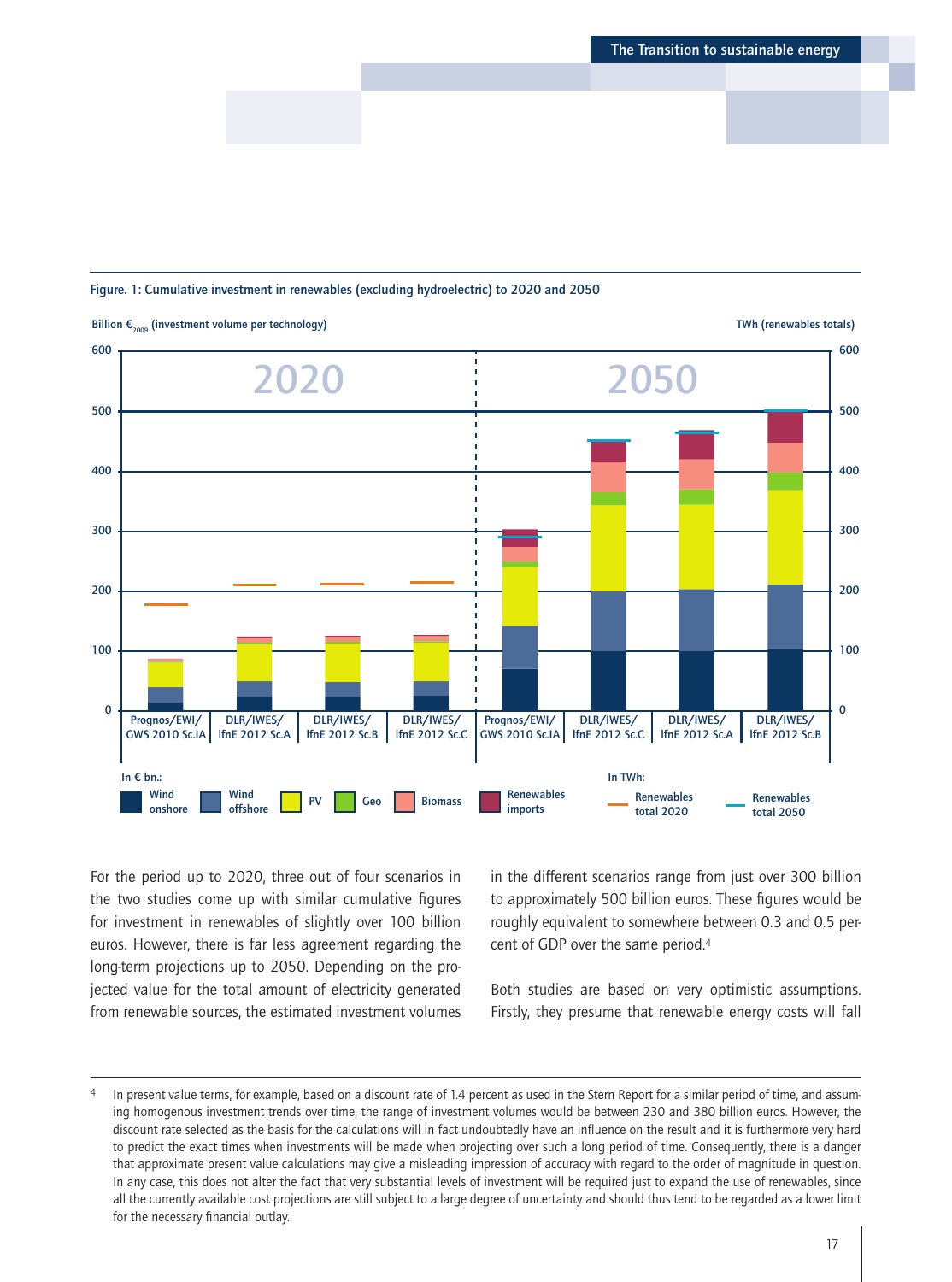Figure. 1: Cumulative investment in renewables (excluding hydroelectric) to 2020 and 2050

For the period up to 2020, three out of four scenarios in the two studies come up with similar cumulative figures for investment in renewables of slightly over 100 billion euros. However, there is far less agreement regarding the long-term projections up to 2050. Depending on the projected value for the total amount of electricity generated from renewable sources, the estimated investment volumes in the different scenarios range from just over 300 billion to approximately 500 billion euros. These figures would be roughly equivalent to somewhere between 0.3 and 0.5 percent of GDP over the same period.[4]

Both studies are based on very optimistic assumptions. Firstly, they presume that renewable energy costs will fall

[4] In present value terms, for example, based on a discount rate of 1.4 percent as used in the Stern Report for a similar period of time, and assuming homogenous investment trends over time, the range of investment volumes would be between 230 and 380 billion euros. However, the discount rate selected as the basis for the calculations will in fact undoubtedly have an influence on the result and it is furthermore very hard to predict the exact times when investments will be made when projecting over such a long period of time. Consequently, there is a danger that approximate present value calculations may give a misleading impression of accuracy with regard to the order of magnitude in question. In any case, this does not alter the fact that very substantial levels of investment will be required just to expand the use of renewables, since all the currently available cost projections are still subject to a large degree of uncertainty and should thus tend to be regarded as a lower limit for the necessary financial outlay.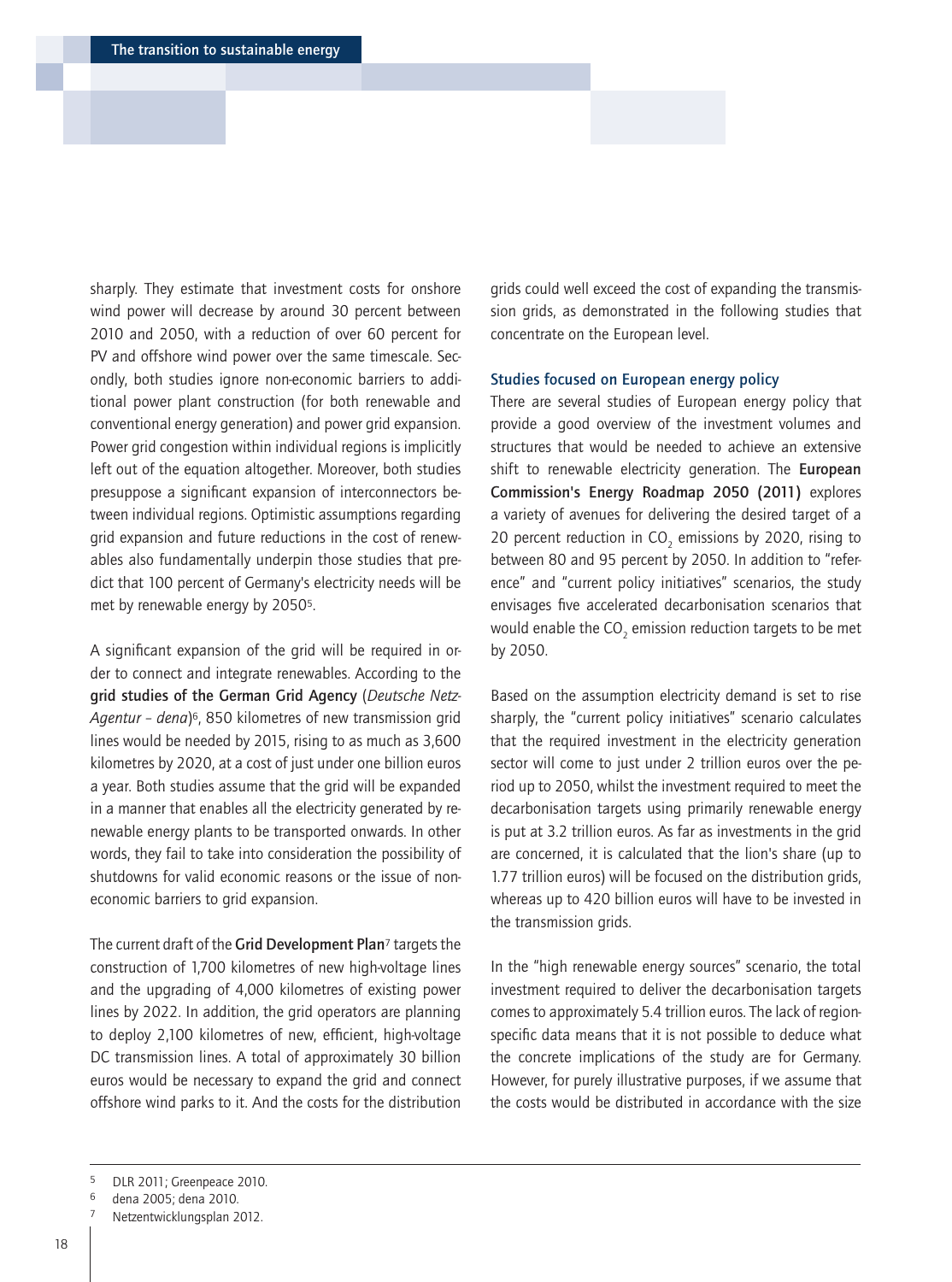sharply. They estimate that investment costs for onshore wind power will decrease by around 30 percent between 2010 and 2050, with a reduction of over 60 percent for PV and offshore wind power over the same timescale. Secondly, both studies ignore non-economic barriers to additional power plant construction (for both renewable and conventional energy generation) and power grid expansion. Power grid congestion within individual regions is implicitly left out of the equation altogether. Moreover, both studies presuppose a significant expansion of interconnectors between individual regions. Optimistic assumptions regarding grid expansion and future reductions in the cost of renewables also fundamentally underpin those studies that predict that 100 percent of Germany's electricity needs will be met by renewable energy by 2050[5].

A significant expansion of the grid will be required in order to connect and integrate renewables. According to the **grid studies of the German Grid Agency** (*Deutsche Netz-Agentur – dena*)[6], 850 kilometres of new transmission grid lines would be needed by 2015, rising to as much as 3,600 kilometres by 2020, at a cost of just under one billion euros a year. Both studies assume that the grid will be expanded in a manner that enables all the electricity generated by renewable energy plants to be transported onwards. In other words, they fail to take into consideration the possibility of shutdowns for valid economic reasons or the issue of non-economic barriers to grid expansion.

The current draft of the **Grid Development Plan**[7] targets the construction of 1,700 kilometres of new high-voltage lines and the upgrading of 4,000 kilometres of existing power lines by 2022. In addition, the grid operators are planning to deploy 2,100 kilometres of new, efficient, high-voltage DC transmission lines. A total of approximately 30 billion euros would be necessary to expand the grid and connect offshore wind parks to it. And the costs for the distribution grids could well exceed the cost of expanding the transmission grids, as demonstrated in the following studies that concentrate on the European level.

### Studies focused on European energy policy

There are several studies of European energy policy that provide a good overview of the investment volumes and structures that would be needed to achieve an extensive shift to renewable electricity generation. The **European Commission's Energy Roadmap 2050 (2011)** explores a variety of avenues for delivering the desired target of a 20 percent reduction in $CO_2$ emissions by 2020, rising to between 80 and 95 percent by 2050. In addition to "reference" and "current policy initiatives" scenarios, the study envisages five accelerated decarbonisation scenarios that would enable the $CO_2$ emission reduction targets to be met by 2050.

Based on the assumption electricity demand is set to rise sharply, the "current policy initiatives" scenario calculates that the required investment in the electricity generation sector will come to just under 2 trillion euros over the period up to 2050, whilst the investment required to meet the decarbonisation targets using primarily renewable energy is put at 3.2 trillion euros. As far as investments in the grid are concerned, it is calculated that the lion's share (up to 1.77 trillion euros) will be focused on the distribution grids, whereas up to 420 billion euros will have to be invested in the transmission grids.

In the "high renewable energy sources" scenario, the total investment required to deliver the decarbonisation targets comes to approximately 5.4 trillion euros. The lack of region-specific data means that it is not possible to deduce what the concrete implications of the study are for Germany. However, for purely illustrative purposes, if we assume that the costs would be distributed in accordance with the size

---

[5] DLR 2011; Greenpeace 2010.

[6] dena 2005; dena 2010.

[7] Netzentwicklungsplan 2012.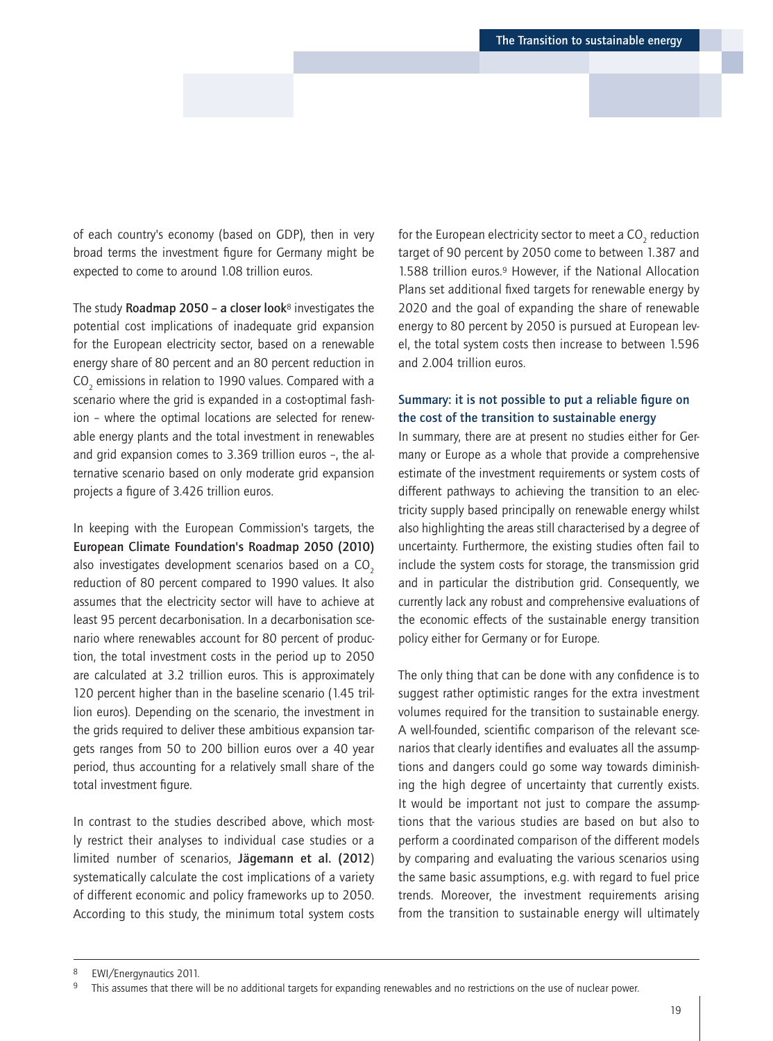of each country's economy (based on GDP), then in very broad terms the investment figure for Germany might be expected to come to around 1.08 trillion euros.

The study **Roadmap 2050 – a closer look**[8] investigates the potential cost implications of inadequate grid expansion for the European electricity sector, based on a renewable energy share of 80 percent and an 80 percent reduction in $CO_2$ emissions in relation to 1990 values. Compared with a scenario where the grid is expanded in a cost-optimal fashion – where the optimal locations are selected for renewable energy plants and the total investment in renewables and grid expansion comes to 3.369 trillion euros –, the alternative scenario based on only moderate grid expansion projects a figure of 3.426 trillion euros.

In keeping with the European Commission's targets, the **European Climate Foundation's Roadmap 2050 (2010)** also investigates development scenarios based on a $CO_2$ reduction of 80 percent compared to 1990 values. It also assumes that the electricity sector will have to achieve at least 95 percent decarbonisation. In a decarbonisation scenario where renewables account for 80 percent of production, the total investment costs in the period up to 2050 are calculated at 3.2 trillion euros. This is approximately 120 percent higher than in the baseline scenario (1.45 trillion euros). Depending on the scenario, the investment in the grids required to deliver these ambitious expansion targets ranges from 50 to 200 billion euros over a 40 year period, thus accounting for a relatively small share of the total investment figure.

In contrast to the studies described above, which mostly restrict their analyses to individual case studies or a limited number of scenarios, **Jägemann et al. (2012)** systematically calculate the cost implications of a variety of different economic and policy frameworks up to 2050. According to this study, the minimum total system costs for the European electricity sector to meet a $CO_2$ reduction target of 90 percent by 2050 come to between 1.387 and 1.588 trillion euros.[9] However, if the National Allocation Plans set additional fixed targets for renewable energy by 2020 and the goal of expanding the share of renewable energy to 80 percent by 2050 is pursued at European level, the total system costs then increase to between 1.596 and 2.004 trillion euros.

### Summary: it is not possible to put a reliable figure on the cost of the transition to sustainable energy

In summary, there are at present no studies either for Germany or Europe as a whole that provide a comprehensive estimate of the investment requirements or system costs of different pathways to achieving the transition to an electricity supply based principally on renewable energy whilst also highlighting the areas still characterised by a degree of uncertainty. Furthermore, the existing studies often fail to include the system costs for storage, the transmission grid and in particular the distribution grid. Consequently, we currently lack any robust and comprehensive evaluations of the economic effects of the sustainable energy transition policy either for Germany or for Europe.

The only thing that can be done with any confidence is to suggest rather optimistic ranges for the extra investment volumes required for the transition to sustainable energy. A well-founded, scientific comparison of the relevant scenarios that clearly identifies and evaluates all the assumptions and dangers could go some way towards diminishing the high degree of uncertainty that currently exists. It would be important not just to compare the assumptions that the various studies are based on but also to perform a coordinated comparison of the different models by comparing and evaluating the various scenarios using the same basic assumptions, e.g. with regard to fuel price trends. Moreover, the investment requirements arising from the transition to sustainable energy will ultimately

---

[8] EWI/Energynautics 2011.

[9] This assumes that there will be no additional targets for expanding renewables and no restrictions on the use of nuclear power.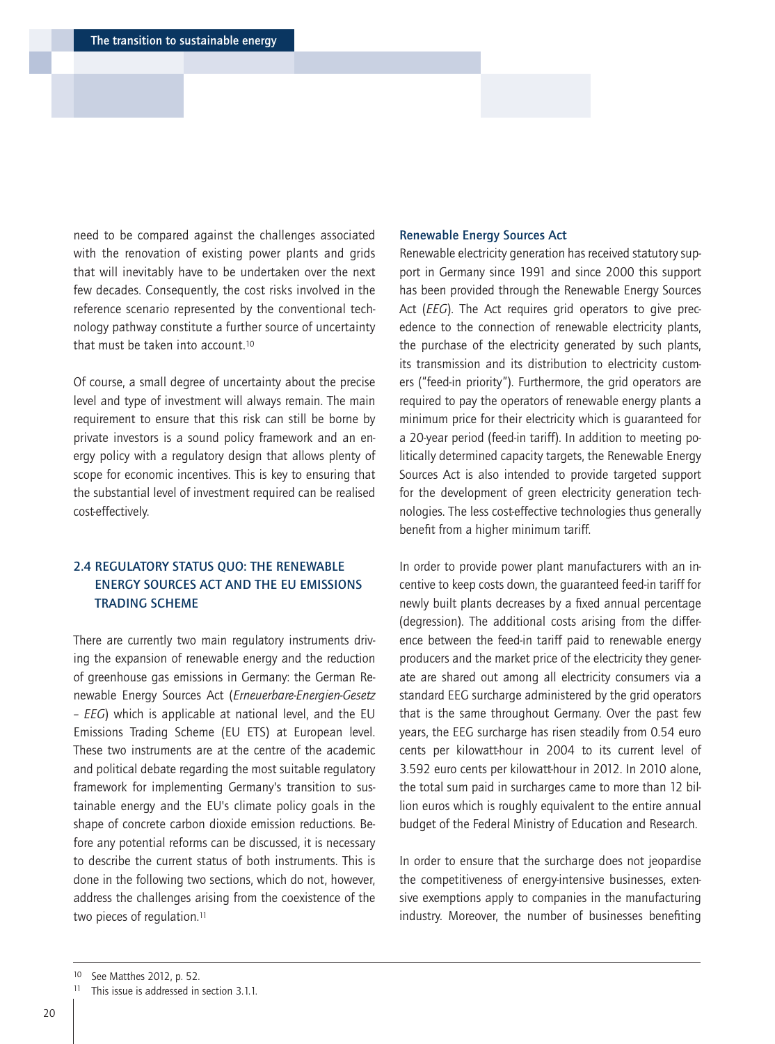need to be compared against the challenges associated with the renovation of existing power plants and grids that will inevitably have to be undertaken over the next few decades. Consequently, the cost risks involved in the reference scenario represented by the conventional technology pathway constitute a further source of uncertainty that must be taken into account.[10]

Of course, a small degree of uncertainty about the precise level and type of investment will always remain. The main requirement to ensure that this risk can still be borne by private investors is a sound policy framework and an energy policy with a regulatory design that allows plenty of scope for economic incentives. This is key to ensuring that the substantial level of investment required can be realised cost-effectively.

## 2.4 REGULATORY STATUS QUO: THE RENEWABLE ENERGY SOURCES ACT AND THE EU EMISSIONS TRADING SCHEME

There are currently two main regulatory instruments driving the expansion of renewable energy and the reduction of greenhouse gas emissions in Germany: the German Renewable Energy Sources Act (*Erneuerbare-Energien-Gesetz – EEG*) which is applicable at national level, and the EU Emissions Trading Scheme (EU ETS) at European level. These two instruments are at the centre of the academic and political debate regarding the most suitable regulatory framework for implementing Germany's transition to sustainable energy and the EU's climate policy goals in the shape of concrete carbon dioxide emission reductions. Before any potential reforms can be discussed, it is necessary to describe the current status of both instruments. This is done in the following two sections, which do not, however, address the challenges arising from the coexistence of the two pieces of regulation.[11]

### Renewable Energy Sources Act

Renewable electricity generation has received statutory support in Germany since 1991 and since 2000 this support has been provided through the Renewable Energy Sources Act (*EEG*). The Act requires grid operators to give precedence to the connection of renewable electricity plants, the purchase of the electricity generated by such plants, its transmission and its distribution to electricity customers ("feed-in priority"). Furthermore, the grid operators are required to pay the operators of renewable energy plants a minimum price for their electricity which is guaranteed for a 20-year period (feed-in tariff). In addition to meeting politically determined capacity targets, the Renewable Energy Sources Act is also intended to provide targeted support for the development of green electricity generation technologies. The less cost-effective technologies thus generally benefit from a higher minimum tariff.

In order to provide power plant manufacturers with an incentive to keep costs down, the guaranteed feed-in tariff for newly built plants decreases by a fixed annual percentage (degression). The additional costs arising from the difference between the feed-in tariff paid to renewable energy producers and the market price of the electricity they generate are shared out among all electricity consumers via a standard EEG surcharge administered by the grid operators that is the same throughout Germany. Over the past few years, the EEG surcharge has risen steadily from 0.54 euro cents per kilowatt-hour in 2004 to its current level of 3.592 euro cents per kilowatt-hour in 2012. In 2010 alone, the total sum paid in surcharges came to more than 12 billion euros which is roughly equivalent to the entire annual budget of the Federal Ministry of Education and Research.

In order to ensure that the surcharge does not jeopardise the competitiveness of energy-intensive businesses, extensive exemptions apply to companies in the manufacturing industry. Moreover, the number of businesses benefiting

---

[10] See Matthes 2012, p. 52.

[11] This issue is addressed in section 3.1.1.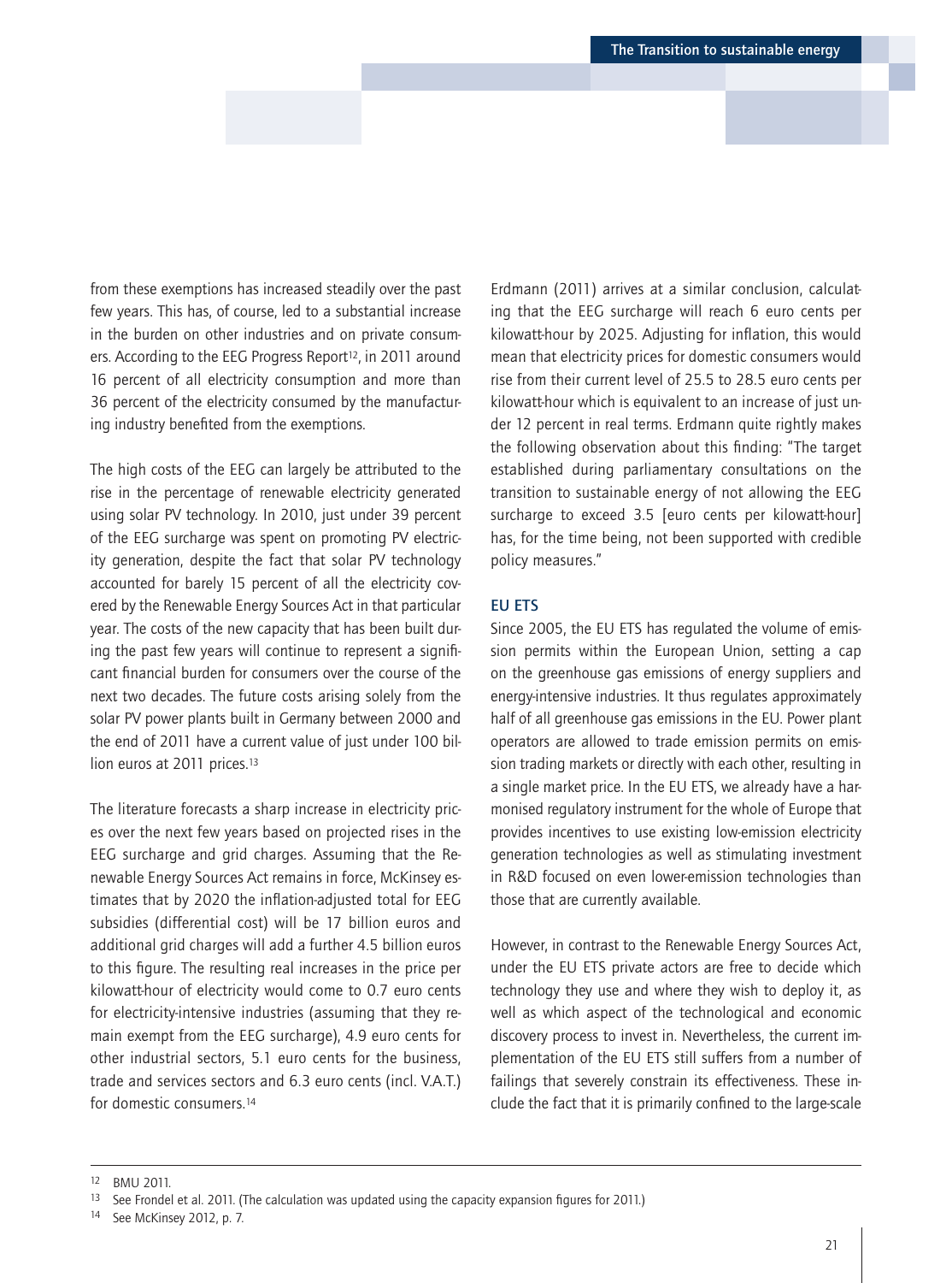from these exemptions has increased steadily over the past few years. This has, of course, led to a substantial increase in the burden on other industries and on private consumers. According to the EEG Progress Report[12], in 2011 around 16 percent of all electricity consumption and more than 36 percent of the electricity consumed by the manufacturing industry benefited from the exemptions.

The high costs of the EEG can largely be attributed to the rise in the percentage of renewable electricity generated using solar PV technology. In 2010, just under 39 percent of the EEG surcharge was spent on promoting PV electricity generation, despite the fact that solar PV technology accounted for barely 15 percent of all the electricity covered by the Renewable Energy Sources Act in that particular year. The costs of the new capacity that has been built during the past few years will continue to represent a significant financial burden for consumers over the course of the next two decades. The future costs arising solely from the solar PV power plants built in Germany between 2000 and the end of 2011 have a current value of just under 100 billion euros at 2011 prices.[13]

The literature forecasts a sharp increase in electricity prices over the next few years based on projected rises in the EEG surcharge and grid charges. Assuming that the Renewable Energy Sources Act remains in force, McKinsey estimates that by 2020 the inflation-adjusted total for EEG subsidies (differential cost) will be 17 billion euros and additional grid charges will add a further 4.5 billion euros to this figure. The resulting real increases in the price per kilowatt-hour of electricity would come to 0.7 euro cents for electricity-intensive industries (assuming that they remain exempt from the EEG surcharge), 4.9 euro cents for other industrial sectors, 5.1 euro cents for the business, trade and services sectors and 6.3 euro cents (incl. V.A.T.) for domestic consumers.[14]

Erdmann (2011) arrives at a similar conclusion, calculating that the EEG surcharge will reach 6 euro cents per kilowatt-hour by 2025. Adjusting for inflation, this would mean that electricity prices for domestic consumers would rise from their current level of 25.5 to 28.5 euro cents per kilowatt-hour which is equivalent to an increase of just under 12 percent in real terms. Erdmann quite rightly makes the following observation about this finding: "The target established during parliamentary consultations on the transition to sustainable energy of not allowing the EEG surcharge to exceed 3.5 [euro cents per kilowatt-hour] has, for the time being, not been supported with credible policy measures."

### EU ETS

Since 2005, the EU ETS has regulated the volume of emission permits within the European Union, setting a cap on the greenhouse gas emissions of energy suppliers and energy-intensive industries. It thus regulates approximately half of all greenhouse gas emissions in the EU. Power plant operators are allowed to trade emission permits on emission trading markets or directly with each other, resulting in a single market price. In the EU ETS, we already have a harmonised regulatory instrument for the whole of Europe that provides incentives to use existing low-emission electricity generation technologies as well as stimulating investment in R&D focused on even lower-emission technologies than those that are currently available.

However, in contrast to the Renewable Energy Sources Act, under the EU ETS private actors are free to decide which technology they use and where they wish to deploy it, as well as which aspect of the technological and economic discovery process to invest in. Nevertheless, the current implementation of the EU ETS still suffers from a number of failings that severely constrain its effectiveness. These include the fact that it is primarily confined to the large-scale

---

[12] BMU 2011.

[13] See Frondel et al. 2011. (The calculation was updated using the capacity expansion figures for 2011.)

[14] See McKinsey 2012, p. 7.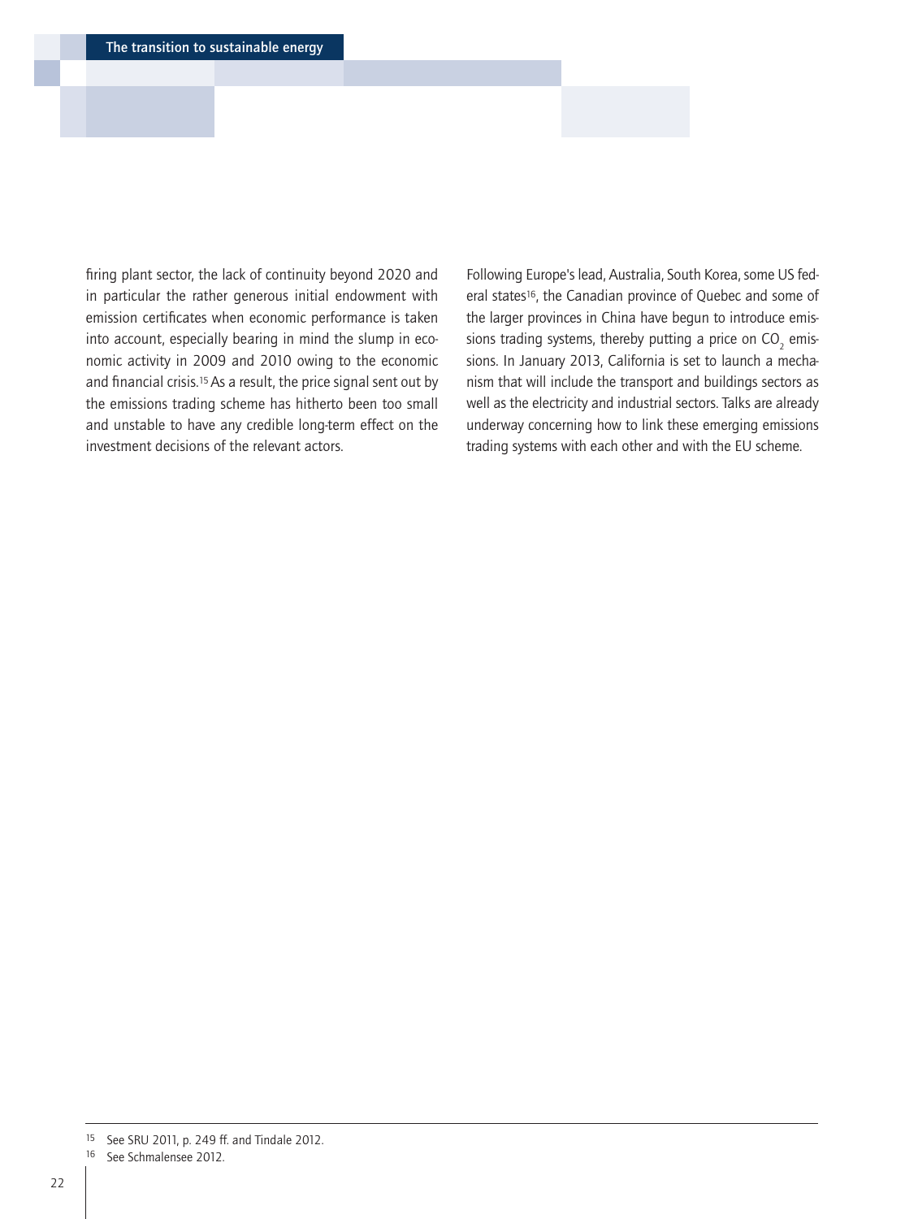firing plant sector, the lack of continuity beyond 2020 and in particular the rather generous initial endowment with emission certificates when economic performance is taken into account, especially bearing in mind the slump in economic activity in 2009 and 2010 owing to the economic and financial crisis.[15] As a result, the price signal sent out by the emissions trading scheme has hitherto been too small and unstable to have any credible long-term effect on the investment decisions of the relevant actors.

Following Europe's lead, Australia, South Korea, some US federal states[16], the Canadian province of Quebec and some of the larger provinces in China have begun to introduce emissions trading systems, thereby putting a price on $CO_2$ emissions. In January 2013, California is set to launch a mechanism that will include the transport and buildings sectors as well as the electricity and industrial sectors. Talks are already underway concerning how to link these emerging emissions trading systems with each other and with the EU scheme.

---

[15] See SRU 2011, p. 249 ff. and Tindale 2012.

[16] See Schmalensee 2012.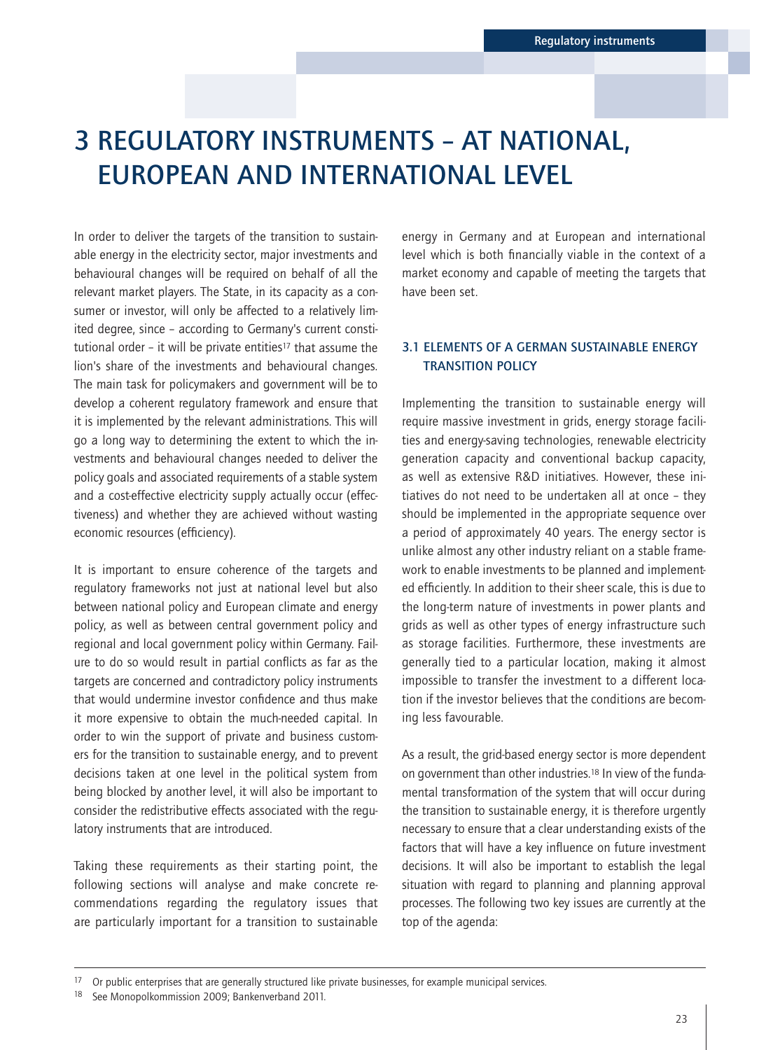# 3 REGULATORY INSTRUMENTS – AT NATIONAL, EUROPEAN AND INTERNATIONAL LEVEL

In order to deliver the targets of the transition to sustainable energy in the electricity sector, major investments and behavioural changes will be required on behalf of all the relevant market players. The State, in its capacity as a consumer or investor, will only be affected to a relatively limited degree, since – according to Germany's current constitutional order – it will be private entities[17] that assume the lion's share of the investments and behavioural changes. The main task for policymakers and government will be to develop a coherent regulatory framework and ensure that it is implemented by the relevant administrations. This will go a long way to determining the extent to which the investments and behavioural changes needed to deliver the policy goals and associated requirements of a stable system and a cost-effective electricity supply actually occur (effectiveness) and whether they are achieved without wasting economic resources (efficiency).

It is important to ensure coherence of the targets and regulatory frameworks not just at national level but also between national policy and European climate and energy policy, as well as between central government policy and regional and local government policy within Germany. Failure to do so would result in partial conflicts as far as the targets are concerned and contradictory policy instruments that would undermine investor confidence and thus make it more expensive to obtain the much-needed capital. In order to win the support of private and business customers for the transition to sustainable energy, and to prevent decisions taken at one level in the political system from being blocked by another level, it will also be important to consider the redistributive effects associated with the regulatory instruments that are introduced.

Taking these requirements as their starting point, the following sections will analyse and make concrete recommendations regarding the regulatory issues that are particularly important for a transition to sustainable energy in Germany and at European and international level which is both financially viable in the context of a market economy and capable of meeting the targets that have been set.

## 3.1 ELEMENTS OF A GERMAN SUSTAINABLE ENERGY TRANSITION POLICY

Implementing the transition to sustainable energy will require massive investment in grids, energy storage facilities and energy-saving technologies, renewable electricity generation capacity and conventional backup capacity, as well as extensive R&D initiatives. However, these initiatives do not need to be undertaken all at once – they should be implemented in the appropriate sequence over a period of approximately 40 years. The energy sector is unlike almost any other industry reliant on a stable framework to enable investments to be planned and implemented efficiently. In addition to their sheer scale, this is due to the long-term nature of investments in power plants and grids as well as other types of energy infrastructure such as storage facilities. Furthermore, these investments are generally tied to a particular location, making it almost impossible to transfer the investment to a different location if the investor believes that the conditions are becoming less favourable.

As a result, the grid-based energy sector is more dependent on government than other industries.[18] In view of the fundamental transformation of the system that will occur during the transition to sustainable energy, it is therefore urgently necessary to ensure that a clear understanding exists of the factors that will have a key influence on future investment decisions. It will also be important to establish the legal situation with regard to planning and planning approval processes. The following two key issues are currently at the top of the agenda:

[17] Or public enterprises that are generally structured like private businesses, for example municipal services.

[18] See Monopolkommission 2009; Bankenverband 2011.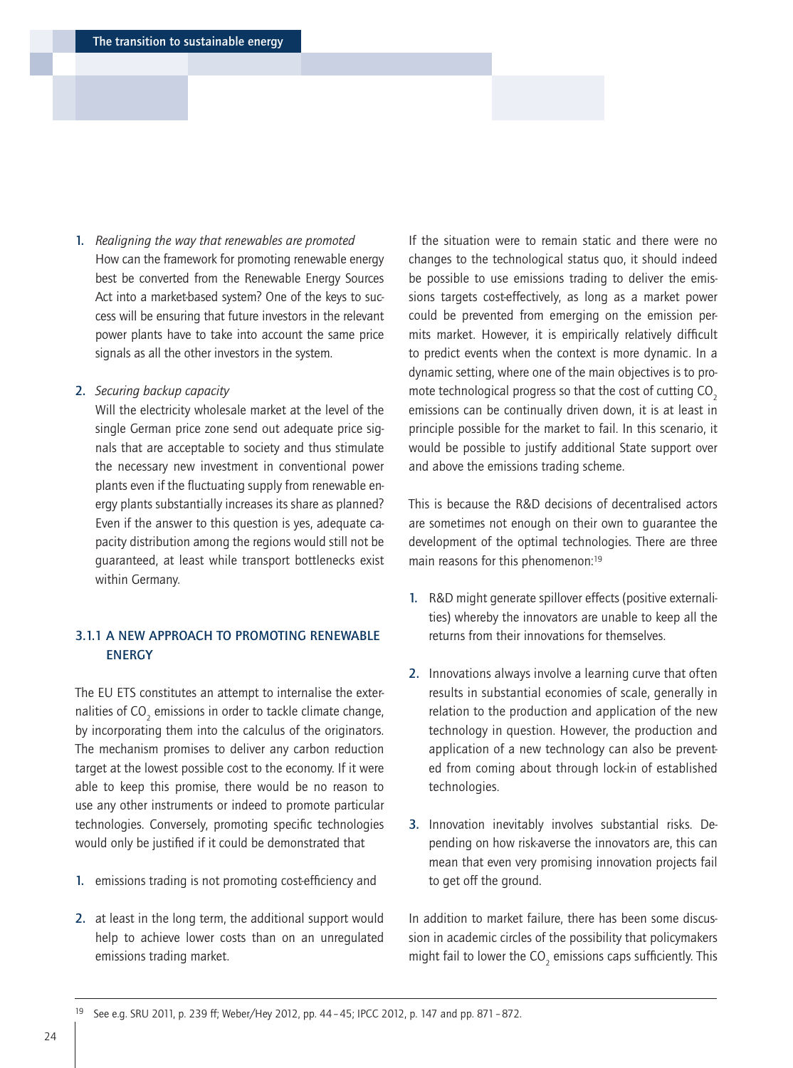1. *Realigning the way that renewables are promoted*
   How can the framework for promoting renewable energy best be converted from the Renewable Energy Sources Act into a market-based system? One of the keys to success will be ensuring that future investors in the relevant power plants have to take into account the same price signals as all the other investors in the system.

2. *Securing backup capacity*
   Will the electricity wholesale market at the level of the single German price zone send out adequate price signals that are acceptable to society and thus stimulate the necessary new investment in conventional power plants even if the fluctuating supply from renewable energy plants substantially increases its share as planned? Even if the answer to this question is yes, adequate capacity distribution among the regions would still not be guaranteed, at least while transport bottlenecks exist within Germany.

### 3.1.1 A NEW APPROACH TO PROMOTING RENEWABLE ENERGY

The EU ETS constitutes an attempt to internalise the externalities of $CO_2$ emissions in order to tackle climate change, by incorporating them into the calculus of the originators. The mechanism promises to deliver any carbon reduction target at the lowest possible cost to the economy. If it were able to keep this promise, there would be no reason to use any other instruments or indeed to promote particular technologies. Conversely, promoting specific technologies would only be justified if it could be demonstrated that

1. emissions trading is not promoting cost-efficiency and
2. at least in the long term, the additional support would help to achieve lower costs than on an unregulated emissions trading market.

If the situation were to remain static and there were no changes to the technological status quo, it should indeed be possible to use emissions trading to deliver the emissions targets cost-effectively, as long as a market power could be prevented from emerging on the emission permits market. However, it is empirically relatively difficult to predict events when the context is more dynamic. In a dynamic setting, where one of the main objectives is to promote technological progress so that the cost of cutting $CO_2$ emissions can be continually driven down, it is at least in principle possible for the market to fail. In this scenario, it would be possible to justify additional State support over and above the emissions trading scheme.

This is because the R&D decisions of decentralised actors are sometimes not enough on their own to guarantee the development of the optimal technologies. There are three main reasons for this phenomenon:[19]

1. R&D might generate spillover effects (positive externalities) whereby the innovators are unable to keep all the returns from their innovations for themselves.
2. Innovations always involve a learning curve that often results in substantial economies of scale, generally in relation to the production and application of the new technology in question. However, the production and application of a new technology can also be prevented from coming about through lock-in of established technologies.
3. Innovation inevitably involves substantial risks. Depending on how risk-averse the innovators are, this can mean that even very promising innovation projects fail to get off the ground.

In addition to market failure, there has been some discussion in academic circles of the possibility that policymakers might fail to lower the $CO_2$ emissions caps sufficiently. This

[19] See e.g. SRU 2011, p. 239 ff; Weber/Hey 2012, pp. 44–45; IPCC 2012, p. 147 and pp. 871–872.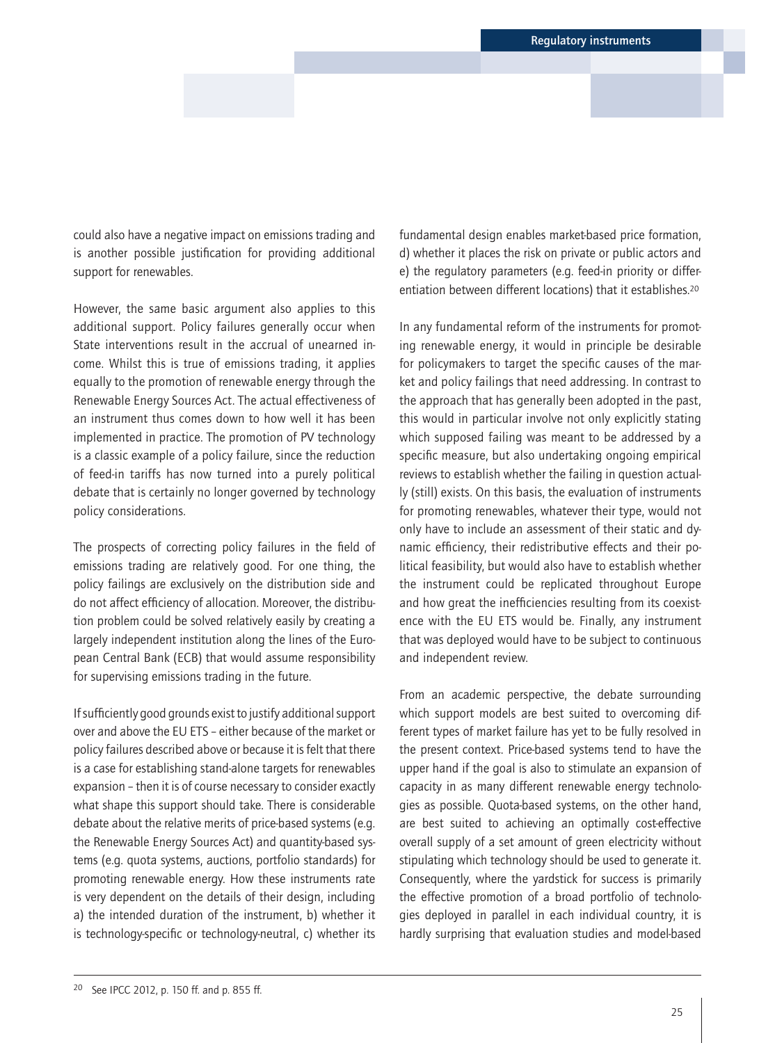could also have a negative impact on emissions trading and is another possible justification for providing additional support for renewables.

However, the same basic argument also applies to this additional support. Policy failures generally occur when State interventions result in the accrual of unearned income. Whilst this is true of emissions trading, it applies equally to the promotion of renewable energy through the Renewable Energy Sources Act. The actual effectiveness of an instrument thus comes down to how well it has been implemented in practice. The promotion of PV technology is a classic example of a policy failure, since the reduction of feed-in tariffs has now turned into a purely political debate that is certainly no longer governed by technology policy considerations.

The prospects of correcting policy failures in the field of emissions trading are relatively good. For one thing, the policy failings are exclusively on the distribution side and do not affect efficiency of allocation. Moreover, the distribution problem could be solved relatively easily by creating a largely independent institution along the lines of the European Central Bank (ECB) that would assume responsibility for supervising emissions trading in the future.

If sufficiently good grounds exist to justify additional support over and above the EU ETS – either because of the market or policy failures described above or because it is felt that there is a case for establishing stand-alone targets for renewables expansion – then it is of course necessary to consider exactly what shape this support should take. There is considerable debate about the relative merits of price-based systems (e.g. the Renewable Energy Sources Act) and quantity-based systems (e.g. quota systems, auctions, portfolio standards) for promoting renewable energy. How these instruments rate is very dependent on the details of their design, including a) the intended duration of the instrument, b) whether it is technology-specific or technology-neutral, c) whether its fundamental design enables market-based price formation, d) whether it places the risk on private or public actors and e) the regulatory parameters (e.g. feed-in priority or differentiation between different locations) that it establishes.[20]

In any fundamental reform of the instruments for promoting renewable energy, it would in principle be desirable for policymakers to target the specific causes of the market and policy failings that need addressing. In contrast to the approach that has generally been adopted in the past, this would in particular involve not only explicitly stating which supposed failing was meant to be addressed by a specific measure, but also undertaking ongoing empirical reviews to establish whether the failing in question actually (still) exists. On this basis, the evaluation of instruments for promoting renewables, whatever their type, would not only have to include an assessment of their static and dynamic efficiency, their redistributive effects and their political feasibility, but would also have to establish whether the instrument could be replicated throughout Europe and how great the inefficiencies resulting from its coexistence with the EU ETS would be. Finally, any instrument that was deployed would have to be subject to continuous and independent review.

From an academic perspective, the debate surrounding which support models are best suited to overcoming different types of market failure has yet to be fully resolved in the present context. Price-based systems tend to have the upper hand if the goal is also to stimulate an expansion of capacity in as many different renewable energy technologies as possible. Quota-based systems, on the other hand, are best suited to achieving an optimally cost-effective overall supply of a set amount of green electricity without stipulating which technology should be used to generate it. Consequently, where the yardstick for success is primarily the effective promotion of a broad portfolio of technologies deployed in parallel in each individual country, it is hardly surprising that evaluation studies and model-based

[20] See IPCC 2012, p. 150 ff. and p. 855 ff.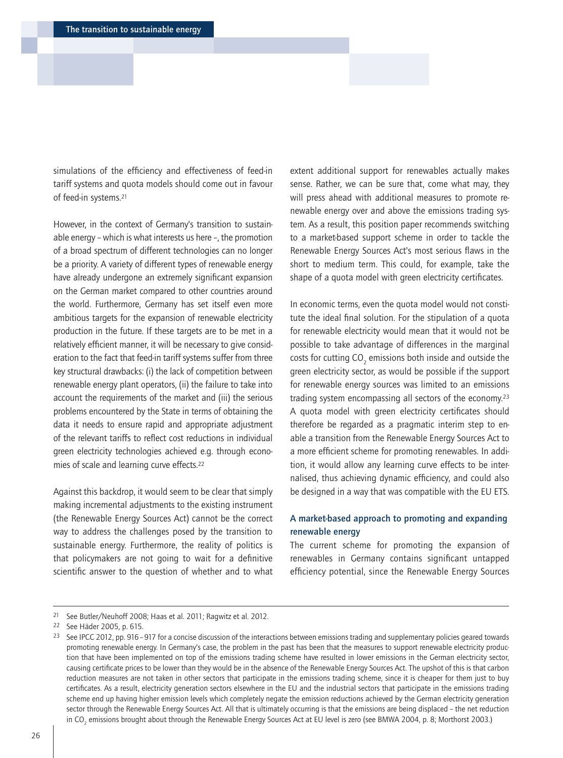simulations of the efficiency and effectiveness of feed-in tariff systems and quota models should come out in favour of feed-in systems.[21]

However, in the context of Germany's transition to sustainable energy – which is what interests us here –, the promotion of a broad spectrum of different technologies can no longer be a priority. A variety of different types of renewable energy have already undergone an extremely significant expansion on the German market compared to other countries around the world. Furthermore, Germany has set itself even more ambitious targets for the expansion of renewable electricity production in the future. If these targets are to be met in a relatively efficient manner, it will be necessary to give consideration to the fact that feed-in tariff systems suffer from three key structural drawbacks: (i) the lack of competition between renewable energy plant operators, (ii) the failure to take into account the requirements of the market and (iii) the serious problems encountered by the State in terms of obtaining the data it needs to ensure rapid and appropriate adjustment of the relevant tariffs to reflect cost reductions in individual green electricity technologies achieved e.g. through economies of scale and learning curve effects.[22]

Against this backdrop, it would seem to be clear that simply making incremental adjustments to the existing instrument (the Renewable Energy Sources Act) cannot be the correct way to address the challenges posed by the transition to sustainable energy. Furthermore, the reality of politics is that policymakers are not going to wait for a definitive scientific answer to the question of whether and to what extent additional support for renewables actually makes sense. Rather, we can be sure that, come what may, they will press ahead with additional measures to promote renewable energy over and above the emissions trading system. As a result, this position paper recommends switching to a market-based support scheme in order to tackle the Renewable Energy Sources Act's most serious flaws in the short to medium term. This could, for example, take the shape of a quota model with green electricity certificates.

In economic terms, even the quota model would not constitute the ideal final solution. For the stipulation of a quota for renewable electricity would mean that it would not be possible to take advantage of differences in the marginal costs for cutting $CO_2$ emissions both inside and outside the green electricity sector, as would be possible if the support for renewable energy sources was limited to an emissions trading system encompassing all sectors of the economy.[23] A quota model with green electricity certificates should therefore be regarded as a pragmatic interim step to enable a transition from the Renewable Energy Sources Act to a more efficient scheme for promoting renewables. In addition, it would allow any learning curve effects to be internalised, thus achieving dynamic efficiency, and could also be designed in a way that was compatible with the EU ETS.

### A market-based approach to promoting and expanding renewable energy

The current scheme for promoting the expansion of renewables in Germany contains significant untapped efficiency potential, since the Renewable Energy Sources

---

[21] See Butler/Neuhoff 2008; Haas et al. 2011; Ragwitz et al. 2012.

[22] See Häder 2005, p. 615.

[23] See IPCC 2012, pp. 916 – 917 for a concise discussion of the interactions between emissions trading and supplementary policies geared towards promoting renewable energy. In Germany's case, the problem in the past has been that the measures to support renewable electricity production that have been implemented on top of the emissions trading scheme have resulted in lower emissions in the German electricity sector, causing certificate prices to be lower than they would be in the absence of the Renewable Energy Sources Act. The upshot of this is that carbon reduction measures are not taken in other sectors that participate in the emissions trading scheme, since it is cheaper for them just to buy certificates. As a result, electricity generation sectors elsewhere in the EU and the industrial sectors that participate in the emissions trading scheme end up having higher emission levels which completely negate the emission reductions achieved by the German electricity generation sector through the Renewable Energy Sources Act. All that is ultimately occurring is that the emissions are being displaced – the net reduction in $CO_2$ emissions brought about through the Renewable Energy Sources Act at EU level is zero (see BMWA 2004, p. 8; Morthorst 2003.)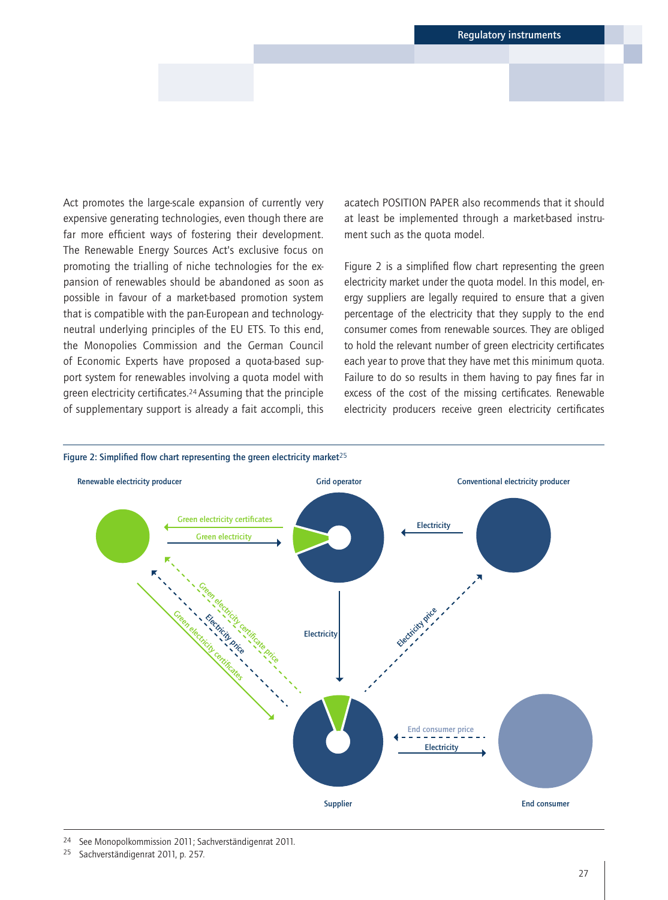Act promotes the large-scale expansion of currently very expensive generating technologies, even though there are far more efficient ways of fostering their development. The Renewable Energy Sources Act's exclusive focus on promoting the trialling of niche technologies for the expansion of renewables should be abandoned as soon as possible in favour of a market-based promotion system that is compatible with the pan-European and technology-neutral underlying principles of the EU ETS. To this end, the Monopolies Commission and the German Council of Economic Experts have proposed a quota-based support system for renewables involving a quota model with green electricity certificates.[24] Assuming that the principle of supplementary support is already a fait accompli, this acatech POSITION PAPER also recommends that it should at least be implemented through a market-based instrument such as the quota model.

Figure 2 is a simplified flow chart representing the green electricity market under the quota model. In this model, energy suppliers are legally required to ensure that a given percentage of the electricity that they supply to the end consumer comes from renewable sources. They are obliged to hold the relevant number of green electricity certificates each year to prove that they have met this minimum quota. Failure to do so results in them having to pay fines far in excess of the cost of the missing certificates. Renewable electricity producers receive green electricity certificates

**Figure 2: Simplified flow chart representing the green electricity market[25]**

Renewable electricity producer | Grid operator | Conventional electricity producer | Supplier | End consumer

Green electricity certificates | Green electricity | Electricity | Green electricity certificate price | Electricity price | Green electricity certificates | Electricity | Electricity price | End consumer price | Electricity

---

[24] See Monopolkommission 2011; Sachverständigenrat 2011.

[25] Sachverständigenrat 2011, p. 257.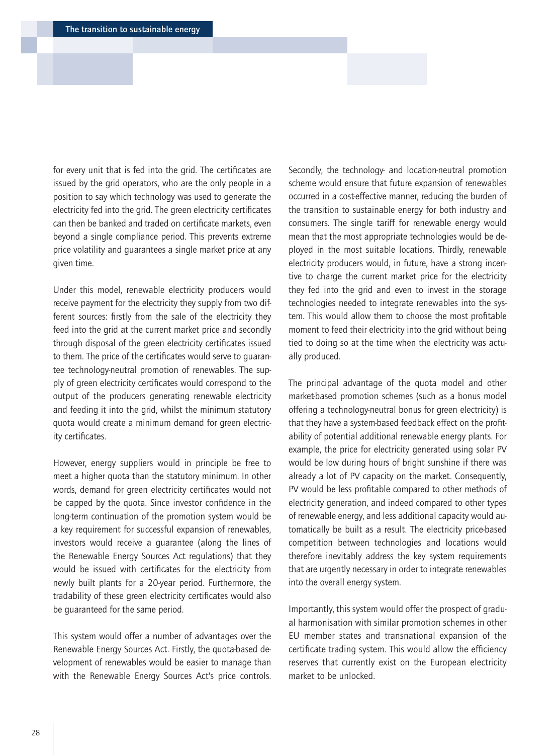for every unit that is fed into the grid. The certificates are issued by the grid operators, who are the only people in a position to say which technology was used to generate the electricity fed into the grid. The green electricity certificates can then be banked and traded on certificate markets, even beyond a single compliance period. This prevents extreme price volatility and guarantees a single market price at any given time.

Under this model, renewable electricity producers would receive payment for the electricity they supply from two different sources: firstly from the sale of the electricity they feed into the grid at the current market price and secondly through disposal of the green electricity certificates issued to them. The price of the certificates would serve to guarantee technology-neutral promotion of renewables. The supply of green electricity certificates would correspond to the output of the producers generating renewable electricity and feeding it into the grid, whilst the minimum statutory quota would create a minimum demand for green electricity certificates.

However, energy suppliers would in principle be free to meet a higher quota than the statutory minimum. In other words, demand for green electricity certificates would not be capped by the quota. Since investor confidence in the long-term continuation of the promotion system would be a key requirement for successful expansion of renewables, investors would receive a guarantee (along the lines of the Renewable Energy Sources Act regulations) that they would be issued with certificates for the electricity from newly built plants for a 20-year period. Furthermore, the tradability of these green electricity certificates would also be guaranteed for the same period.

This system would offer a number of advantages over the Renewable Energy Sources Act. Firstly, the quota-based development of renewables would be easier to manage than with the Renewable Energy Sources Act's price controls. Secondly, the technology- and location-neutral promotion scheme would ensure that future expansion of renewables occurred in a cost-effective manner, reducing the burden of the transition to sustainable energy for both industry and consumers. The single tariff for renewable energy would mean that the most appropriate technologies would be deployed in the most suitable locations. Thirdly, renewable electricity producers would, in future, have a strong incentive to charge the current market price for the electricity they fed into the grid and even to invest in the storage technologies needed to integrate renewables into the system. This would allow them to choose the most profitable moment to feed their electricity into the grid without being tied to doing so at the time when the electricity was actually produced.

The principal advantage of the quota model and other market-based promotion schemes (such as a bonus model offering a technology-neutral bonus for green electricity) is that they have a system-based feedback effect on the profitability of potential additional renewable energy plants. For example, the price for electricity generated using solar PV would be low during hours of bright sunshine if there was already a lot of PV capacity on the market. Consequently, PV would be less profitable compared to other methods of electricity generation, and indeed compared to other types of renewable energy, and less additional capacity would automatically be built as a result. The electricity price-based competition between technologies and locations would therefore inevitably address the key system requirements that are urgently necessary in order to integrate renewables into the overall energy system.

Importantly, this system would offer the prospect of gradual harmonisation with similar promotion schemes in other EU member states and transnational expansion of the certificate trading system. This would allow the efficiency reserves that currently exist on the European electricity market to be unlocked.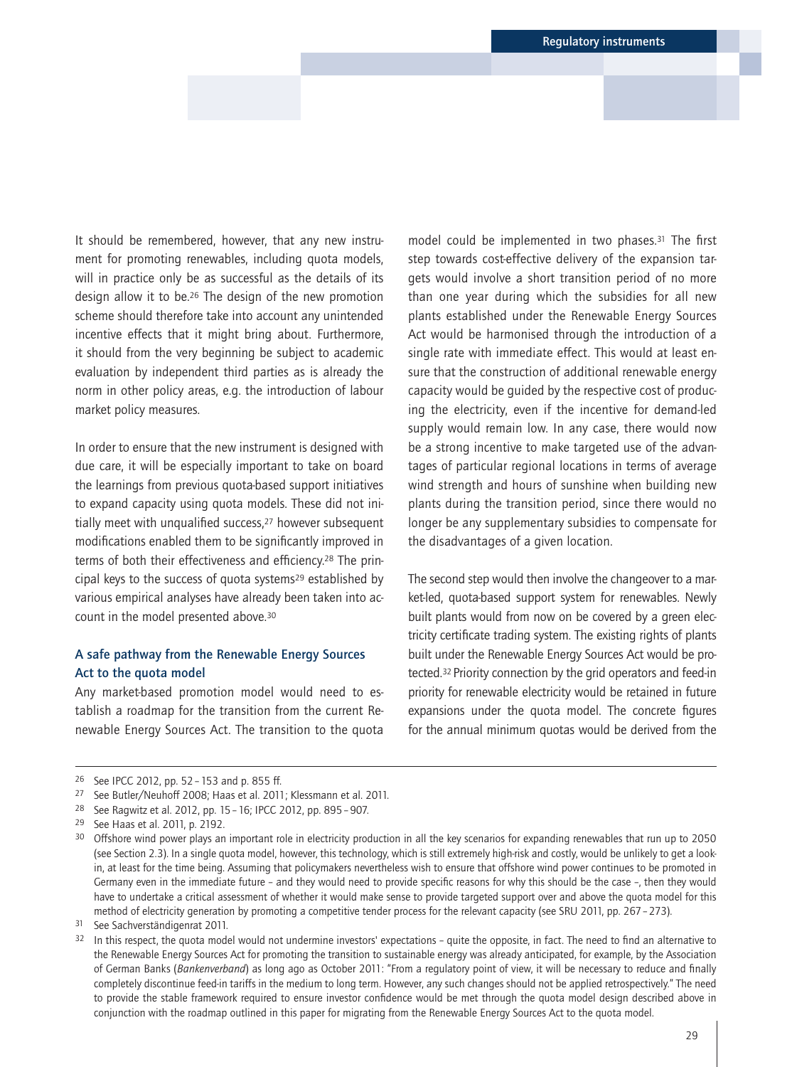It should be remembered, however, that any new instrument for promoting renewables, including quota models, will in practice only be as successful as the details of its design allow it to be.[26] The design of the new promotion scheme should therefore take into account any unintended incentive effects that it might bring about. Furthermore, it should from the very beginning be subject to academic evaluation by independent third parties as is already the norm in other policy areas, e.g. the introduction of labour market policy measures.

In order to ensure that the new instrument is designed with due care, it will be especially important to take on board the learnings from previous quota-based support initiatives to expand capacity using quota models. These did not initially meet with unqualified success,[27] however subsequent modifications enabled them to be significantly improved in terms of both their effectiveness and efficiency.[28] The principal keys to the success of quota systems[29] established by various empirical analyses have already been taken into account in the model presented above.[30]

### A safe pathway from the Renewable Energy Sources Act to the quota model

Any market-based promotion model would need to establish a roadmap for the transition from the current Renewable Energy Sources Act. The transition to the quota model could be implemented in two phases.[31] The first step towards cost-effective delivery of the expansion targets would involve a short transition period of no more than one year during which the subsidies for all new plants established under the Renewable Energy Sources Act would be harmonised through the introduction of a single rate with immediate effect. This would at least ensure that the construction of additional renewable energy capacity would be guided by the respective cost of producing the electricity, even if the incentive for demand-led supply would remain low. In any case, there would now be a strong incentive to make targeted use of the advantages of particular regional locations in terms of average wind strength and hours of sunshine when building new plants during the transition period, since there would no longer be any supplementary subsidies to compensate for the disadvantages of a given location.

The second step would then involve the changeover to a market-led, quota-based support system for renewables. Newly built plants would from now on be covered by a green electricity certificate trading system. The existing rights of plants built under the Renewable Energy Sources Act would be protected.[32] Priority connection by the grid operators and feed-in priority for renewable electricity would be retained in future expansions under the quota model. The concrete figures for the annual minimum quotas would be derived from the

---

[26] See IPCC 2012, pp. 52 – 153 and p. 855 ff.

[27] See Butler/Neuhoff 2008; Haas et al. 2011; Klessmann et al. 2011.

[28] See Ragwitz et al. 2012, pp. 15 – 16; IPCC 2012, pp. 895 – 907.

[29] See Haas et al. 2011, p. 2192.

[30] Offshore wind power plays an important role in electricity production in all the key scenarios for expanding renewables that run up to 2050 (see Section 2.3). In a single quota model, however, this technology, which is still extremely high-risk and costly, would be unlikely to get a look-in, at least for the time being. Assuming that policymakers nevertheless wish to ensure that offshore wind power continues to be promoted in Germany even in the immediate future – and they would need to provide specific reasons for why this should be the case –, then they would have to undertake a critical assessment of whether it would make sense to provide targeted support over and above the quota model for this method of electricity generation by promoting a competitive tender process for the relevant capacity (see SRU 2011, pp. 267 – 273).

[31] See Sachverständigenrat 2011.

[32] In this respect, the quota model would not undermine investors' expectations – quite the opposite, in fact. The need to find an alternative to the Renewable Energy Sources Act for promoting the transition to sustainable energy was already anticipated, for example, by the Association of German Banks (*Bankenverband*) as long ago as October 2011: "From a regulatory point of view, it will be necessary to reduce and finally completely discontinue feed-in tariffs in the medium to long term. However, any such changes should not be applied retrospectively." The need to provide the stable framework required to ensure investor confidence would be met through the quota model design described above in conjunction with the roadmap outlined in this paper for migrating from the Renewable Energy Sources Act to the quota model.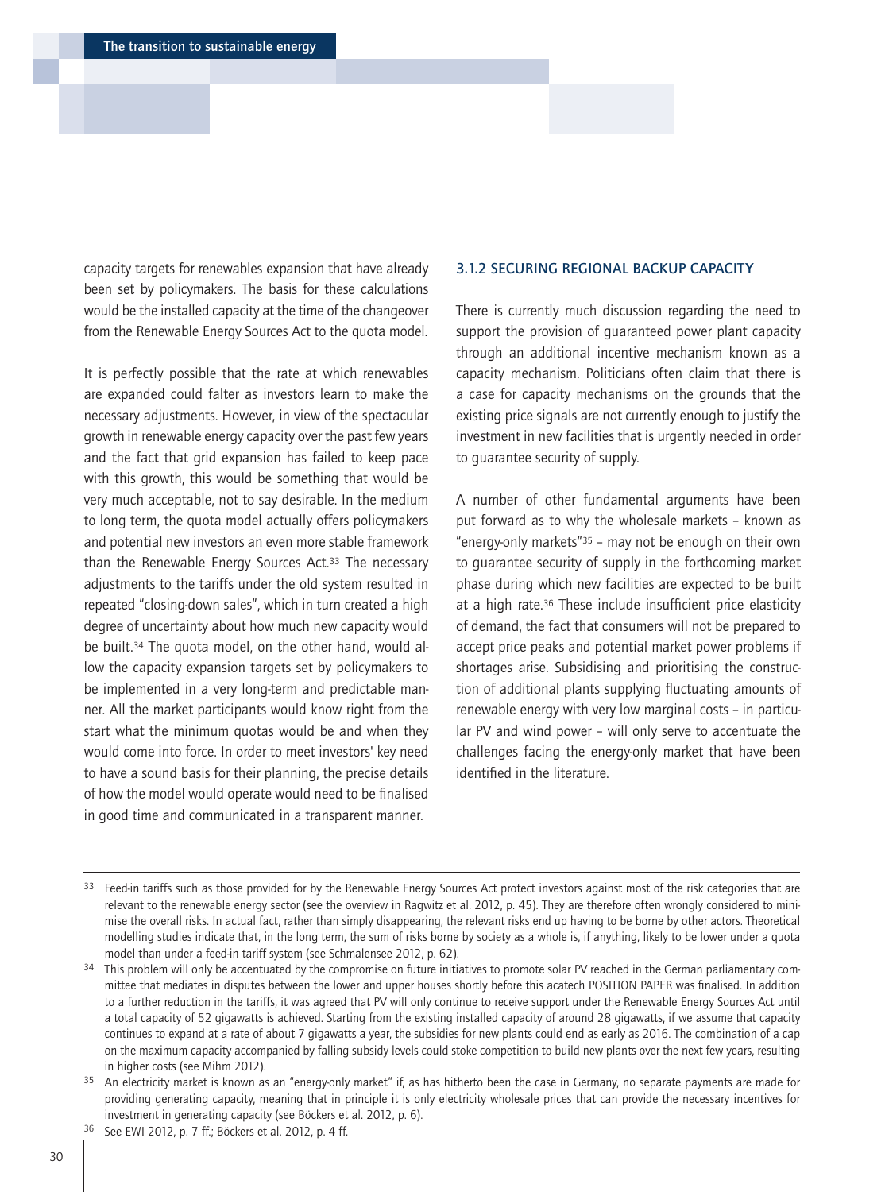capacity targets for renewables expansion that have already been set by policymakers. The basis for these calculations would be the installed capacity at the time of the changeover from the Renewable Energy Sources Act to the quota model.

It is perfectly possible that the rate at which renewables are expanded could falter as investors learn to make the necessary adjustments. However, in view of the spectacular growth in renewable energy capacity over the past few years and the fact that grid expansion has failed to keep pace with this growth, this would be something that would be very much acceptable, not to say desirable. In the medium to long term, the quota model actually offers policymakers and potential new investors an even more stable framework than the Renewable Energy Sources Act.[33] The necessary adjustments to the tariffs under the old system resulted in repeated "closing-down sales", which in turn created a high degree of uncertainty about how much new capacity would be built.[34] The quota model, on the other hand, would allow the capacity expansion targets set by policymakers to be implemented in a very long-term and predictable manner. All the market participants would know right from the start what the minimum quotas would be and when they would come into force. In order to meet investors' key need to have a sound basis for their planning, the precise details of how the model would operate would need to be finalised in good time and communicated in a transparent manner.

### 3.1.2 SECURING REGIONAL BACKUP CAPACITY

There is currently much discussion regarding the need to support the provision of guaranteed power plant capacity through an additional incentive mechanism known as a capacity mechanism. Politicians often claim that there is a case for capacity mechanisms on the grounds that the existing price signals are not currently enough to justify the investment in new facilities that is urgently needed in order to guarantee security of supply.

A number of other fundamental arguments have been put forward as to why the wholesale markets – known as "energy-only markets"[35] – may not be enough on their own to guarantee security of supply in the forthcoming market phase during which new facilities are expected to be built at a high rate.[36] These include insufficient price elasticity of demand, the fact that consumers will not be prepared to accept price peaks and potential market power problems if shortages arise. Subsidising and prioritising the construction of additional plants supplying fluctuating amounts of renewable energy with very low marginal costs – in particular PV and wind power – will only serve to accentuate the challenges facing the energy-only market that have been identified in the literature.

---

[33] Feed-in tariffs such as those provided for by the Renewable Energy Sources Act protect investors against most of the risk categories that are relevant to the renewable energy sector (see the overview in Ragwitz et al. 2012, p. 45). They are therefore often wrongly considered to minimise the overall risks. In actual fact, rather than simply disappearing, the relevant risks end up having to be borne by other actors. Theoretical modelling studies indicate that, in the long term, the sum of risks borne by society as a whole is, if anything, likely to be lower under a quota model than under a feed-in tariff system (see Schmalensee 2012, p. 62).

[34] This problem will only be accentuated by the compromise on future initiatives to promote solar PV reached in the German parliamentary committee that mediates in disputes between the lower and upper houses shortly before this acatech POSITION PAPER was finalised. In addition to a further reduction in the tariffs, it was agreed that PV will only continue to receive support under the Renewable Energy Sources Act until a total capacity of 52 gigawatts is achieved. Starting from the existing installed capacity of around 28 gigawatts, if we assume that capacity continues to expand at a rate of about 7 gigawatts a year, the subsidies for new plants could end as early as 2016. The combination of a cap on the maximum capacity accompanied by falling subsidy levels could stoke competition to build new plants over the next few years, resulting in higher costs (see Mihm 2012).

[35] An electricity market is known as an "energy-only market" if, as has hitherto been the case in Germany, no separate payments are made for providing generating capacity, meaning that in principle it is only electricity wholesale prices that can provide the necessary incentives for investment in generating capacity (see Böckers et al. 2012, p. 6).

[36] See EWI 2012, p. 7 ff.; Böckers et al. 2012, p. 4 ff.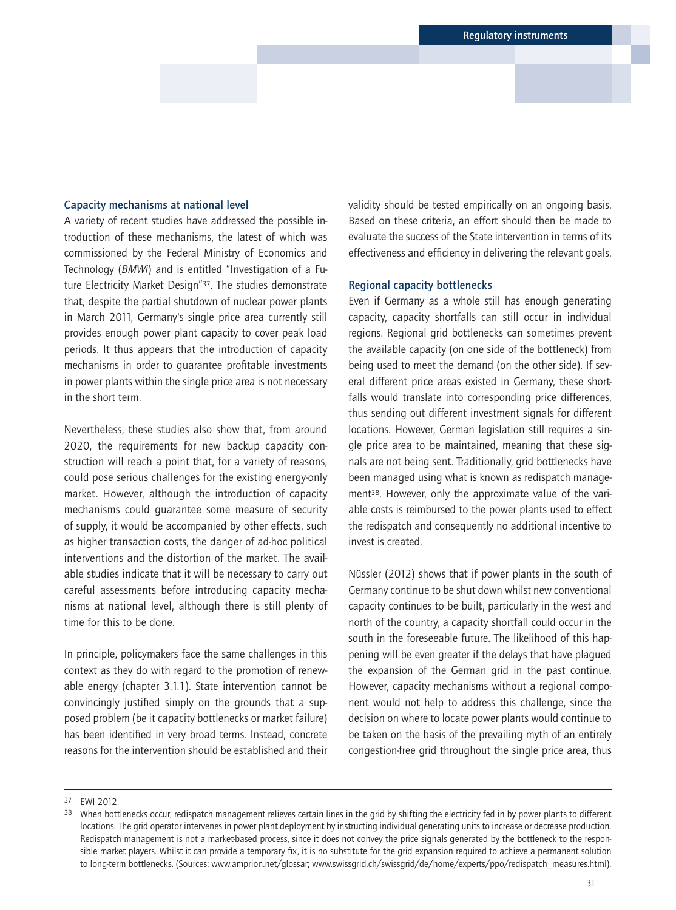### Capacity mechanisms at national level

A variety of recent studies have addressed the possible introduction of these mechanisms, the latest of which was commissioned by the Federal Ministry of Economics and Technology (*BMWi*) and is entitled "Investigation of a Future Electricity Market Design"[37]. The studies demonstrate that, despite the partial shutdown of nuclear power plants in March 2011, Germany's single price area currently still provides enough power plant capacity to cover peak load periods. It thus appears that the introduction of capacity mechanisms in order to guarantee profitable investments in power plants within the single price area is not necessary in the short term.

Nevertheless, these studies also show that, from around 2020, the requirements for new backup capacity construction will reach a point that, for a variety of reasons, could pose serious challenges for the existing energy-only market. However, although the introduction of capacity mechanisms could guarantee some measure of security of supply, it would be accompanied by other effects, such as higher transaction costs, the danger of ad-hoc political interventions and the distortion of the market. The available studies indicate that it will be necessary to carry out careful assessments before introducing capacity mechanisms at national level, although there is still plenty of time for this to be done.

In principle, policymakers face the same challenges in this context as they do with regard to the promotion of renewable energy (chapter 3.1.1). State intervention cannot be convincingly justified simply on the grounds that a supposed problem (be it capacity bottlenecks or market failure) has been identified in very broad terms. Instead, concrete reasons for the intervention should be established and their validity should be tested empirically on an ongoing basis. Based on these criteria, an effort should then be made to evaluate the success of the State intervention in terms of its effectiveness and efficiency in delivering the relevant goals.

### Regional capacity bottlenecks

Even if Germany as a whole still has enough generating capacity, capacity shortfalls can still occur in individual regions. Regional grid bottlenecks can sometimes prevent the available capacity (on one side of the bottleneck) from being used to meet the demand (on the other side). If several different price areas existed in Germany, these shortfalls would translate into corresponding price differences, thus sending out different investment signals for different locations. However, German legislation still requires a single price area to be maintained, meaning that these signals are not being sent. Traditionally, grid bottlenecks have been managed using what is known as redispatch management[38]. However, only the approximate value of the variable costs is reimbursed to the power plants used to effect the redispatch and consequently no additional incentive to invest is created.

Nüssler (2012) shows that if power plants in the south of Germany continue to be shut down whilst new conventional capacity continues to be built, particularly in the west and north of the country, a capacity shortfall could occur in the south in the foreseeable future. The likelihood of this happening will be even greater if the delays that have plagued the expansion of the German grid in the past continue. However, capacity mechanisms without a regional component would not help to address this challenge, since the decision on where to locate power plants would continue to be taken on the basis of the prevailing myth of an entirely congestion-free grid throughout the single price area, thus

---

[37] EWI 2012.

[38] When bottlenecks occur, redispatch management relieves certain lines in the grid by shifting the electricity fed in by power plants to different locations. The grid operator intervenes in power plant deployment by instructing individual generating units to increase or decrease production. Redispatch management is not a market-based process, since it does not convey the price signals generated by the bottleneck to the responsible market players. Whilst it can provide a temporary fix, it is no substitute for the grid expansion required to achieve a permanent solution to long-term bottlenecks. (Sources: www.amprion.net/glossar; www.swissgrid.ch/swissgrid/de/home/experts/ppo/redispatch_measures.html).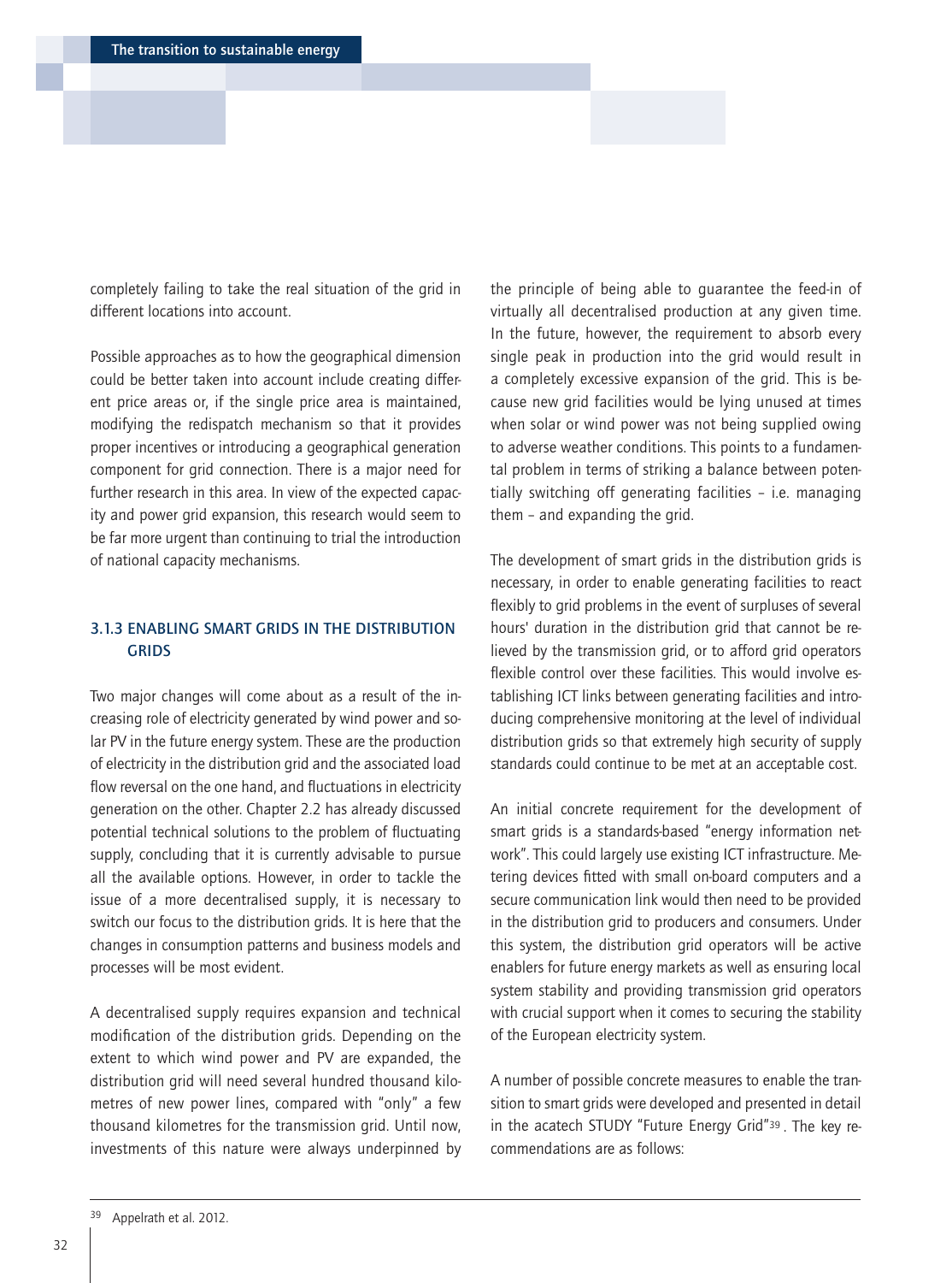completely failing to take the real situation of the grid in different locations into account.

Possible approaches as to how the geographical dimension could be better taken into account include creating different price areas or, if the single price area is maintained, modifying the redispatch mechanism so that it provides proper incentives or introducing a geographical generation component for grid connection. There is a major need for further research in this area. In view of the expected capacity and power grid expansion, this research would seem to be far more urgent than continuing to trial the introduction of national capacity mechanisms.

### 3.1.3 ENABLING SMART GRIDS IN THE DISTRIBUTION GRIDS

Two major changes will come about as a result of the increasing role of electricity generated by wind power and solar PV in the future energy system. These are the production of electricity in the distribution grid and the associated load flow reversal on the one hand, and fluctuations in electricity generation on the other. Chapter 2.2 has already discussed potential technical solutions to the problem of fluctuating supply, concluding that it is currently advisable to pursue all the available options. However, in order to tackle the issue of a more decentralised supply, it is necessary to switch our focus to the distribution grids. It is here that the changes in consumption patterns and business models and processes will be most evident.

A decentralised supply requires expansion and technical modification of the distribution grids. Depending on the extent to which wind power and PV are expanded, the distribution grid will need several hundred thousand kilometres of new power lines, compared with "only" a few thousand kilometres for the transmission grid. Until now, investments of this nature were always underpinned by the principle of being able to guarantee the feed-in of virtually all decentralised production at any given time. In the future, however, the requirement to absorb every single peak in production into the grid would result in a completely excessive expansion of the grid. This is because new grid facilities would be lying unused at times when solar or wind power was not being supplied owing to adverse weather conditions. This points to a fundamental problem in terms of striking a balance between potentially switching off generating facilities – i.e. managing them – and expanding the grid.

The development of smart grids in the distribution grids is necessary, in order to enable generating facilities to react flexibly to grid problems in the event of surpluses of several hours' duration in the distribution grid that cannot be relieved by the transmission grid, or to afford grid operators flexible control over these facilities. This would involve establishing ICT links between generating facilities and introducing comprehensive monitoring at the level of individual distribution grids so that extremely high security of supply standards could continue to be met at an acceptable cost.

An initial concrete requirement for the development of smart grids is a standards-based "energy information network". This could largely use existing ICT infrastructure. Metering devices fitted with small on-board computers and a secure communication link would then need to be provided in the distribution grid to producers and consumers. Under this system, the distribution grid operators will be active enablers for future energy markets as well as ensuring local system stability and providing transmission grid operators with crucial support when it comes to securing the stability of the European electricity system.

A number of possible concrete measures to enable the transition to smart grids were developed and presented in detail in the acatech STUDY "Future Energy Grid"[39]. The key recommendations are as follows:

[39] Appelrath et al. 2012.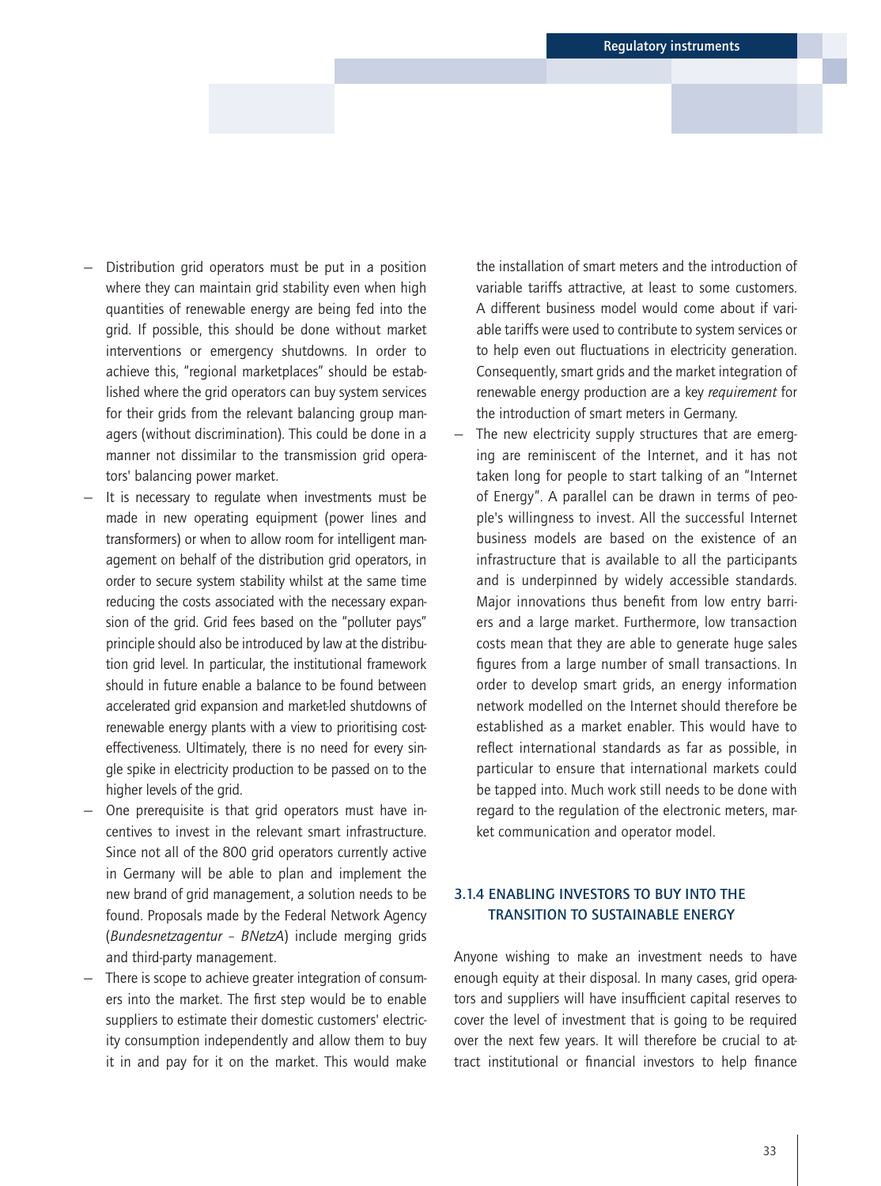- Distribution grid operators must be put in a position where they can maintain grid stability even when high quantities of renewable energy are being fed into the grid. If possible, this should be done without market interventions or emergency shutdowns. In order to achieve this, "regional marketplaces" should be established where the grid operators can buy system services for their grids from the relevant balancing group managers (without discrimination). This could be done in a manner not dissimilar to the transmission grid operators' balancing power market.
- It is necessary to regulate when investments must be made in new operating equipment (power lines and transformers) or when to allow room for intelligent management on behalf of the distribution grid operators, in order to secure system stability whilst at the same time reducing the costs associated with the necessary expansion of the grid. Grid fees based on the "polluter pays" principle should also be introduced by law at the distribution grid level. In particular, the institutional framework should in future enable a balance to be found between accelerated grid expansion and market-led shutdowns of renewable energy plants with a view to prioritising cost-effectiveness. Ultimately, there is no need for every single spike in electricity production to be passed on to the higher levels of the grid.
- One prerequisite is that grid operators must have incentives to invest in the relevant smart infrastructure. Since not all of the 800 grid operators currently active in Germany will be able to plan and implement the new brand of grid management, a solution needs to be found. Proposals made by the Federal Network Agency (*Bundesnetzagentur – BNetzA*) include merging grids and third-party management.
- There is scope to achieve greater integration of consumers into the market. The first step would be to enable suppliers to estimate their domestic customers' electricity consumption independently and allow them to buy it in and pay for it on the market. This would make the installation of smart meters and the introduction of variable tariffs attractive, at least to some customers. A different business model would come about if variable tariffs were used to contribute to system services or to help even out fluctuations in electricity generation. Consequently, smart grids and the market integration of renewable energy production are a key *requirement* for the introduction of smart meters in Germany.
- The new electricity supply structures that are emerging are reminiscent of the Internet, and it has not taken long for people to start talking of an "Internet of Energy". A parallel can be drawn in terms of people's willingness to invest. All the successful Internet business models are based on the existence of an infrastructure that is available to all the participants and is underpinned by widely accessible standards. Major innovations thus benefit from low entry barriers and a large market. Furthermore, low transaction costs mean that they are able to generate huge sales figures from a large number of small transactions. In order to develop smart grids, an energy information network modelled on the Internet should therefore be established as a market enabler. This would have to reflect international standards as far as possible, in particular to ensure that international markets could be tapped into. Much work still needs to be done with regard to the regulation of the electronic meters, market communication and operator model.

### 3.1.4 ENABLING INVESTORS TO BUY INTO THE TRANSITION TO SUSTAINABLE ENERGY

Anyone wishing to make an investment needs to have enough equity at their disposal. In many cases, grid operators and suppliers will have insufficient capital reserves to cover the level of investment that is going to be required over the next few years. It will therefore be crucial to attract institutional or financial investors to help finance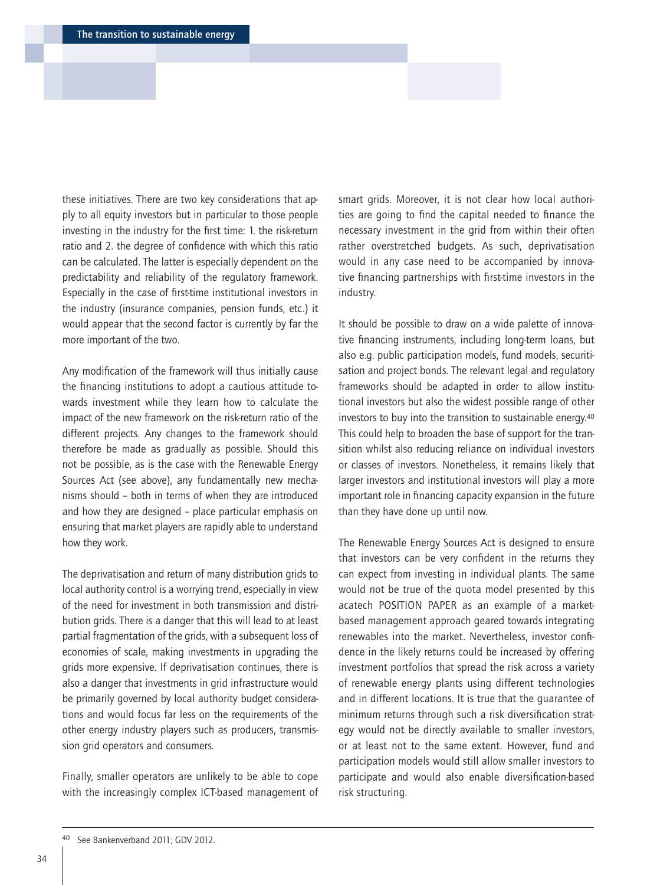these initiatives. There are two key considerations that apply to all equity investors but in particular to those people investing in the industry for the first time: 1. the risk-return ratio and 2. the degree of confidence with which this ratio can be calculated. The latter is especially dependent on the predictability and reliability of the regulatory framework. Especially in the case of first-time institutional investors in the industry (insurance companies, pension funds, etc.) it would appear that the second factor is currently by far the more important of the two.

Any modification of the framework will thus initially cause the financing institutions to adopt a cautious attitude towards investment while they learn how to calculate the impact of the new framework on the risk-return ratio of the different projects. Any changes to the framework should therefore be made as gradually as possible. Should this not be possible, as is the case with the Renewable Energy Sources Act (see above), any fundamentally new mechanisms should – both in terms of when they are introduced and how they are designed – place particular emphasis on ensuring that market players are rapidly able to understand how they work.

The deprivatisation and return of many distribution grids to local authority control is a worrying trend, especially in view of the need for investment in both transmission and distribution grids. There is a danger that this will lead to at least partial fragmentation of the grids, with a subsequent loss of economies of scale, making investments in upgrading the grids more expensive. If deprivatisation continues, there is also a danger that investments in grid infrastructure would be primarily governed by local authority budget considerations and would focus far less on the requirements of the other energy industry players such as producers, transmission grid operators and consumers.

Finally, smaller operators are unlikely to be able to cope with the increasingly complex ICT-based management of smart grids. Moreover, it is not clear how local authorities are going to find the capital needed to finance the necessary investment in the grid from within their often rather overstretched budgets. As such, deprivatisation would in any case need to be accompanied by innovative financing partnerships with first-time investors in the industry.

It should be possible to draw on a wide palette of innovative financing instruments, including long-term loans, but also e.g. public participation models, fund models, securitisation and project bonds. The relevant legal and regulatory frameworks should be adapted in order to allow institutional investors but also the widest possible range of other investors to buy into the transition to sustainable energy.[40] This could help to broaden the base of support for the transition whilst also reducing reliance on individual investors or classes of investors. Nonetheless, it remains likely that larger investors and institutional investors will play a more important role in financing capacity expansion in the future than they have done up until now.

The Renewable Energy Sources Act is designed to ensure that investors can be very confident in the returns they can expect from investing in individual plants. The same would not be true of the quota model presented by this acatech POSITION PAPER as an example of a market-based management approach geared towards integrating renewables into the market. Nevertheless, investor confidence in the likely returns could be increased by offering investment portfolios that spread the risk across a variety of renewable energy plants using different technologies and in different locations. It is true that the guarantee of minimum returns through such a risk diversification strategy would not be directly available to smaller investors, or at least not to the same extent. However, fund and participation models would still allow smaller investors to participate and would also enable diversification-based risk structuring.

---

[40] See Bankenverband 2011; GDV 2012.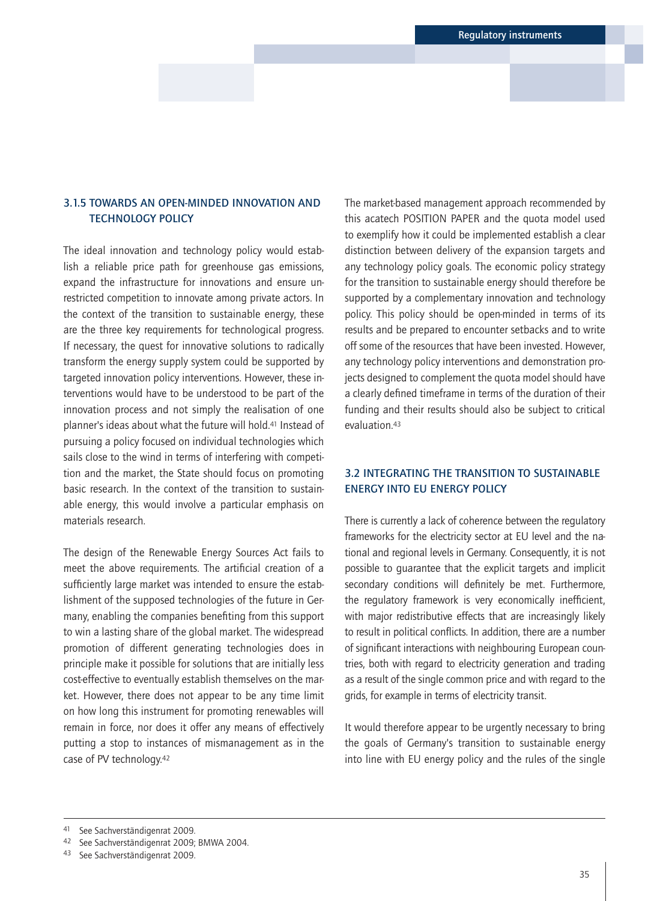### 3.1.5 TOWARDS AN OPEN-MINDED INNOVATION AND TECHNOLOGY POLICY

The ideal innovation and technology policy would establish a reliable price path for greenhouse gas emissions, expand the infrastructure for innovations and ensure unrestricted competition to innovate among private actors. In the context of the transition to sustainable energy, these are the three key requirements for technological progress. If necessary, the quest for innovative solutions to radically transform the energy supply system could be supported by targeted innovation policy interventions. However, these interventions would have to be understood to be part of the innovation process and not simply the realisation of one planner's ideas about what the future will hold.[41] Instead of pursuing a policy focused on individual technologies which sails close to the wind in terms of interfering with competition and the market, the State should focus on promoting basic research. In the context of the transition to sustainable energy, this would involve a particular emphasis on materials research.

The design of the Renewable Energy Sources Act fails to meet the above requirements. The artificial creation of a sufficiently large market was intended to ensure the establishment of the supposed technologies of the future in Germany, enabling the companies benefiting from this support to win a lasting share of the global market. The widespread promotion of different generating technologies does in principle make it possible for solutions that are initially less cost-effective to eventually establish themselves on the market. However, there does not appear to be any time limit on how long this instrument for promoting renewables will remain in force, nor does it offer any means of effectively putting a stop to instances of mismanagement as in the case of PV technology.[42]

The market-based management approach recommended by this acatech POSITION PAPER and the quota model used to exemplify how it could be implemented establish a clear distinction between delivery of the expansion targets and any technology policy goals. The economic policy strategy for the transition to sustainable energy should therefore be supported by a complementary innovation and technology policy. This policy should be open-minded in terms of its results and be prepared to encounter setbacks and to write off some of the resources that have been invested. However, any technology policy interventions and demonstration projects designed to complement the quota model should have a clearly defined timeframe in terms of the duration of their funding and their results should also be subject to critical evaluation.[43]

## 3.2 INTEGRATING THE TRANSITION TO SUSTAINABLE ENERGY INTO EU ENERGY POLICY

There is currently a lack of coherence between the regulatory frameworks for the electricity sector at EU level and the national and regional levels in Germany. Consequently, it is not possible to guarantee that the explicit targets and implicit secondary conditions will definitely be met. Furthermore, the regulatory framework is very economically inefficient, with major redistributive effects that are increasingly likely to result in political conflicts. In addition, there are a number of significant interactions with neighbouring European countries, both with regard to electricity generation and trading as a result of the single common price and with regard to the grids, for example in terms of electricity transit.

It would therefore appear to be urgently necessary to bring the goals of Germany's transition to sustainable energy into line with EU energy policy and the rules of the single

---

41 See Sachverständigenrat 2009.

42 See Sachverständigenrat 2009; BMWA 2004.

43 See Sachverständigenrat 2009.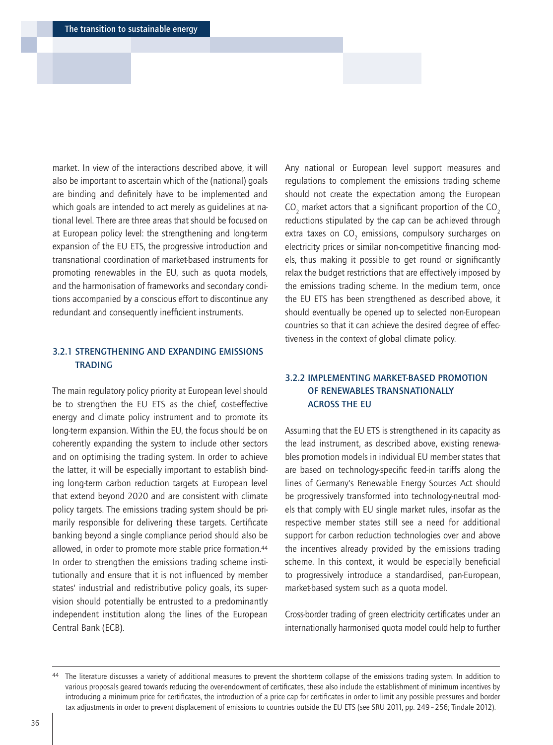market. In view of the interactions described above, it will also be important to ascertain which of the (national) goals are binding and definitely have to be implemented and which goals are intended to act merely as guidelines at national level. There are three areas that should be focused on at European policy level: the strengthening and long-term expansion of the EU ETS, the progressive introduction and transnational coordination of market-based instruments for promoting renewables in the EU, such as quota models, and the harmonisation of frameworks and secondary conditions accompanied by a conscious effort to discontinue any redundant and consequently inefficient instruments.

### 3.2.1 STRENGTHENING AND EXPANDING EMISSIONS TRADING

The main regulatory policy priority at European level should be to strengthen the EU ETS as the chief, cost-effective energy and climate policy instrument and to promote its long-term expansion. Within the EU, the focus should be on coherently expanding the system to include other sectors and on optimising the trading system. In order to achieve the latter, it will be especially important to establish binding long-term carbon reduction targets at European level that extend beyond 2020 and are consistent with climate policy targets. The emissions trading system should be primarily responsible for delivering these targets. Certificate banking beyond a single compliance period should also be allowed, in order to promote more stable price formation.[44] In order to strengthen the emissions trading scheme institutionally and ensure that it is not influenced by member states' industrial and redistributive policy goals, its supervision should potentially be entrusted to a predominantly independent institution along the lines of the European Central Bank (ECB).

Any national or European level support measures and regulations to complement the emissions trading scheme should not create the expectation among the European $CO_2$ market actors that a significant proportion of the $CO_2$ reductions stipulated by the cap can be achieved through extra taxes on $CO_2$ emissions, compulsory surcharges on electricity prices or similar non-competitive financing models, thus making it possible to get round or significantly relax the budget restrictions that are effectively imposed by the emissions trading scheme. In the medium term, once the EU ETS has been strengthened as described above, it should eventually be opened up to selected non-European countries so that it can achieve the desired degree of effectiveness in the context of global climate policy.

### 3.2.2 IMPLEMENTING MARKET-BASED PROMOTION OF RENEWABLES TRANSNATIONALLY ACROSS THE EU

Assuming that the EU ETS is strengthened in its capacity as the lead instrument, as described above, existing renewables promotion models in individual EU member states that are based on technology-specific feed-in tariffs along the lines of Germany's Renewable Energy Sources Act should be progressively transformed into technology-neutral models that comply with EU single market rules, insofar as the respective member states still see a need for additional support for carbon reduction technologies over and above the incentives already provided by the emissions trading scheme. In this context, it would be especially beneficial to progressively introduce a standardised, pan-European, market-based system such as a quota model.

Cross-border trading of green electricity certificates under an internationally harmonised quota model could help to further

---

[44] The literature discusses a variety of additional measures to prevent the short-term collapse of the emissions trading system. In addition to various proposals geared towards reducing the over-endowment of certificates, these also include the establishment of minimum incentives by introducing a minimum price for certificates, the introduction of a price cap for certificates in order to limit any possible pressures and border tax adjustments in order to prevent displacement of emissions to countries outside the EU ETS (see SRU 2011, pp. 249–256; Tindale 2012).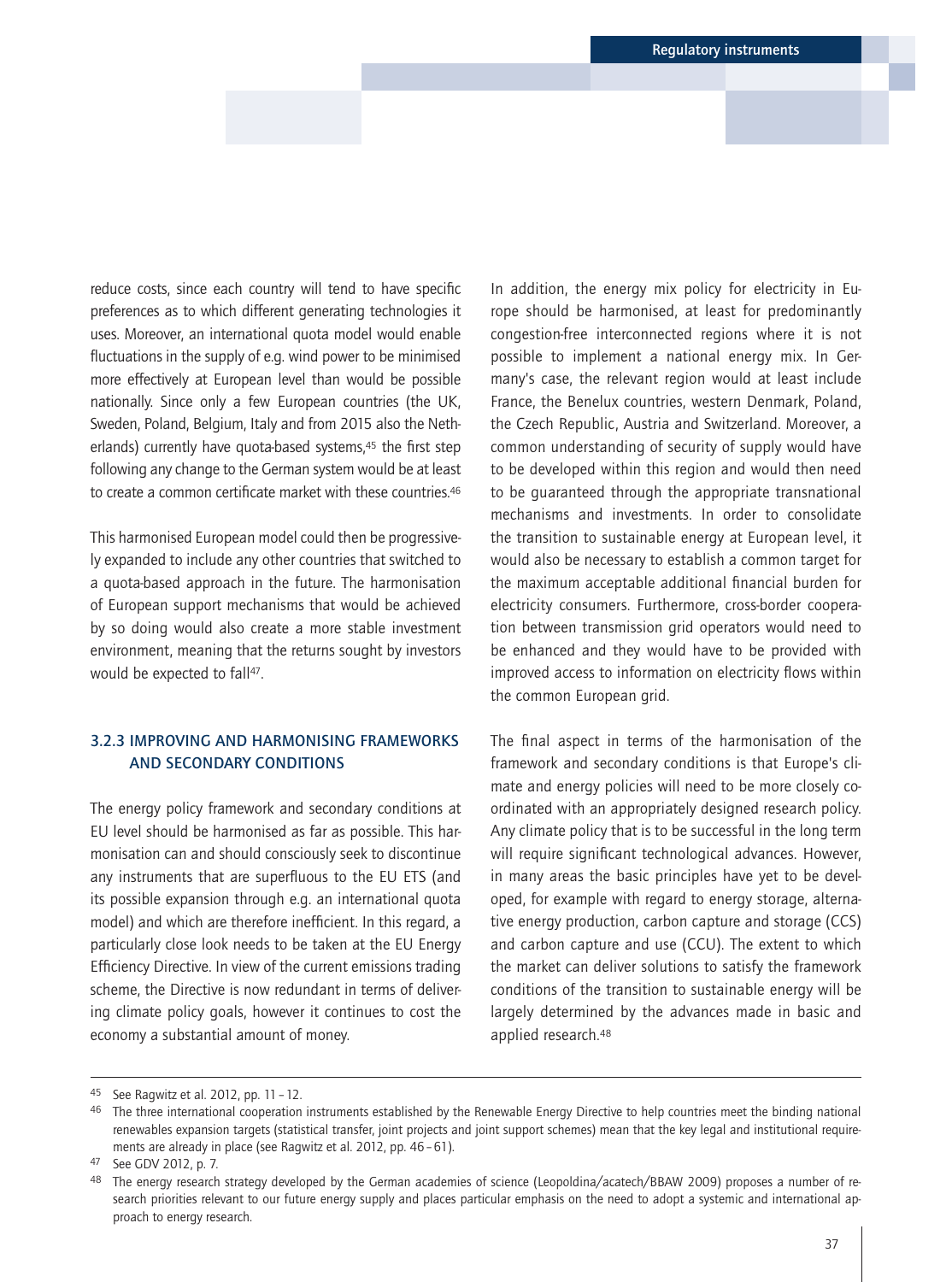reduce costs, since each country will tend to have specific preferences as to which different generating technologies it uses. Moreover, an international quota model would enable fluctuations in the supply of e.g. wind power to be minimised more effectively at European level than would be possible nationally. Since only a few European countries (the UK, Sweden, Poland, Belgium, Italy and from 2015 also the Netherlands) currently have quota-based systems,[45] the first step following any change to the German system would be at least to create a common certificate market with these countries.[46]

This harmonised European model could then be progressively expanded to include any other countries that switched to a quota-based approach in the future. The harmonisation of European support mechanisms that would be achieved by so doing would also create a more stable investment environment, meaning that the returns sought by investors would be expected to fall[47].

### 3.2.3 IMPROVING AND HARMONISING FRAMEWORKS AND SECONDARY CONDITIONS

The energy policy framework and secondary conditions at EU level should be harmonised as far as possible. This harmonisation can and should consciously seek to discontinue any instruments that are superfluous to the EU ETS (and its possible expansion through e.g. an international quota model) and which are therefore inefficient. In this regard, a particularly close look needs to be taken at the EU Energy Efficiency Directive. In view of the current emissions trading scheme, the Directive is now redundant in terms of delivering climate policy goals, however it continues to cost the economy a substantial amount of money.

In addition, the energy mix policy for electricity in Europe should be harmonised, at least for predominantly congestion-free interconnected regions where it is not possible to implement a national energy mix. In Germany's case, the relevant region would at least include France, the Benelux countries, western Denmark, Poland, the Czech Republic, Austria and Switzerland. Moreover, a common understanding of security of supply would have to be developed within this region and would then need to be guaranteed through the appropriate transnational mechanisms and investments. In order to consolidate the transition to sustainable energy at European level, it would also be necessary to establish a common target for the maximum acceptable additional financial burden for electricity consumers. Furthermore, cross-border cooperation between transmission grid operators would need to be enhanced and they would have to be provided with improved access to information on electricity flows within the common European grid.

The final aspect in terms of the harmonisation of the framework and secondary conditions is that Europe's climate and energy policies will need to be more closely coordinated with an appropriately designed research policy. Any climate policy that is to be successful in the long term will require significant technological advances. However, in many areas the basic principles have yet to be developed, for example with regard to energy storage, alternative energy production, carbon capture and storage (CCS) and carbon capture and use (CCU). The extent to which the market can deliver solutions to satisfy the framework conditions of the transition to sustainable energy will be largely determined by the advances made in basic and applied research.[48]

---

[45] See Ragwitz et al. 2012, pp. 11–12.

[46] The three international cooperation instruments established by the Renewable Energy Directive to help countries meet the binding national renewables expansion targets (statistical transfer, joint projects and joint support schemes) mean that the key legal and institutional requirements are already in place (see Ragwitz et al. 2012, pp. 46–61).

[47] See GDV 2012, p. 7.

[48] The energy research strategy developed by the German academies of science (Leopoldina/acatech/BBAW 2009) proposes a number of research priorities relevant to our future energy supply and places particular emphasis on the need to adopt a systemic and international approach to energy research.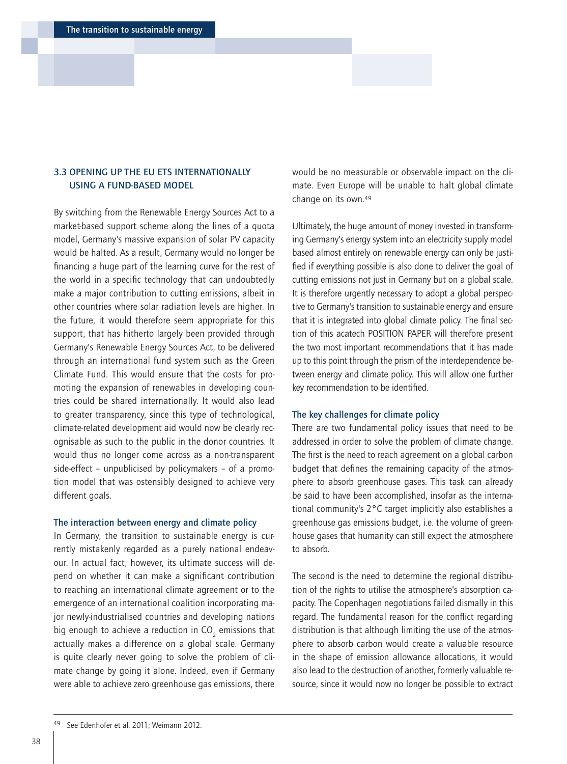### 3.3 OPENING UP THE EU ETS INTERNATIONALLY USING A FUND-BASED MODEL

By switching from the Renewable Energy Sources Act to a market-based support scheme along the lines of a quota model, Germany's massive expansion of solar PV capacity would be halted. As a result, Germany would no longer be financing a huge part of the learning curve for the rest of the world in a specific technology that can undoubtedly make a major contribution to cutting emissions, albeit in other countries where solar radiation levels are higher. In the future, it would therefore seem appropriate for this support, that has hitherto largely been provided through Germany's Renewable Energy Sources Act, to be delivered through an international fund system such as the Green Climate Fund. This would ensure that the costs for promoting the expansion of renewables in developing countries could be shared internationally. It would also lead to greater transparency, since this type of technological, climate-related development aid would now be clearly recognisable as such to the public in the donor countries. It would thus no longer come across as a non-transparent side-effect – unpublicised by policymakers – of a promotion model that was ostensibly designed to achieve very different goals.

#### The interaction between energy and climate policy

In Germany, the transition to sustainable energy is currently mistakenly regarded as a purely national endeavour. In actual fact, however, its ultimate success will depend on whether it can make a significant contribution to reaching an international climate agreement or to the emergence of an international coalition incorporating major newly-industrialised countries and developing nations big enough to achieve a reduction in $CO_2$ emissions that actually makes a difference on a global scale. Germany is quite clearly never going to solve the problem of climate change by going it alone. Indeed, even if Germany were able to achieve zero greenhouse gas emissions, there would be no measurable or observable impact on the climate. Even Europe will be unable to halt global climate change on its own.[49]

Ultimately, the huge amount of money invested in transforming Germany's energy system into an electricity supply model based almost entirely on renewable energy can only be justified if everything possible is also done to deliver the goal of cutting emissions not just in Germany but on a global scale. It is therefore urgently necessary to adopt a global perspective to Germany's transition to sustainable energy and ensure that it is integrated into global climate policy. The final section of this acatech POSITION PAPER will therefore present the two most important recommendations that it has made up to this point through the prism of the interdependence between energy and climate policy. This will allow one further key recommendation to be identified.

#### The key challenges for climate policy

There are two fundamental policy issues that need to be addressed in order to solve the problem of climate change. The first is the need to reach agreement on a global carbon budget that defines the remaining capacity of the atmosphere to absorb greenhouse gases. This task can already be said to have been accomplished, insofar as the international community's 2°C target implicitly also establishes a greenhouse gas emissions budget, i.e. the volume of greenhouse gases that humanity can still expect the atmosphere to absorb.

The second is the need to determine the regional distribution of the rights to utilise the atmosphere's absorption capacity. The Copenhagen negotiations failed dismally in this regard. The fundamental reason for the conflict regarding distribution is that although limiting the use of the atmosphere to absorb carbon would create a valuable resource in the shape of emission allowance allocations, it would also lead to the destruction of another, formerly valuable resource, since it would now no longer be possible to extract

---

[49] See Edenhofer et al. 2011; Weimann 2012.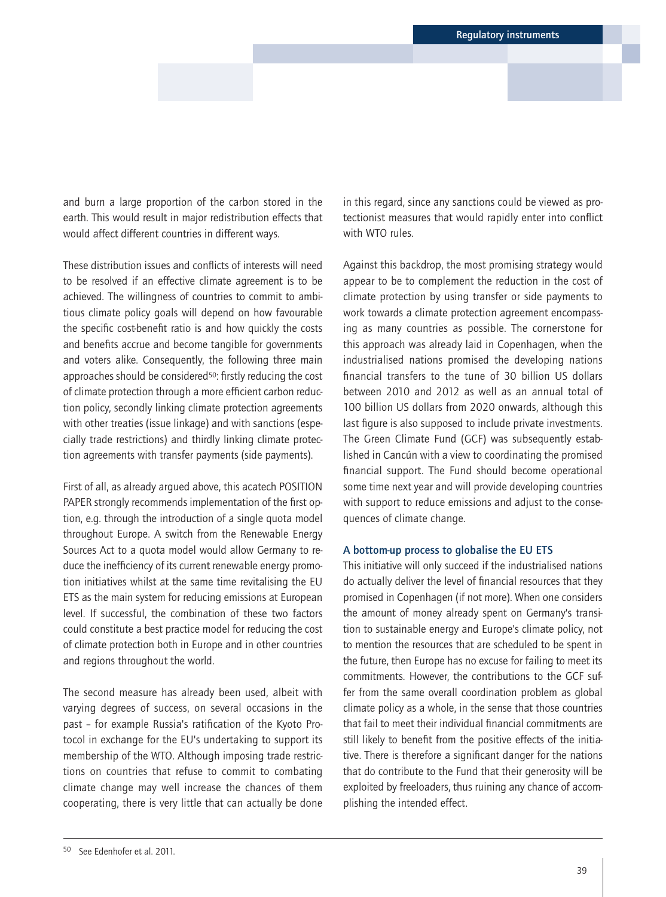and burn a large proportion of the carbon stored in the earth. This would result in major redistribution effects that would affect different countries in different ways.

These distribution issues and conflicts of interests will need to be resolved if an effective climate agreement is to be achieved. The willingness of countries to commit to ambitious climate policy goals will depend on how favourable the specific cost-benefit ratio is and how quickly the costs and benefits accrue and become tangible for governments and voters alike. Consequently, the following three main approaches should be considered[50]: firstly reducing the cost of climate protection through a more efficient carbon reduction policy, secondly linking climate protection agreements with other treaties (issue linkage) and with sanctions (especially trade restrictions) and thirdly linking climate protection agreements with transfer payments (side payments).

First of all, as already argued above, this acatech POSITION PAPER strongly recommends implementation of the first option, e.g. through the introduction of a single quota model throughout Europe. A switch from the Renewable Energy Sources Act to a quota model would allow Germany to reduce the inefficiency of its current renewable energy promotion initiatives whilst at the same time revitalising the EU ETS as the main system for reducing emissions at European level. If successful, the combination of these two factors could constitute a best practice model for reducing the cost of climate protection both in Europe and in other countries and regions throughout the world.

The second measure has already been used, albeit with varying degrees of success, on several occasions in the past – for example Russia's ratification of the Kyoto Protocol in exchange for the EU's undertaking to support its membership of the WTO. Although imposing trade restrictions on countries that refuse to commit to combating climate change may well increase the chances of them cooperating, there is very little that can actually be done in this regard, since any sanctions could be viewed as protectionist measures that would rapidly enter into conflict with WTO rules.

Against this backdrop, the most promising strategy would appear to be to complement the reduction in the cost of climate protection by using transfer or side payments to work towards a climate protection agreement encompassing as many countries as possible. The cornerstone for this approach was already laid in Copenhagen, when the industrialised nations promised the developing nations financial transfers to the tune of 30 billion US dollars between 2010 and 2012 as well as an annual total of 100 billion US dollars from 2020 onwards, although this last figure is also supposed to include private investments. The Green Climate Fund (GCF) was subsequently established in Cancún with a view to coordinating the promised financial support. The Fund should become operational some time next year and will provide developing countries with support to reduce emissions and adjust to the consequences of climate change.

### A bottom-up process to globalise the EU ETS

This initiative will only succeed if the industrialised nations do actually deliver the level of financial resources that they promised in Copenhagen (if not more). When one considers the amount of money already spent on Germany's transition to sustainable energy and Europe's climate policy, not to mention the resources that are scheduled to be spent in the future, then Europe has no excuse for failing to meet its commitments. However, the contributions to the GCF suffer from the same overall coordination problem as global climate policy as a whole, in the sense that those countries that fail to meet their individual financial commitments are still likely to benefit from the positive effects of the initiative. There is therefore a significant danger for the nations that do contribute to the Fund that their generosity will be exploited by freeloaders, thus ruining any chance of accomplishing the intended effect.

---

[50] See Edenhofer et al. 2011.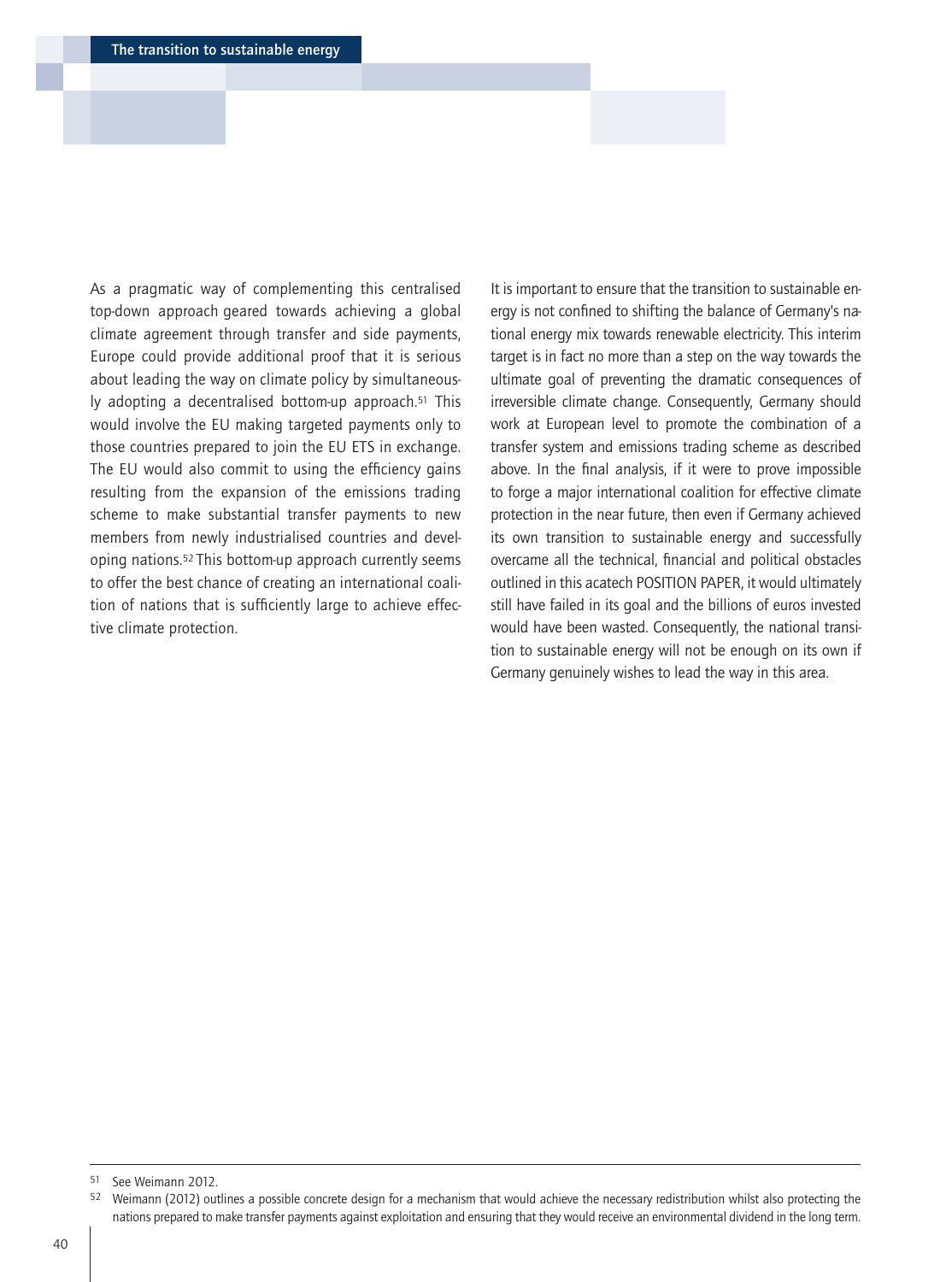As a pragmatic way of complementing this centralised top-down approach geared towards achieving a global climate agreement through transfer and side payments, Europe could provide additional proof that it is serious about leading the way on climate policy by simultaneously adopting a decentralised bottom-up approach.[51] This would involve the EU making targeted payments only to those countries prepared to join the EU ETS in exchange. The EU would also commit to using the efficiency gains resulting from the expansion of the emissions trading scheme to make substantial transfer payments to new members from newly industrialised countries and developing nations.[52] This bottom-up approach currently seems to offer the best chance of creating an international coalition of nations that is sufficiently large to achieve effective climate protection.

It is important to ensure that the transition to sustainable energy is not confined to shifting the balance of Germany's national energy mix towards renewable electricity. This interim target is in fact no more than a step on the way towards the ultimate goal of preventing the dramatic consequences of irreversible climate change. Consequently, Germany should work at European level to promote the combination of a transfer system and emissions trading scheme as described above. In the final analysis, if it were to prove impossible to forge a major international coalition for effective climate protection in the near future, then even if Germany achieved its own transition to sustainable energy and successfully overcame all the technical, financial and political obstacles outlined in this acatech POSITION PAPER, it would ultimately still have failed in its goal and the billions of euros invested would have been wasted. Consequently, the national transition to sustainable energy will not be enough on its own if Germany genuinely wishes to lead the way in this area.

---

[51] See Weimann 2012.

[52] Weimann (2012) outlines a possible concrete design for a mechanism that would achieve the necessary redistribution whilst also protecting the nations prepared to make transfer payments against exploitation and ensuring that they would receive an environmental dividend in the long term.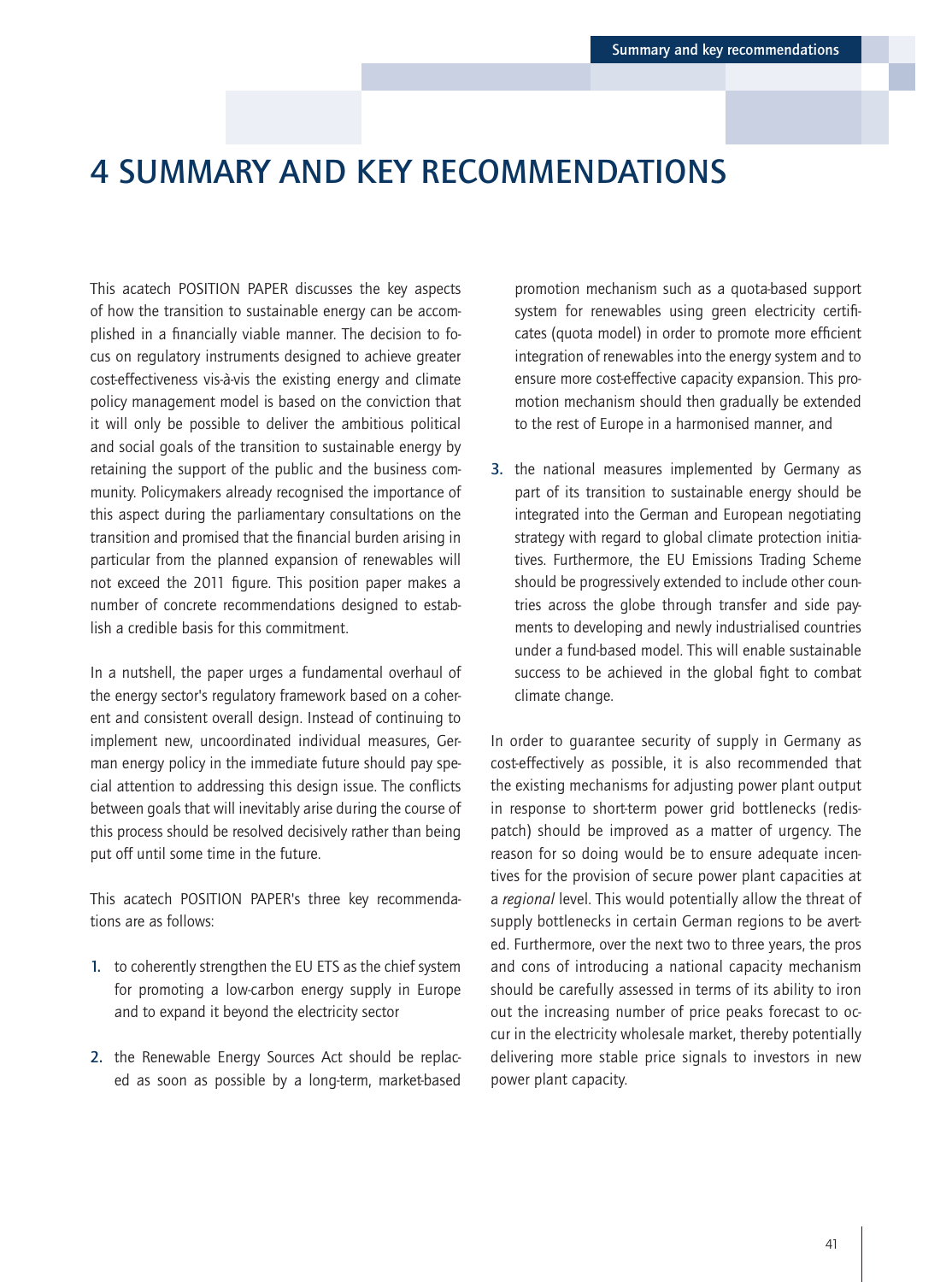# 4 SUMMARY AND KEY RECOMMENDATIONS

This acatech POSITION PAPER discusses the key aspects of how the transition to sustainable energy can be accomplished in a financially viable manner. The decision to focus on regulatory instruments designed to achieve greater cost-effectiveness vis-à-vis the existing energy and climate policy management model is based on the conviction that it will only be possible to deliver the ambitious political and social goals of the transition to sustainable energy by retaining the support of the public and the business community. Policymakers already recognised the importance of this aspect during the parliamentary consultations on the transition and promised that the financial burden arising in particular from the planned expansion of renewables will not exceed the 2011 figure. This position paper makes a number of concrete recommendations designed to establish a credible basis for this commitment.

In a nutshell, the paper urges a fundamental overhaul of the energy sector's regulatory framework based on a coherent and consistent overall design. Instead of continuing to implement new, uncoordinated individual measures, German energy policy in the immediate future should pay special attention to addressing this design issue. The conflicts between goals that will inevitably arise during the course of this process should be resolved decisively rather than being put off until some time in the future.

This acatech POSITION PAPER's three key recommendations are as follows:

1. to coherently strengthen the EU ETS as the chief system for promoting a low-carbon energy supply in Europe and to expand it beyond the electricity sector

2. the Renewable Energy Sources Act should be replaced as soon as possible by a long-term, market-based promotion mechanism such as a quota-based support system for renewables using green electricity certificates (quota model) in order to promote more efficient integration of renewables into the energy system and to ensure more cost-effective capacity expansion. This promotion mechanism should then gradually be extended to the rest of Europe in a harmonised manner, and

3. the national measures implemented by Germany as part of its transition to sustainable energy should be integrated into the German and European negotiating strategy with regard to global climate protection initiatives. Furthermore, the EU Emissions Trading Scheme should be progressively extended to include other countries across the globe through transfer and side payments to developing and newly industrialised countries under a fund-based model. This will enable sustainable success to be achieved in the global fight to combat climate change.

In order to guarantee security of supply in Germany as cost-effectively as possible, it is also recommended that the existing mechanisms for adjusting power plant output in response to short-term power grid bottlenecks (redispatch) should be improved as a matter of urgency. The reason for so doing would be to ensure adequate incentives for the provision of secure power plant capacities at a *regional* level. This would potentially allow the threat of supply bottlenecks in certain German regions to be averted. Furthermore, over the next two to three years, the pros and cons of introducing a national capacity mechanism should be carefully assessed in terms of its ability to iron out the increasing number of price peaks forecast to occur in the electricity wholesale market, thereby potentially delivering more stable price signals to investors in new power plant capacity.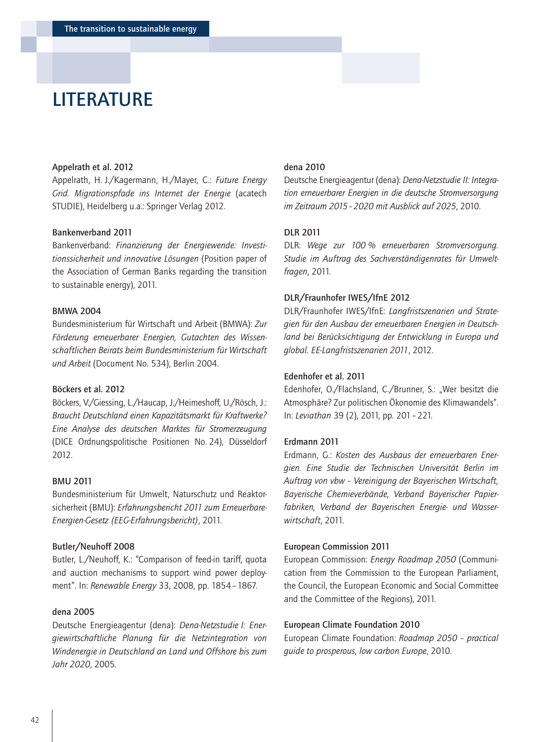# LITERATURE

**Appelrath et al. 2012**
Appelrath, H. J./Kagermann, H./Mayer, C.: *Future Energy Grid. Migrationspfade ins Internet der Energie* (acatech STUDIE), Heidelberg u.a.: Springer Verlag 2012.

**Bankenverband 2011**
Bankenverband: *Finanzierung der Energiewende: Investitionssicherheit und innovative Lösungen* (Position paper of the Association of German Banks regarding the transition to sustainable energy), 2011.

**BMWA 2004**
Bundesministerium für Wirtschaft und Arbeit (BMWA): *Zur Förderung erneuerbarer Energien, Gutachten des Wissenschaftlichen Beirats beim Bundesministerium für Wirtschaft und Arbeit* (Document No. 534), Berlin 2004.

**Böckers et al. 2012**
Böckers, V./Giessing, L./Haucap, J./Heimeshoff, U./Rösch, J.: *Braucht Deutschland einen Kapazitätsmarkt für Kraftwerke? Eine Analyse des deutschen Marktes für Stromerzeugung* (DICE Ordnungspolitische Positionen No. 24), Düsseldorf 2012.

**BMU 2011**
Bundesministerium für Umwelt, Naturschutz und Reaktorsicherheit (BMU): *Erfahrungsbericht 2011 zum Erneuerbare-Energien-Gesetz (EEG-Erfahrungsbericht)*, 2011.

**Butler/Neuhoff 2008**
Butler, L./Neuhoff, K.: "Comparison of feed-in tariff, quota and auction mechanisms to support wind power deployment". In: *Renewable Energy* 33, 2008, pp. 1854 – 1867.

**dena 2005**
Deutsche Energieagentur (dena): *Dena-Netzstudie I: Energiewirtschaftliche Planung für die Netzintegration von Windenergie in Deutschland an Land und Offshore bis zum Jahr 2020*, 2005.

**dena 2010**
Deutsche Energieagentur (dena): *Dena-Netzstudie II: Integration erneuerbarer Energien in die deutsche Stromversorgung im Zeitraum 2015 – 2020 mit Ausblick auf 2025*, 2010.

**DLR 2011**
DLR: *Wege zur 100 % erneuerbaren Stromversorgung. Studie im Auftrag des Sachverständigenrates für Umweltfragen*, 2011.

**DLR/Fraunhofer IWES/IfnE 2012**
DLR/Fraunhofer IWES/IfnE: *Langfristszenarien und Strategien für den Ausbau der erneuerbaren Energien in Deutschland bei Berücksichtigung der Entwicklung in Europa und global. EE-Langfristszenarien 2011*, 2012.

**Edenhofer et al. 2011**
Edenhofer, O./Flachsland, C./Brunner, S.: „Wer besitzt die Atmosphäre? Zur politischen Ökonomie des Klimawandels". In: *Leviathan* 39 (2), 2011, pp. 201 – 221.

**Erdmann 2011**
Erdmann, G.: *Kosten des Ausbaus der erneuerbaren Energien. Eine Studie der Technischen Universität Berlin im Auftrag von vbw – Vereinigung der Bayerischen Wirtschaft, Bayerische Chemieverbände, Verband Bayerischer Papierfabriken, Verband der Bayerischen Energie- und Wasserwirtschaft*, 2011.

**European Commission 2011**
European Commission: *Energy Roadmap 2050* (Communication from the Commission to the European Parliament, the Council, the European Economic and Social Committee and the Committee of the Regions), 2011.

**European Climate Foundation 2010**
European Climate Foundation: *Roadmap 2050 – practical guide to prosperous, low carbon Europe*, 2010.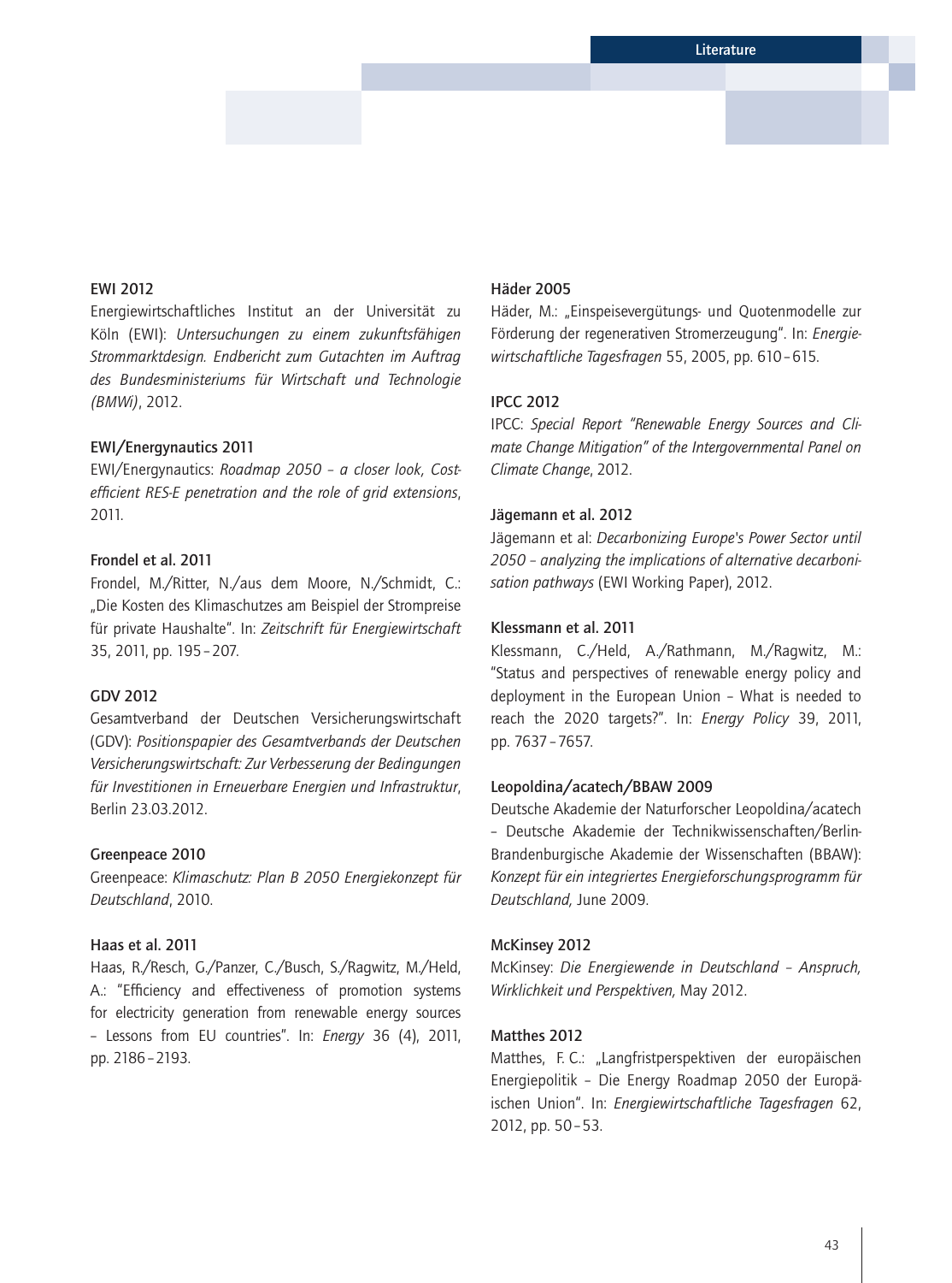**EWI 2012**
Energiewirtschaftliches Institut an der Universität zu Köln (EWI): *Untersuchungen zu einem zukunftsfähigen Strommarktdesign. Endbericht zum Gutachten im Auftrag des Bundesministeriums für Wirtschaft und Technologie (BMWi)*, 2012.

**EWI/Energynautics 2011**
EWI/Energynautics: *Roadmap 2050 – a closer look, Cost-efficient RES-E penetration and the role of grid extensions*, 2011.

**Frondel et al. 2011**
Frondel, M./Ritter, N./aus dem Moore, N./Schmidt, C.: „Die Kosten des Klimaschutzes am Beispiel der Strompreise für private Haushalte". In: *Zeitschrift für Energiewirtschaft* 35, 2011, pp. 195 – 207.

**GDV 2012**
Gesamtverband der Deutschen Versicherungswirtschaft (GDV): *Positionspapier des Gesamtverbands der Deutschen Versicherungswirtschaft: Zur Verbesserung der Bedingungen für Investitionen in Erneuerbare Energien und Infrastruktur*, Berlin 23.03.2012.

**Greenpeace 2010**
Greenpeace: *Klimaschutz: Plan B 2050 Energiekonzept für Deutschland*, 2010.

**Haas et al. 2011**
Haas, R./Resch, G./Panzer, C./Busch, S./Ragwitz, M./Held, A.: "Efficiency and effectiveness of promotion systems for electricity generation from renewable energy sources – Lessons from EU countries". In: *Energy* 36 (4), 2011, pp. 2186 – 2193.

**Häder 2005**
Häder, M.: „Einspeisevergütungs- und Quotenmodelle zur Förderung der regenerativen Stromerzeugung". In: *Energiewirtschaftliche Tagesfragen* 55, 2005, pp. 610 – 615.

**IPCC 2012**
IPCC: *Special Report "Renewable Energy Sources and Climate Change Mitigation" of the Intergovernmental Panel on Climate Change*, 2012.

**Jägemann et al. 2012**
Jägemann et al: *Decarbonizing Europe's Power Sector until 2050 – analyzing the implications of alternative decarbonisation pathways* (EWI Working Paper), 2012.

**Klessmann et al. 2011**
Klessmann, C./Held, A./Rathmann, M./Ragwitz, M.: "Status and perspectives of renewable energy policy and deployment in the European Union – What is needed to reach the 2020 targets?". In: *Energy Policy* 39, 2011, pp. 7637 – 7657.

**Leopoldina/acatech/BBAW 2009**
Deutsche Akademie der Naturforscher Leopoldina/acatech – Deutsche Akademie der Technikwissenschaften/Berlin-Brandenburgische Akademie der Wissenschaften (BBAW): *Konzept für ein integriertes Energieforschungsprogramm für Deutschland,* June 2009.

**McKinsey 2012**
McKinsey: *Die Energiewende in Deutschland – Anspruch, Wirklichkeit und Perspektiven,* May 2012.

**Matthes 2012**
Matthes, F. C.: „Langfristperspektiven der europäischen Energiepolitik – Die Energy Roadmap 2050 der Europäischen Union". In: *Energiewirtschaftliche Tagesfragen* 62, 2012, pp. 50 – 53.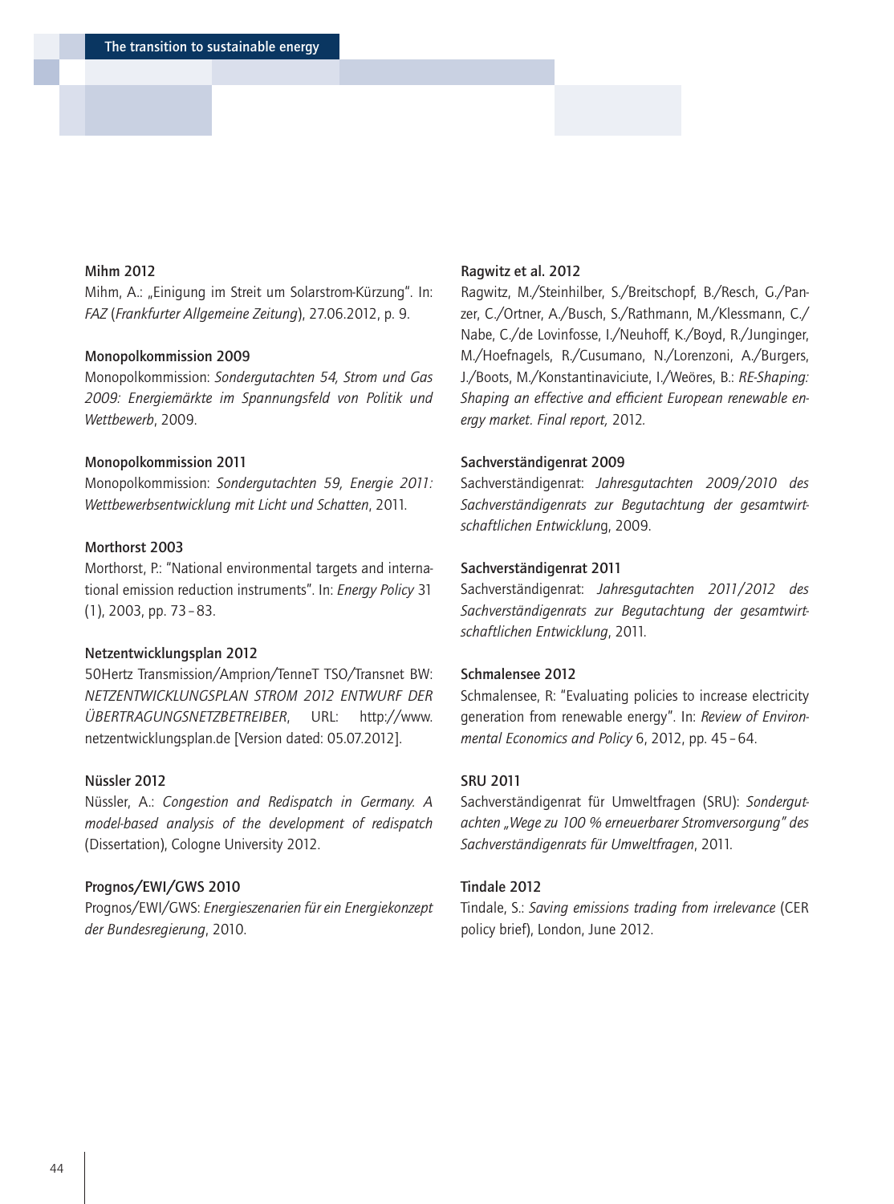**Mihm 2012**
Mihm, A.: „Einigung im Streit um Solarstrom-Kürzung“. In: *FAZ* (*Frankfurter Allgemeine Zeitung*), 27.06.2012, p. 9.

**Monopolkommission 2009**
Monopolkommission: *Sondergutachten 54, Strom und Gas 2009: Energiemärkte im Spannungsfeld von Politik und Wettbewerb*, 2009.

**Monopolkommission 2011**
Monopolkommission: *Sondergutachten 59, Energie 2011: Wettbewerbsentwicklung mit Licht und Schatten*, 2011.

**Morthorst 2003**
Morthorst, P.: "National environmental targets and international emission reduction instruments". In: *Energy Policy* 31 (1), 2003, pp. 73 – 83.

**Netzentwicklungsplan 2012**
50Hertz Transmission/Amprion/TenneT TSO/Transnet BW: *NETZENTWICKLUNGSPLAN STROM 2012 ENTWURF DER ÜBERTRAGUNGSNETZBETREIBER*, URL: http://www.netzentwicklungsplan.de [Version dated: 05.07.2012].

**Nüssler 2012**
Nüssler, A.: *Congestion and Redispatch in Germany. A model-based analysis of the development of redispatch* (Dissertation), Cologne University 2012.

**Prognos/EWI/GWS 2010**
Prognos/EWI/GWS: *Energieszenarien für ein Energiekonzept der Bundesregierung*, 2010.

**Ragwitz et al. 2012**
Ragwitz, M./Steinhilber, S./Breitschopf, B./Resch, G./Panzer, C./Ortner, A./Busch, S./Rathmann, M./Klessmann, C./Nabe, C./de Lovinfosse, I./Neuhoff, K./Boyd, R./Junginger, M./Hoefnagels, R./Cusumano, N./Lorenzoni, A./Burgers, J./Boots, M./Konstantinaviciute, I./Weöres, B.: *RE-Shaping: Shaping an effective and efficient European renewable energy market. Final report,* 2012.

**Sachverständigenrat 2009**
Sachverständigenrat: *Jahresgutachten 2009/2010 des Sachverständigenrats zur Begutachtung der gesamtwirtschaftlichen Entwicklun*g, 2009.

**Sachverständigenrat 2011**
Sachverständigenrat: *Jahresgutachten 2011/2012 des Sachverständigenrats zur Begutachtung der gesamtwirtschaftlichen Entwicklung*, 2011.

**Schmalensee 2012**
Schmalensee, R: "Evaluating policies to increase electricity generation from renewable energy". In: *Review of Environmental Economics and Policy* 6, 2012, pp. 45 – 64.

**SRU 2011**
Sachverständigenrat für Umweltfragen (SRU): *Sondergutachten „Wege zu 100 % erneuerbarer Stromversorgung" des Sachverständigenrats für Umweltfragen*, 2011.

**Tindale 2012**
Tindale, S.: *Saving emissions trading from irrelevance* (CER policy brief), London, June 2012.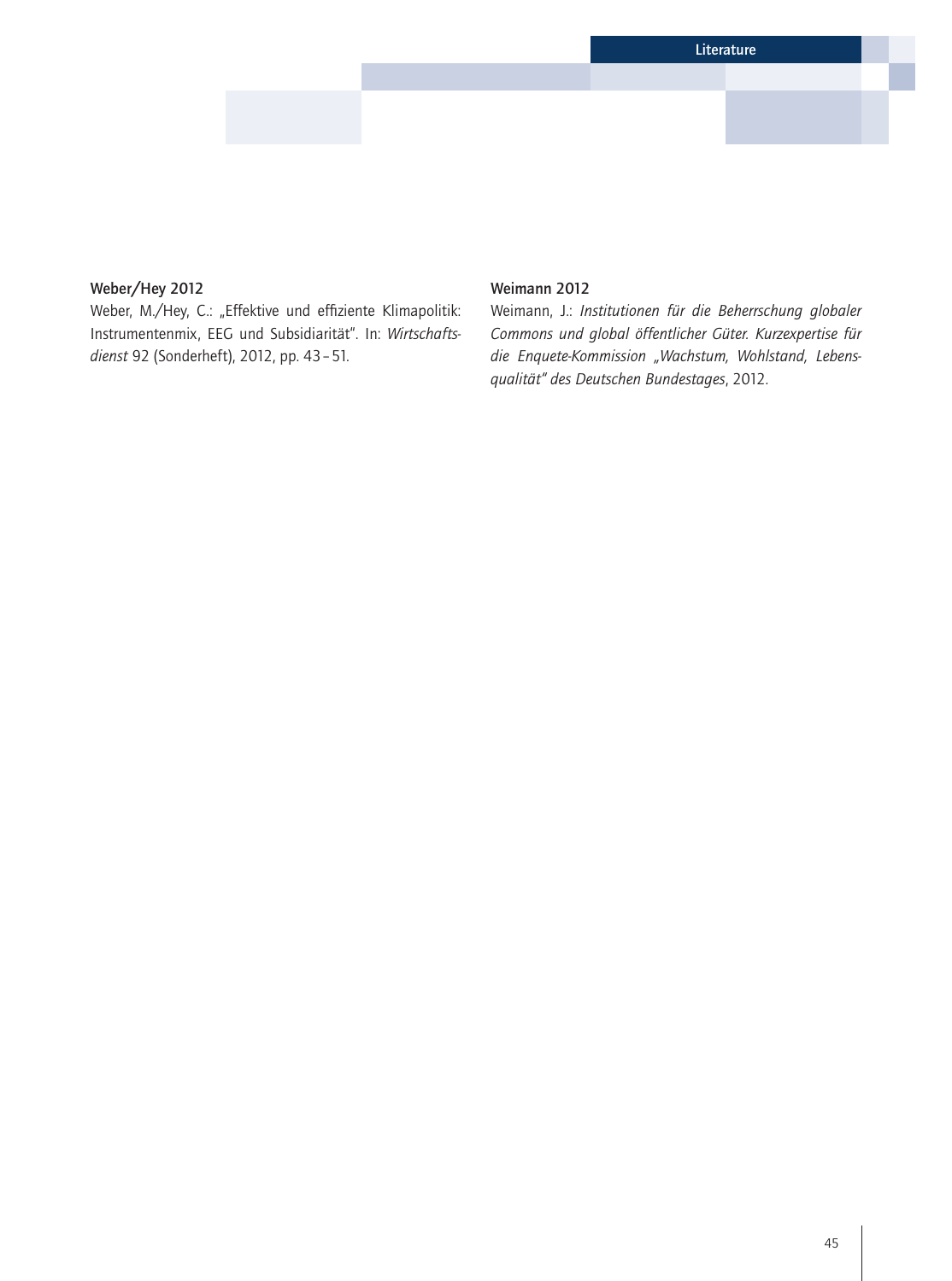**Weber/Hey 2012**
Weber, M./Hey, C.: „Effektive und effiziente Klimapolitik: Instrumentenmix, EEG und Subsidiarität". In: *Wirtschaftsdienst* 92 (Sonderheft), 2012, pp. 43 – 51.

**Weimann 2012**
Weimann, J.: *Institutionen für die Beherrschung globaler Commons und global öffentlicher Güter. Kurzexpertise für die Enquete-Kommission „Wachstum, Wohlstand, Lebensqualität" des Deutschen Bundestages*, 2012.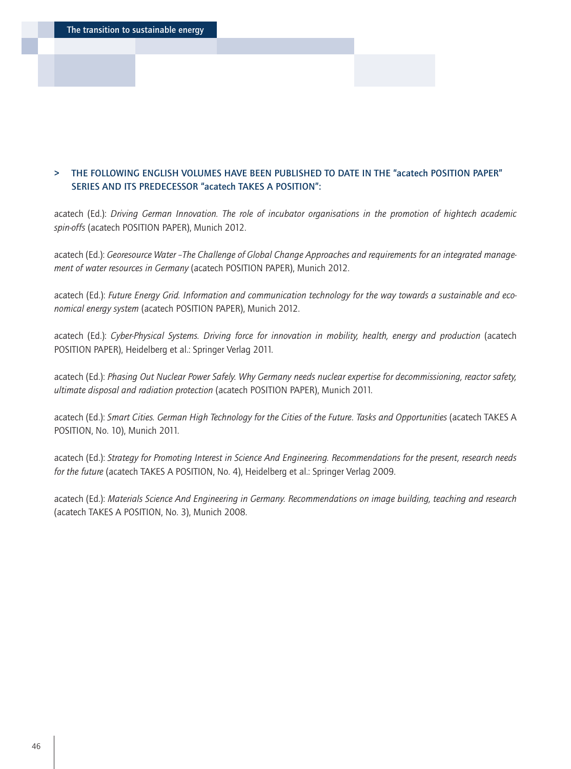> THE FOLLOWING ENGLISH VOLUMES HAVE BEEN PUBLISHED TO DATE IN THE "acatech POSITION PAPER" SERIES AND ITS PREDECESSOR "acatech TAKES A POSITION":

acatech (Ed.): *Driving German Innovation. The role of incubator organisations in the promotion of hightech academic spin-offs* (acatech POSITION PAPER), Munich 2012.

acatech (Ed.): *Georesource Water –The Challenge of Global Change Approaches and requirements for an integrated management of water resources in Germany* (acatech POSITION PAPER), Munich 2012.

acatech (Ed.): *Future Energy Grid. Information and communication technology for the way towards a sustainable and economical energy system* (acatech POSITION PAPER), Munich 2012.

acatech (Ed.): *Cyber-Physical Systems. Driving force for innovation in mobility, health, energy and production* (acatech POSITION PAPER), Heidelberg et al.: Springer Verlag 2011.

acatech (Ed.): *Phasing Out Nuclear Power Safely. Why Germany needs nuclear expertise for decommissioning, reactor safety, ultimate disposal and radiation protection* (acatech POSITION PAPER), Munich 2011.

acatech (Ed.): *Smart Cities. German High Technology for the Cities of the Future. Tasks and Opportunities* (acatech TAKES A POSITION, No. 10), Munich 2011.

acatech (Ed.): *Strategy for Promoting Interest in Science And Engineering. Recommendations for the present, research needs for the future* (acatech TAKES A POSITION, No. 4), Heidelberg et al.: Springer Verlag 2009.

acatech (Ed.): *Materials Science And Engineering in Germany. Recommendations on image building, teaching and research* (acatech TAKES A POSITION, No. 3), Munich 2008.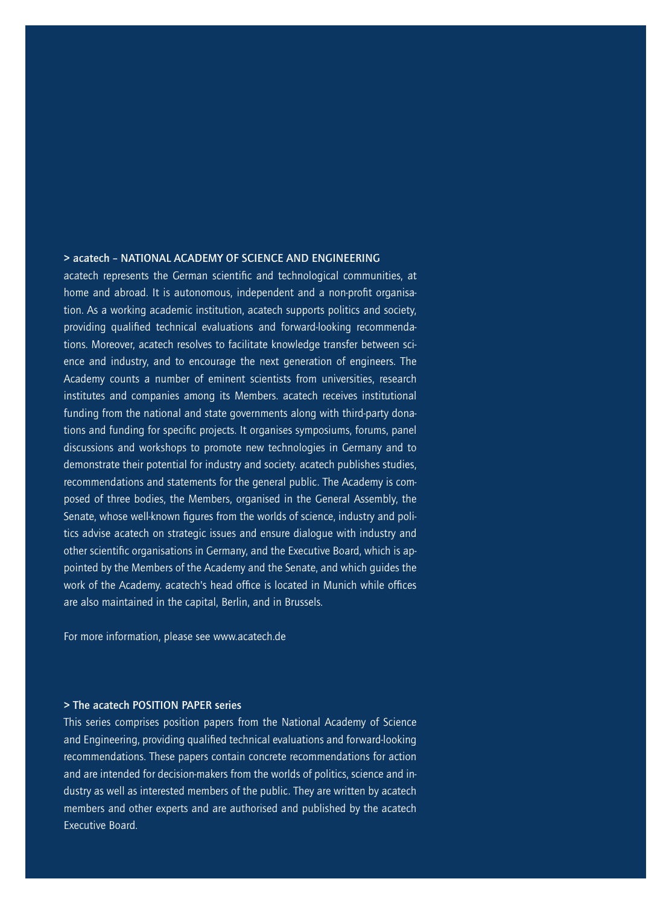## > acatech – NATIONAL ACADEMY OF SCIENCE AND ENGINEERING

acatech represents the German scientific and technological communities, at home and abroad. It is autonomous, independent and a non-profit organisation. As a working academic institution, acatech supports politics and society, providing qualified technical evaluations and forward-looking recommendations. Moreover, acatech resolves to facilitate knowledge transfer between science and industry, and to encourage the next generation of engineers. The Academy counts a number of eminent scientists from universities, research institutes and companies among its Members. acatech receives institutional funding from the national and state governments along with third-party donations and funding for specific projects. It organises symposiums, forums, panel discussions and workshops to promote new technologies in Germany and to demonstrate their potential for industry and society. acatech publishes studies, recommendations and statements for the general public. The Academy is composed of three bodies, the Members, organised in the General Assembly, the Senate, whose well-known figures from the worlds of science, industry and politics advise acatech on strategic issues and ensure dialogue with industry and other scientific organisations in Germany, and the Executive Board, which is appointed by the Members of the Academy and the Senate, and which guides the work of the Academy. acatech's head office is located in Munich while offices are also maintained in the capital, Berlin, and in Brussels.

For more information, please see www.acatech.de

## > The acatech POSITION PAPER series

This series comprises position papers from the National Academy of Science and Engineering, providing qualified technical evaluations and forward-looking recommendations. These papers contain concrete recommendations for action and are intended for decision-makers from the worlds of politics, science and industry as well as interested members of the public. They are written by acatech members and other experts and are authorised and published by the acatech Executive Board.